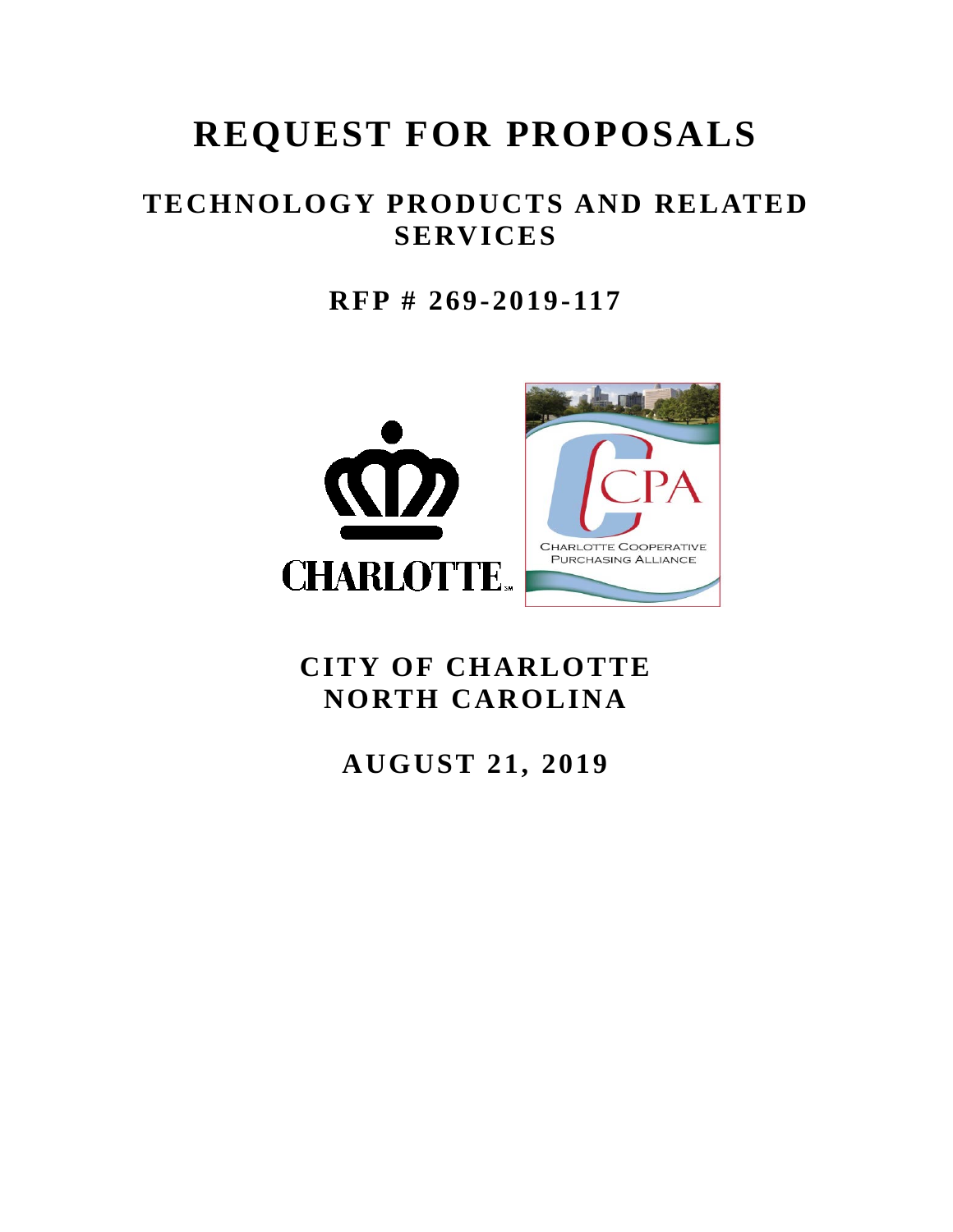# REQUEST FOR PROPOSALS

## TECHNOLOGY PRODUCTS AND RELATED SERVICES

## RFP # 269-2019-117

CHARLOTTE

CPA
CHARLOTTE COOPERATIVE PURCHASING ALLIANCE

## CITY OF CHARLOTTE
## NORTH CAROLINA

## AUGUST 21, 2019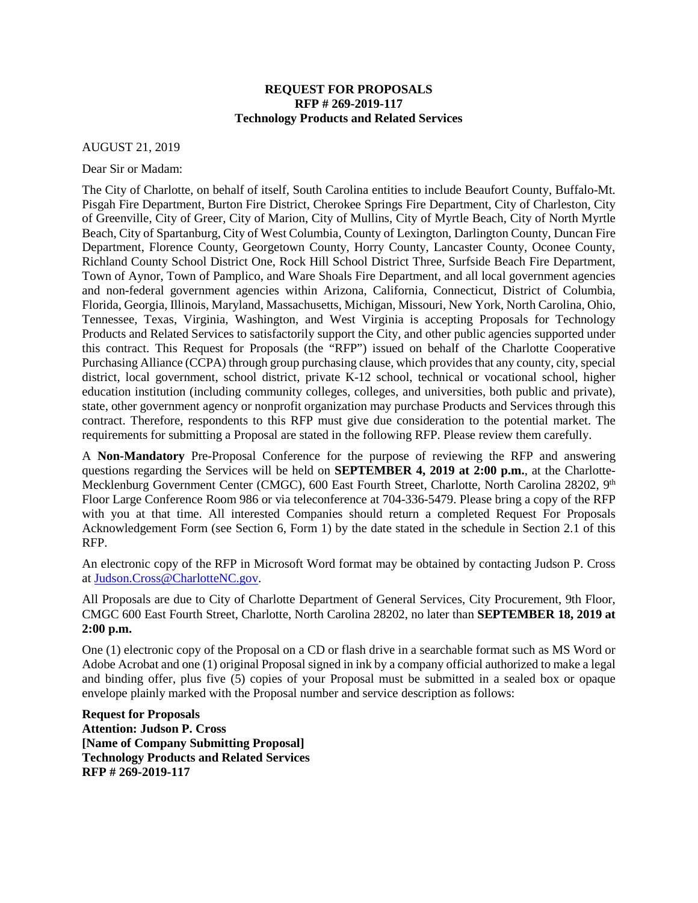**REQUEST FOR PROPOSALS**
**RFP # 269-2019-117**
**Technology Products and Related Services**

AUGUST 21, 2019

Dear Sir or Madam:

The City of Charlotte, on behalf of itself, South Carolina entities to include Beaufort County, Buffalo-Mt. Pisgah Fire Department, Burton Fire District, Cherokee Springs Fire Department, City of Charleston, City of Greenville, City of Greer, City of Marion, City of Mullins, City of Myrtle Beach, City of North Myrtle Beach, City of Spartanburg, City of West Columbia, County of Lexington, Darlington County, Duncan Fire Department, Florence County, Georgetown County, Horry County, Lancaster County, Oconee County, Richland County School District One, Rock Hill School District Three, Surfside Beach Fire Department, Town of Aynor, Town of Pamplico, and Ware Shoals Fire Department, and all local government agencies and non-federal government agencies within Arizona, California, Connecticut, District of Columbia, Florida, Georgia, Illinois, Maryland, Massachusetts, Michigan, Missouri, New York, North Carolina, Ohio, Tennessee, Texas, Virginia, Washington, and West Virginia is accepting Proposals for Technology Products and Related Services to satisfactorily support the City, and other public agencies supported under this contract. This Request for Proposals (the "RFP") issued on behalf of the Charlotte Cooperative Purchasing Alliance (CCPA) through group purchasing clause, which provides that any county, city, special district, local government, school district, private K-12 school, technical or vocational school, higher education institution (including community colleges, colleges, and universities, both public and private), state, other government agency or nonprofit organization may purchase Products and Services through this contract. Therefore, respondents to this RFP must give due consideration to the potential market. The requirements for submitting a Proposal are stated in the following RFP. Please review them carefully.

A **Non-Mandatory** Pre-Proposal Conference for the purpose of reviewing the RFP and answering questions regarding the Services will be held on **SEPTEMBER 4, 2019 at 2:00 p.m.**, at the Charlotte-Mecklenburg Government Center (CMGC), 600 East Fourth Street, Charlotte, North Carolina 28202, 9th Floor Large Conference Room 986 or via teleconference at 704-336-5479. Please bring a copy of the RFP with you at that time. All interested Companies should return a completed Request For Proposals Acknowledgement Form (see Section 6, Form 1) by the date stated in the schedule in Section 2.1 of this RFP.

An electronic copy of the RFP in Microsoft Word format may be obtained by contacting Judson P. Cross at Judson.Cross@CharlotteNC.gov.

All Proposals are due to City of Charlotte Department of General Services, City Procurement, 9th Floor, CMGC 600 East Fourth Street, Charlotte, North Carolina 28202, no later than **SEPTEMBER 18, 2019 at 2:00 p.m.**

One (1) electronic copy of the Proposal on a CD or flash drive in a searchable format such as MS Word or Adobe Acrobat and one (1) original Proposal signed in ink by a company official authorized to make a legal and binding offer, plus five (5) copies of your Proposal must be submitted in a sealed box or opaque envelope plainly marked with the Proposal number and service description as follows:

**Request for Proposals**
**Attention: Judson P. Cross**
**[Name of Company Submitting Proposal]**
**Technology Products and Related Services**
**RFP # 269-2019-117**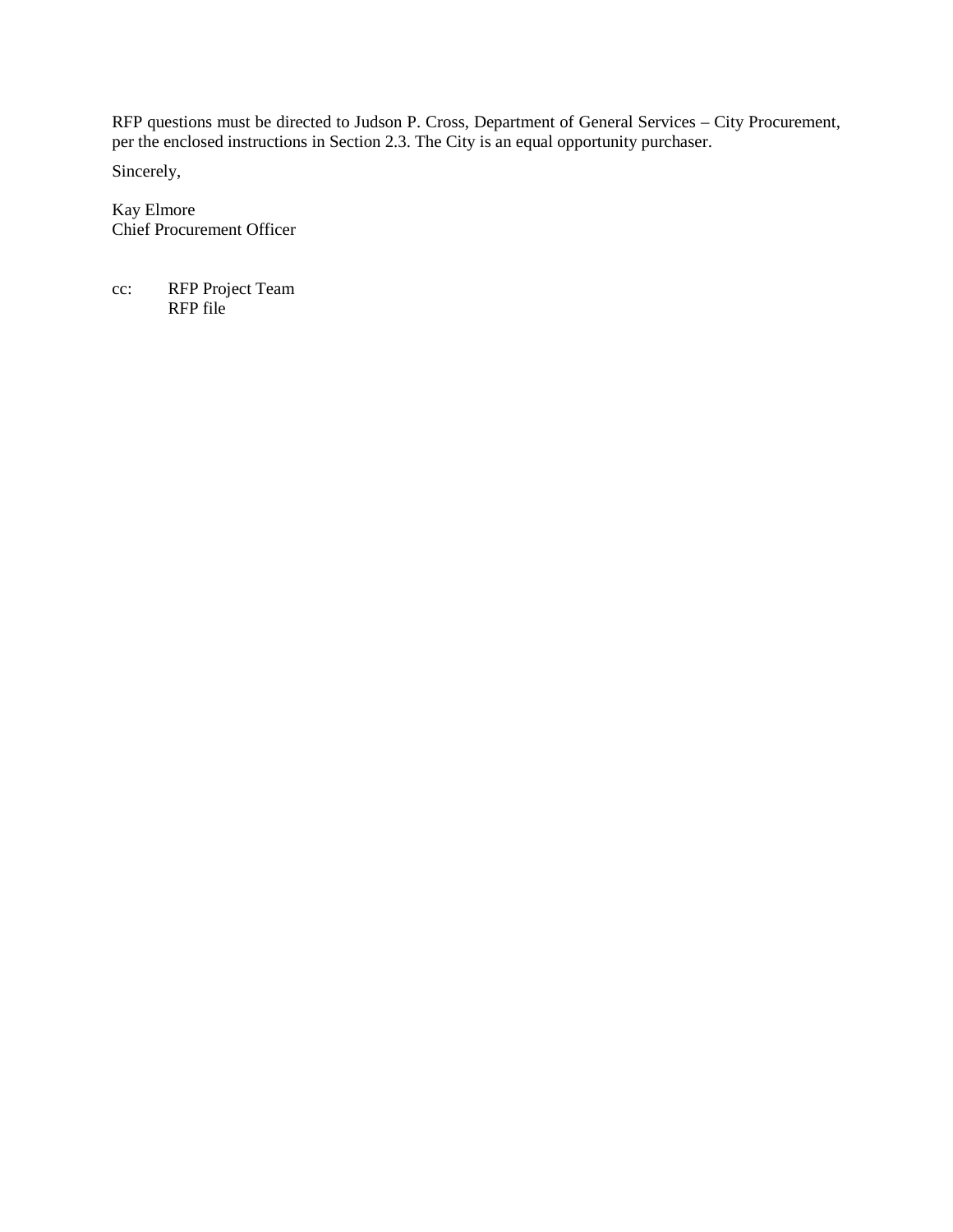RFP questions must be directed to Judson P. Cross, Department of General Services – City Procurement, per the enclosed instructions in Section 2.3. The City is an equal opportunity purchaser.

Sincerely,

Kay Elmore  
Chief Procurement Officer

cc: RFP Project Team  
RFP file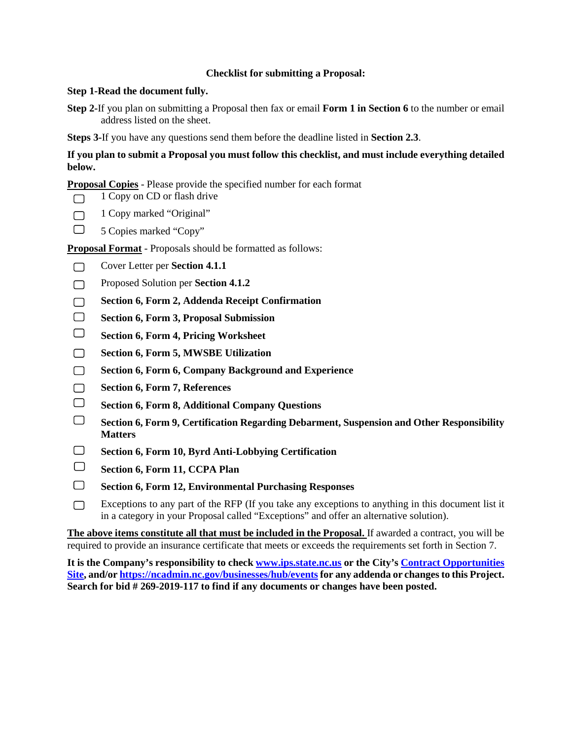**Checklist for submitting a Proposal:**

**Step 1-Read the document fully.**

**Step 2-**If you plan on submitting a Proposal then fax or email **Form 1 in Section 6** to the number or email address listed on the sheet.

**Steps 3-**If you have any questions send them before the deadline listed in **Section 2.3**.

**If you plan to submit a Proposal you must follow this checklist, and must include everything detailed below.**

**Proposal Copies** - Please provide the specified number for each format

- ▢ 1 Copy on CD or flash drive
- ▢ 1 Copy marked "Original"
- ▢ 5 Copies marked "Copy"

**Proposal Format** - Proposals should be formatted as follows:

- ▢ Cover Letter per **Section 4.1.1**
- ▢ Proposed Solution per **Section 4.1.2**
- ▢ **Section 6, Form 2, Addenda Receipt Confirmation**
- ▢ **Section 6, Form 3, Proposal Submission**
- ▢ **Section 6, Form 4, Pricing Worksheet**
- ▢ **Section 6, Form 5, MWSBE Utilization**
- ▢ **Section 6, Form 6, Company Background and Experience**
- ▢ **Section 6, Form 7, References**
- ▢ **Section 6, Form 8, Additional Company Questions**
- ▢ **Section 6, Form 9, Certification Regarding Debarment, Suspension and Other Responsibility Matters**
- ▢ **Section 6, Form 10, Byrd Anti-Lobbying Certification**
- ▢ **Section 6, Form 11, CCPA Plan**
- ▢ **Section 6, Form 12, Environmental Purchasing Responses**
- ▢ Exceptions to any part of the RFP (If you take any exceptions to anything in this document list it in a category in your Proposal called "Exceptions" and offer an alternative solution).

**The above items constitute all that must be included in the Proposal.** If awarded a contract, you will be required to provide an insurance certificate that meets or exceeds the requirements set forth in Section 7.

**It is the Company's responsibility to check www.ips.state.nc.us or the City's Contract Opportunities Site, and/or https://ncadmin.nc.gov/businesses/hub/events for any addenda or changes to this Project. Search for bid # 269-2019-117 to find if any documents or changes have been posted.**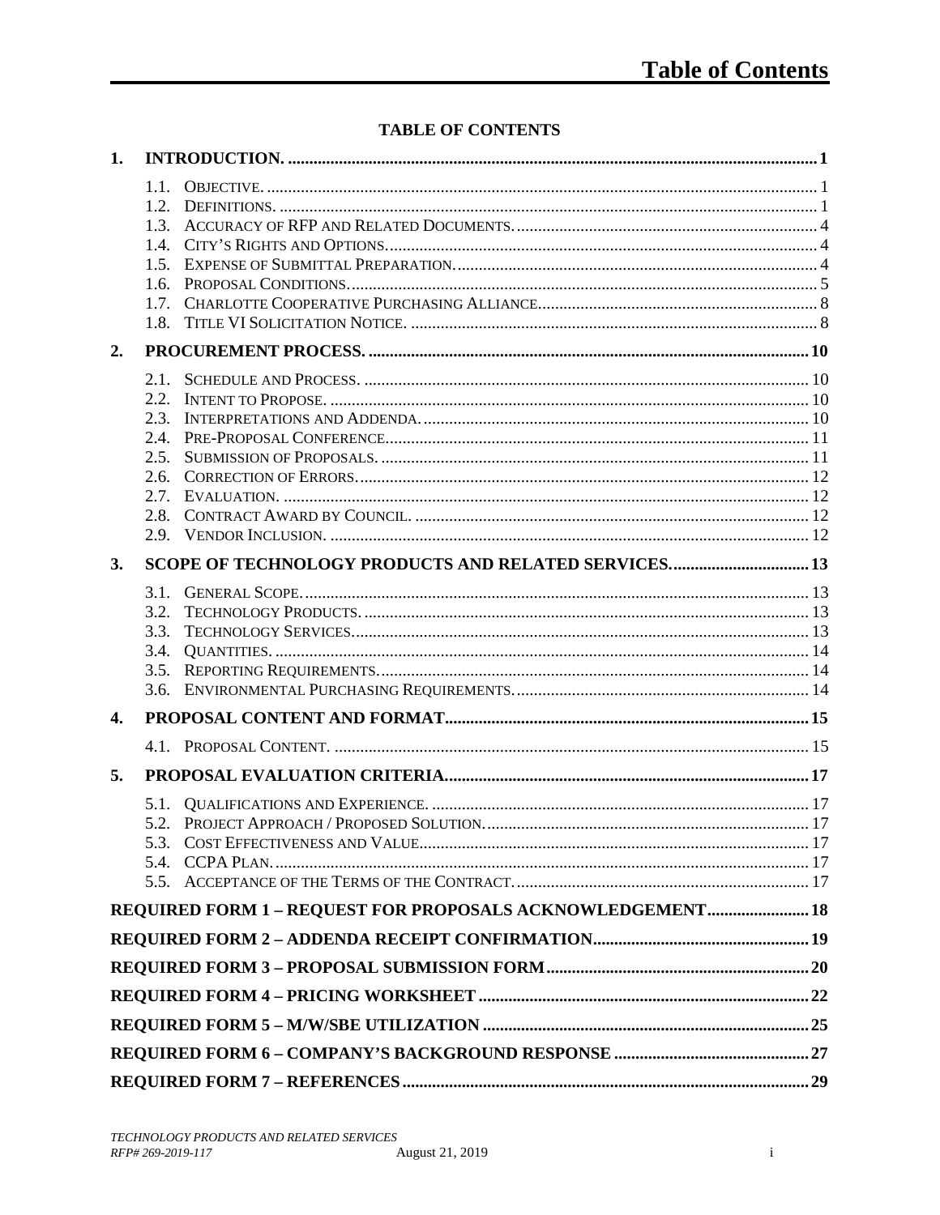# TABLE OF CONTENTS

**1. INTRODUCTION. ........................................................................................ 1**

- 1.1. OBJECTIVE. ........................................................................................ 1
- 1.2. DEFINITIONS. ........................................................................................ 1
- 1.3. ACCURACY OF RFP AND RELATED DOCUMENTS. ........................................................................................ 4
- 1.4. CITY'S RIGHTS AND OPTIONS. ........................................................................................ 4
- 1.5. EXPENSE OF SUBMITTAL PREPARATION. ........................................................................................ 4
- 1.6. PROPOSAL CONDITIONS. ........................................................................................ 5
- 1.7. CHARLOTTE COOPERATIVE PURCHASING ALLIANCE. ........................................................................................ 8
- 1.8. TITLE VI SOLICITATION NOTICE. ........................................................................................ 8

**2. PROCUREMENT PROCESS. ........................................................................................ 10**

- 2.1. SCHEDULE AND PROCESS. ........................................................................................ 10
- 2.2. INTENT TO PROPOSE. ........................................................................................ 10
- 2.3. INTERPRETATIONS AND ADDENDA. ........................................................................................ 10
- 2.4. PRE-PROPOSAL CONFERENCE. ........................................................................................ 11
- 2.5. SUBMISSION OF PROPOSALS. ........................................................................................ 11
- 2.6. CORRECTION OF ERRORS. ........................................................................................ 12
- 2.7. EVALUATION. ........................................................................................ 12
- 2.8. CONTRACT AWARD BY COUNCIL. ........................................................................................ 12
- 2.9. VENDOR INCLUSION. ........................................................................................ 12

**3. SCOPE OF TECHNOLOGY PRODUCTS AND RELATED SERVICES. ........................................................................................ 13**

- 3.1. GENERAL SCOPE. ........................................................................................ 13
- 3.2. TECHNOLOGY PRODUCTS. ........................................................................................ 13
- 3.3. TECHNOLOGY SERVICES. ........................................................................................ 13
- 3.4. QUANTITIES. ........................................................................................ 14
- 3.5. REPORTING REQUIREMENTS. ........................................................................................ 14
- 3.6. ENVIRONMENTAL PURCHASING REQUIREMENTS. ........................................................................................ 14

**4. PROPOSAL CONTENT AND FORMAT. ........................................................................................ 15**

- 4.1. PROPOSAL CONTENT. ........................................................................................ 15

**5. PROPOSAL EVALUATION CRITERIA. ........................................................................................ 17**

- 5.1. QUALIFICATIONS AND EXPERIENCE. ........................................................................................ 17
- 5.2. PROJECT APPROACH / PROPOSED SOLUTION. ........................................................................................ 17
- 5.3. COST EFFECTIVENESS AND VALUE. ........................................................................................ 17
- 5.4. CCPA PLAN. ........................................................................................ 17
- 5.5. ACCEPTANCE OF THE TERMS OF THE CONTRACT. ........................................................................................ 17

**REQUIRED FORM 1 – REQUEST FOR PROPOSALS ACKNOWLEDGEMENT ........................................................................................ 18**

**REQUIRED FORM 2 – ADDENDA RECEIPT CONFIRMATION ........................................................................................ 19**

**REQUIRED FORM 3 – PROPOSAL SUBMISSION FORM ........................................................................................ 20**

**REQUIRED FORM 4 – PRICING WORKSHEET ........................................................................................ 22**

**REQUIRED FORM 5 – M/W/SBE UTILIZATION ........................................................................................ 25**

**REQUIRED FORM 6 – COMPANY'S BACKGROUND RESPONSE ........................................................................................ 27**

**REQUIRED FORM 7 – REFERENCES ........................................................................................ 29**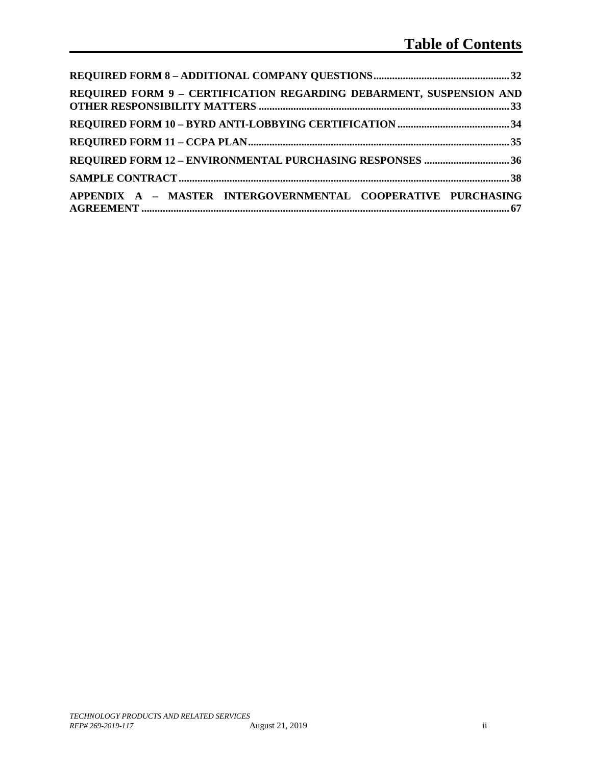# Table of Contents

**REQUIRED FORM 8 – ADDITIONAL COMPANY QUESTIONS** .......... 32

**REQUIRED FORM 9 – CERTIFICATION REGARDING DEBARMENT, SUSPENSION AND OTHER RESPONSIBILITY MATTERS** .......... 33

**REQUIRED FORM 10 – BYRD ANTI-LOBBYING CERTIFICATION** .......... 34

**REQUIRED FORM 11 – CCPA PLAN** .......... 35

**REQUIRED FORM 12 – ENVIRONMENTAL PURCHASING RESPONSES** .......... 36

**SAMPLE CONTRACT** .......... 38

**APPENDIX A – MASTER INTERGOVERNMENTAL COOPERATIVE PURCHASING AGREEMENT** .......... 67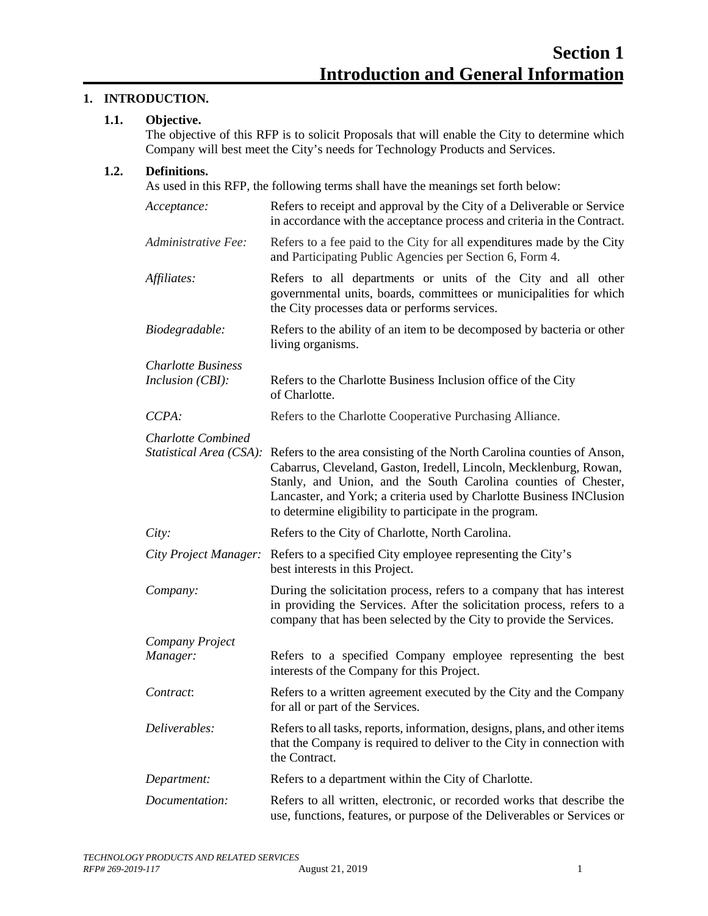# Section 1
# Introduction and General Information

## 1. INTRODUCTION.

### 1.1. Objective.

The objective of this RFP is to solicit Proposals that will enable the City to determine which Company will best meet the City's needs for Technology Products and Services.

### 1.2. Definitions.

As used in this RFP, the following terms shall have the meanings set forth below:

*Acceptance:* Refers to receipt and approval by the City of a Deliverable or Service in accordance with the acceptance process and criteria in the Contract.

*Administrative Fee:* Refers to a fee paid to the City for all expenditures made by the City and Participating Public Agencies per Section 6, Form 4.

*Affiliates:* Refers to all departments or units of the City and all other governmental units, boards, committees or municipalities for which the City processes data or performs services.

*Biodegradable:* Refers to the ability of an item to be decomposed by bacteria or other living organisms.

*Charlotte Business Inclusion (CBI):* Refers to the Charlotte Business Inclusion office of the City of Charlotte.

*CCPA:* Refers to the Charlotte Cooperative Purchasing Alliance.

*Charlotte Combined Statistical Area (CSA):* Refers to the area consisting of the North Carolina counties of Anson, Cabarrus, Cleveland, Gaston, Iredell, Lincoln, Mecklenburg, Rowan, Stanly, and Union, and the South Carolina counties of Chester, Lancaster, and York; a criteria used by Charlotte Business INClusion to determine eligibility to participate in the program.

*City:* Refers to the City of Charlotte, North Carolina.

*City Project Manager:* Refers to a specified City employee representing the City's best interests in this Project.

*Company:* During the solicitation process, refers to a company that has interest in providing the Services. After the solicitation process, refers to a company that has been selected by the City to provide the Services.

*Company Project Manager:* Refers to a specified Company employee representing the best interests of the Company for this Project.

*Contract*: Refers to a written agreement executed by the City and the Company for all or part of the Services.

*Deliverables:* Refers to all tasks, reports, information, designs, plans, and other items that the Company is required to deliver to the City in connection with the Contract.

*Department:* Refers to a department within the City of Charlotte.

*Documentation:* Refers to all written, electronic, or recorded works that describe the use, functions, features, or purpose of the Deliverables or Services or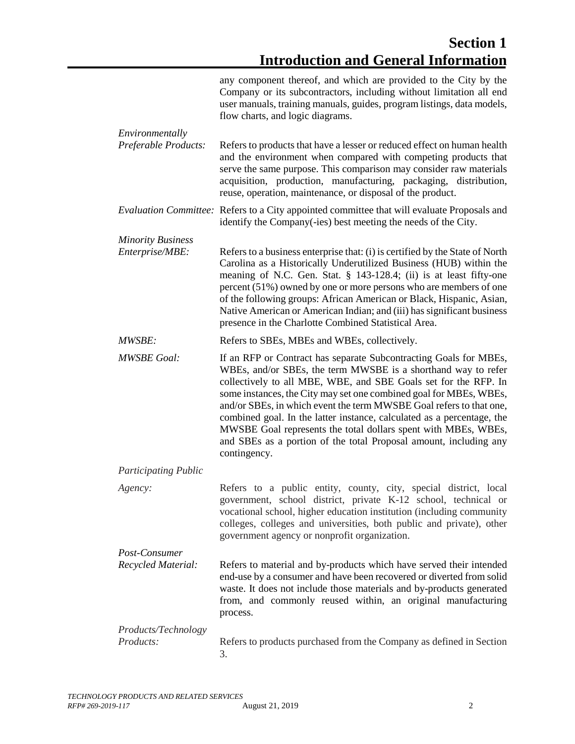## Section 1
## Introduction and General Information

any component thereof, and which are provided to the City by the Company or its subcontractors, including without limitation all end user manuals, training manuals, guides, program listings, data models, flow charts, and logic diagrams.

*Environmentally Preferable Products:* Refers to products that have a lesser or reduced effect on human health and the environment when compared with competing products that serve the same purpose. This comparison may consider raw materials acquisition, production, manufacturing, packaging, distribution, reuse, operation, maintenance, or disposal of the product.

*Evaluation Committee:* Refers to a City appointed committee that will evaluate Proposals and identify the Company(-ies) best meeting the needs of the City.

*Minority Business Enterprise/MBE:* Refers to a business enterprise that: (i) is certified by the State of North Carolina as a Historically Underutilized Business (HUB) within the meaning of N.C. Gen. Stat. § 143-128.4; (ii) is at least fifty-one percent (51%) owned by one or more persons who are members of one of the following groups: African American or Black, Hispanic, Asian, Native American or American Indian; and (iii) has significant business presence in the Charlotte Combined Statistical Area.

*MWSBE:* Refers to SBEs, MBEs and WBEs, collectively.

*MWSBE Goal:* If an RFP or Contract has separate Subcontracting Goals for MBEs, WBEs, and/or SBEs, the term MWSBE is a shorthand way to refer collectively to all MBE, WBE, and SBE Goals set for the RFP. In some instances, the City may set one combined goal for MBEs, WBEs, and/or SBEs, in which event the term MWSBE Goal refers to that one, combined goal. In the latter instance, calculated as a percentage, the MWSBE Goal represents the total dollars spent with MBEs, WBEs, and SBEs as a portion of the total Proposal amount, including any contingency.

*Participating Public Agency:* Refers to a public entity, county, city, special district, local government, school district, private K-12 school, technical or vocational school, higher education institution (including community colleges, colleges and universities, both public and private), other government agency or nonprofit organization.

*Post-Consumer Recycled Material:* Refers to material and by-products which have served their intended end-use by a consumer and have been recovered or diverted from solid waste. It does not include those materials and by-products generated from, and commonly reused within, an original manufacturing process.

*Products/Technology Products:* Refers to products purchased from the Company as defined in Section 3.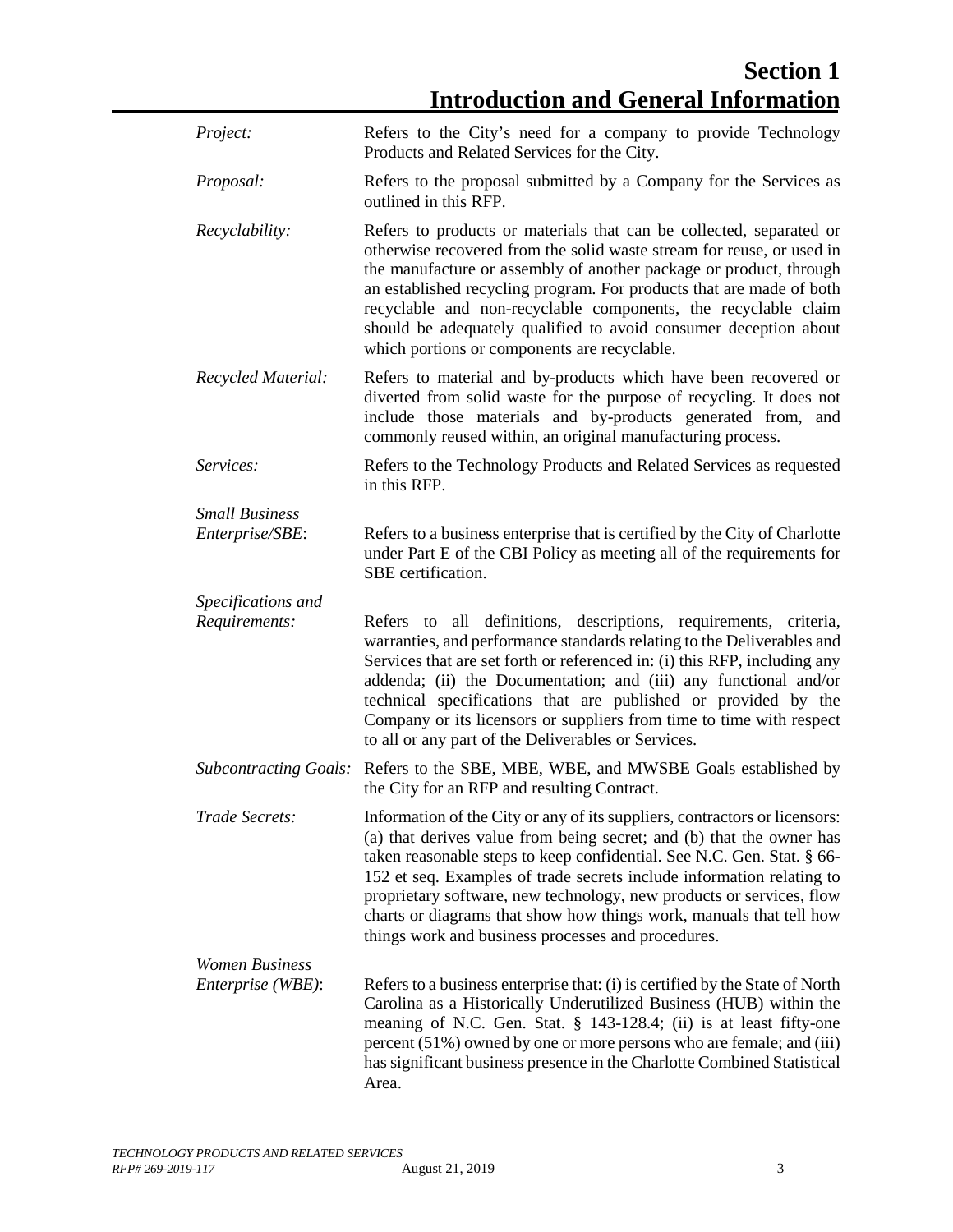# Section 1
# Introduction and General Information

*Project:* Refers to the City's need for a company to provide Technology Products and Related Services for the City.

*Proposal:* Refers to the proposal submitted by a Company for the Services as outlined in this RFP.

*Recyclability:* Refers to products or materials that can be collected, separated or otherwise recovered from the solid waste stream for reuse, or used in the manufacture or assembly of another package or product, through an established recycling program. For products that are made of both recyclable and non-recyclable components, the recyclable claim should be adequately qualified to avoid consumer deception about which portions or components are recyclable.

*Recycled Material:* Refers to material and by-products which have been recovered or diverted from solid waste for the purpose of recycling. It does not include those materials and by-products generated from, and commonly reused within, an original manufacturing process.

*Services:* Refers to the Technology Products and Related Services as requested in this RFP.

*Small Business Enterprise/SBE*: Refers to a business enterprise that is certified by the City of Charlotte under Part E of the CBI Policy as meeting all of the requirements for SBE certification.

*Specifications and Requirements:* Refers to all definitions, descriptions, requirements, criteria, warranties, and performance standards relating to the Deliverables and Services that are set forth or referenced in: (i) this RFP, including any addenda; (ii) the Documentation; and (iii) any functional and/or technical specifications that are published or provided by the Company or its licensors or suppliers from time to time with respect to all or any part of the Deliverables or Services.

*Subcontracting Goals:* Refers to the SBE, MBE, WBE, and MWSBE Goals established by the City for an RFP and resulting Contract.

*Trade Secrets:* Information of the City or any of its suppliers, contractors or licensors: (a) that derives value from being secret; and (b) that the owner has taken reasonable steps to keep confidential. See N.C. Gen. Stat. § 66-152 et seq. Examples of trade secrets include information relating to proprietary software, new technology, new products or services, flow charts or diagrams that show how things work, manuals that tell how things work and business processes and procedures.

*Women Business Enterprise (WBE)*: Refers to a business enterprise that: (i) is certified by the State of North Carolina as a Historically Underutilized Business (HUB) within the meaning of N.C. Gen. Stat. § 143-128.4; (ii) is at least fifty-one percent (51%) owned by one or more persons who are female; and (iii) has significant business presence in the Charlotte Combined Statistical Area.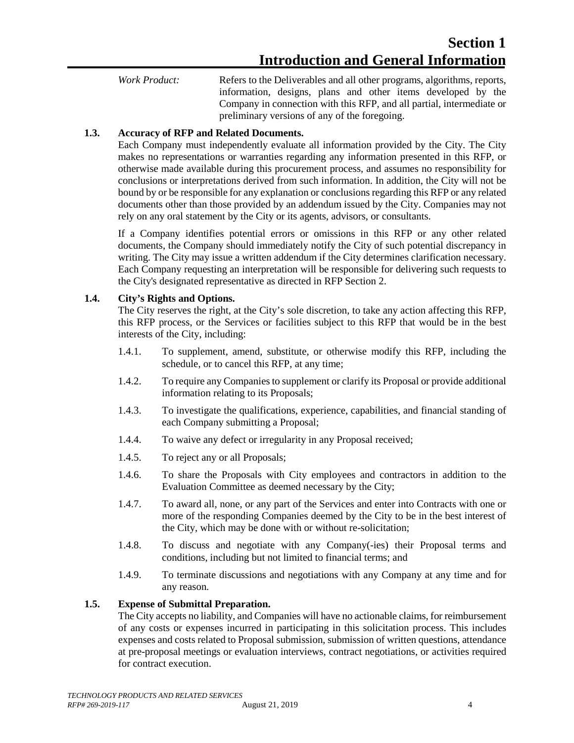# Section 1
# Introduction and General Information

*Work Product:* Refers to the Deliverables and all other programs, algorithms, reports, information, designs, plans and other items developed by the Company in connection with this RFP, and all partial, intermediate or preliminary versions of any of the foregoing.

### 1.3. Accuracy of RFP and Related Documents.

Each Company must independently evaluate all information provided by the City. The City makes no representations or warranties regarding any information presented in this RFP, or otherwise made available during this procurement process, and assumes no responsibility for conclusions or interpretations derived from such information. In addition, the City will not be bound by or be responsible for any explanation or conclusions regarding this RFP or any related documents other than those provided by an addendum issued by the City. Companies may not rely on any oral statement by the City or its agents, advisors, or consultants.

If a Company identifies potential errors or omissions in this RFP or any other related documents, the Company should immediately notify the City of such potential discrepancy in writing. The City may issue a written addendum if the City determines clarification necessary. Each Company requesting an interpretation will be responsible for delivering such requests to the City's designated representative as directed in RFP Section 2.

### 1.4. City's Rights and Options.

The City reserves the right, at the City's sole discretion, to take any action affecting this RFP, this RFP process, or the Services or facilities subject to this RFP that would be in the best interests of the City, including:

1.4.1. To supplement, amend, substitute, or otherwise modify this RFP, including the schedule, or to cancel this RFP, at any time;

1.4.2. To require any Companies to supplement or clarify its Proposal or provide additional information relating to its Proposals;

1.4.3. To investigate the qualifications, experience, capabilities, and financial standing of each Company submitting a Proposal;

1.4.4. To waive any defect or irregularity in any Proposal received;

1.4.5. To reject any or all Proposals;

1.4.6. To share the Proposals with City employees and contractors in addition to the Evaluation Committee as deemed necessary by the City;

1.4.7. To award all, none, or any part of the Services and enter into Contracts with one or more of the responding Companies deemed by the City to be in the best interest of the City, which may be done with or without re-solicitation;

1.4.8. To discuss and negotiate with any Company(-ies) their Proposal terms and conditions, including but not limited to financial terms; and

1.4.9. To terminate discussions and negotiations with any Company at any time and for any reason.

### 1.5. Expense of Submittal Preparation.

The City accepts no liability, and Companies will have no actionable claims, for reimbursement of any costs or expenses incurred in participating in this solicitation process. This includes expenses and costs related to Proposal submission, submission of written questions, attendance at pre-proposal meetings or evaluation interviews, contract negotiations, or activities required for contract execution.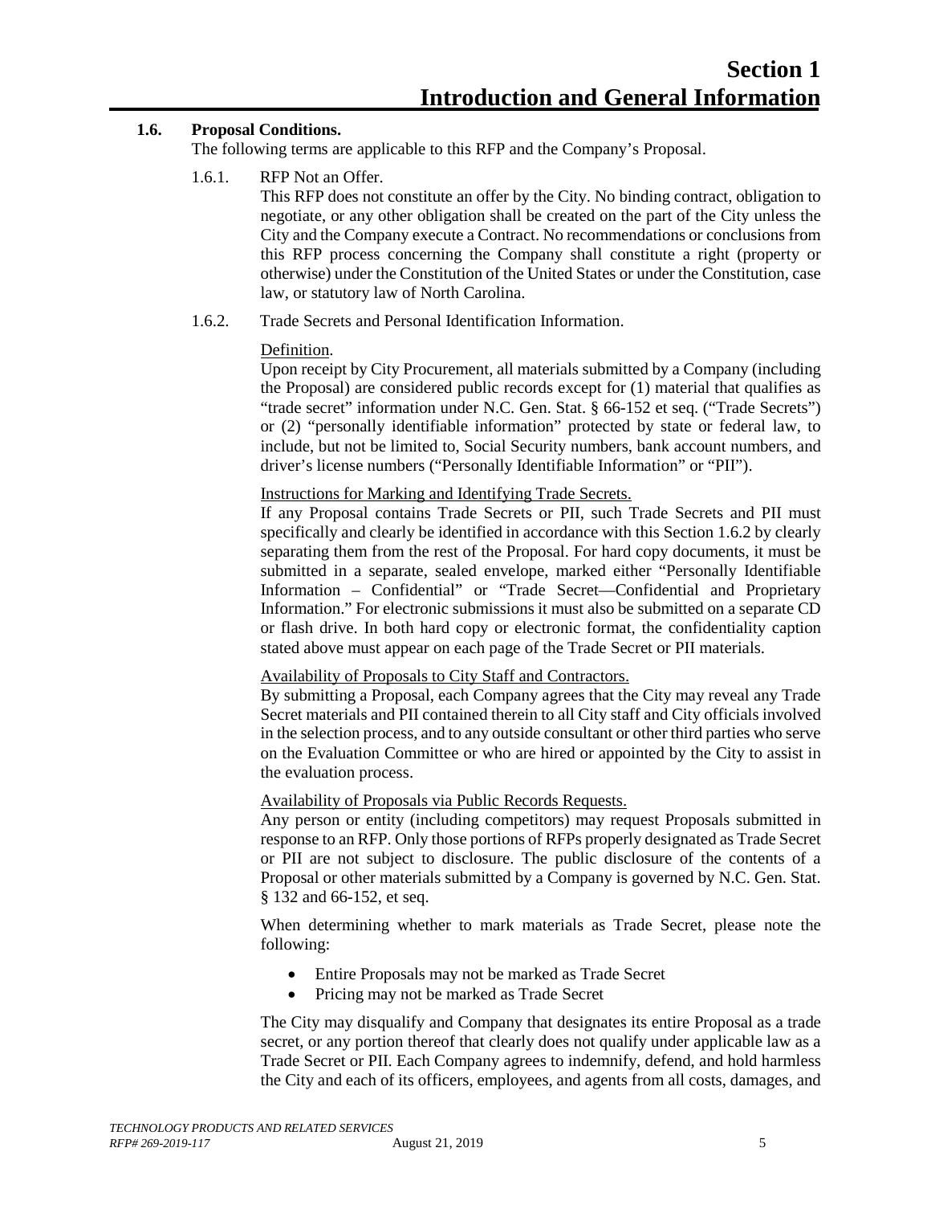## 1.6. Proposal Conditions.

The following terms are applicable to this RFP and the Company's Proposal.

### 1.6.1. RFP Not an Offer.

This RFP does not constitute an offer by the City. No binding contract, obligation to negotiate, or any other obligation shall be created on the part of the City unless the City and the Company execute a Contract. No recommendations or conclusions from this RFP process concerning the Company shall constitute a right (property or otherwise) under the Constitution of the United States or under the Constitution, case law, or statutory law of North Carolina.

### 1.6.2. Trade Secrets and Personal Identification Information.

Definition.

Upon receipt by City Procurement, all materials submitted by a Company (including the Proposal) are considered public records except for (1) material that qualifies as "trade secret" information under N.C. Gen. Stat. § 66-152 et seq. ("Trade Secrets") or (2) "personally identifiable information" protected by state or federal law, to include, but not be limited to, Social Security numbers, bank account numbers, and driver's license numbers ("Personally Identifiable Information" or "PII").

Instructions for Marking and Identifying Trade Secrets.

If any Proposal contains Trade Secrets or PII, such Trade Secrets and PII must specifically and clearly be identified in accordance with this Section 1.6.2 by clearly separating them from the rest of the Proposal. For hard copy documents, it must be submitted in a separate, sealed envelope, marked either "Personally Identifiable Information – Confidential" or "Trade Secret—Confidential and Proprietary Information." For electronic submissions it must also be submitted on a separate CD or flash drive. In both hard copy or electronic format, the confidentiality caption stated above must appear on each page of the Trade Secret or PII materials.

Availability of Proposals to City Staff and Contractors.

By submitting a Proposal, each Company agrees that the City may reveal any Trade Secret materials and PII contained therein to all City staff and City officials involved in the selection process, and to any outside consultant or other third parties who serve on the Evaluation Committee or who are hired or appointed by the City to assist in the evaluation process.

Availability of Proposals via Public Records Requests.

Any person or entity (including competitors) may request Proposals submitted in response to an RFP. Only those portions of RFPs properly designated as Trade Secret or PII are not subject to disclosure. The public disclosure of the contents of a Proposal or other materials submitted by a Company is governed by N.C. Gen. Stat. § 132 and 66-152, et seq.

When determining whether to mark materials as Trade Secret, please note the following:

- Entire Proposals may not be marked as Trade Secret
- Pricing may not be marked as Trade Secret

The City may disqualify and Company that designates its entire Proposal as a trade secret, or any portion thereof that clearly does not qualify under applicable law as a Trade Secret or PII. Each Company agrees to indemnify, defend, and hold harmless the City and each of its officers, employees, and agents from all costs, damages, and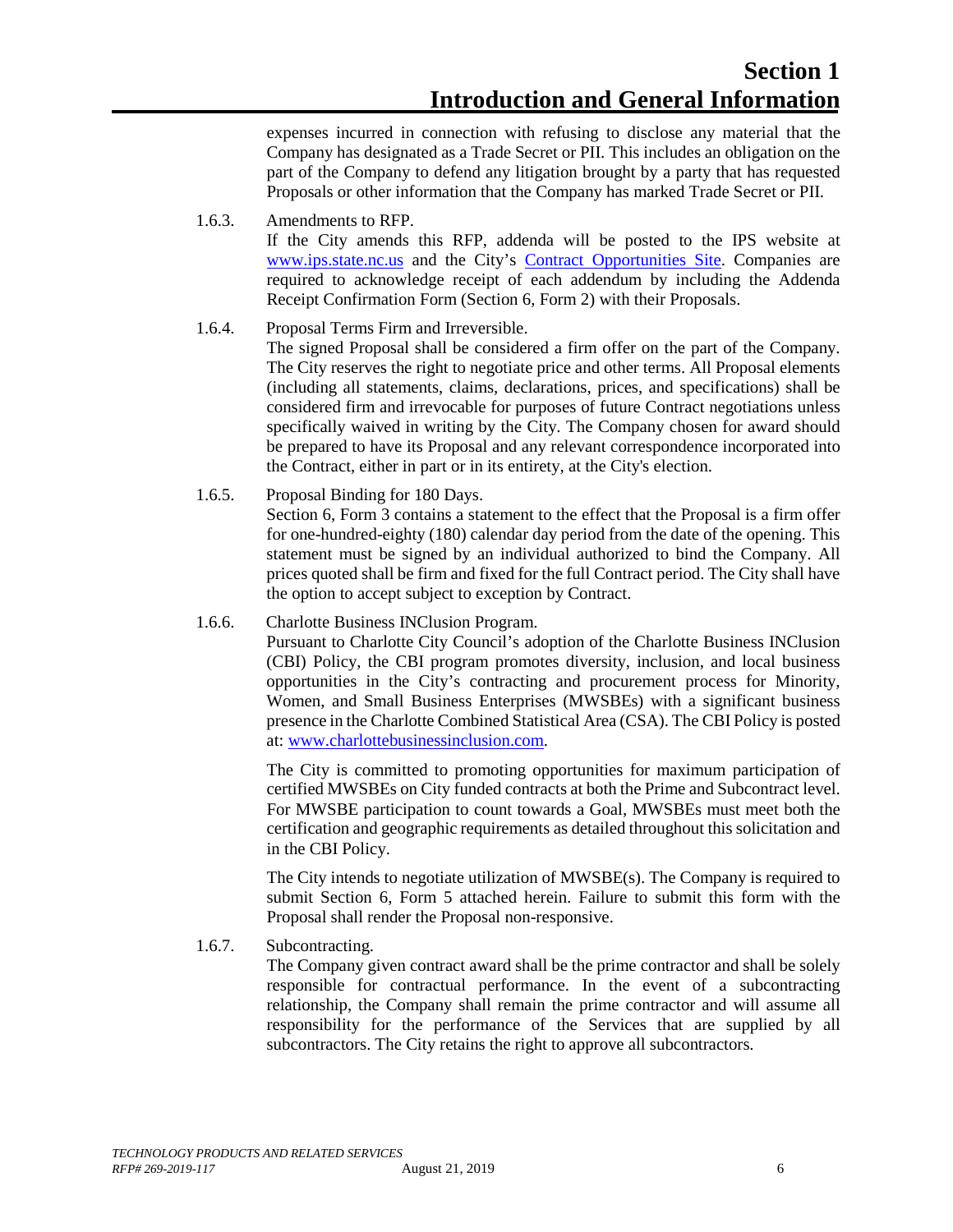expenses incurred in connection with refusing to disclose any material that the Company has designated as a Trade Secret or PII. This includes an obligation on the part of the Company to defend any litigation brought by a party that has requested Proposals or other information that the Company has marked Trade Secret or PII.

1.6.3. Amendments to RFP.

If the City amends this RFP, addenda will be posted to the IPS website at [www.ips.state.nc.us](http://www.ips.state.nc.us) and the City's Contract Opportunities Site. Companies are required to acknowledge receipt of each addendum by including the Addenda Receipt Confirmation Form (Section 6, Form 2) with their Proposals.

1.6.4. Proposal Terms Firm and Irreversible.

The signed Proposal shall be considered a firm offer on the part of the Company. The City reserves the right to negotiate price and other terms. All Proposal elements (including all statements, claims, declarations, prices, and specifications) shall be considered firm and irrevocable for purposes of future Contract negotiations unless specifically waived in writing by the City. The Company chosen for award should be prepared to have its Proposal and any relevant correspondence incorporated into the Contract, either in part or in its entirety, at the City's election.

1.6.5. Proposal Binding for 180 Days.

Section 6, Form 3 contains a statement to the effect that the Proposal is a firm offer for one-hundred-eighty (180) calendar day period from the date of the opening. This statement must be signed by an individual authorized to bind the Company. All prices quoted shall be firm and fixed for the full Contract period. The City shall have the option to accept subject to exception by Contract.

1.6.6. Charlotte Business INClusion Program.

Pursuant to Charlotte City Council's adoption of the Charlotte Business INClusion (CBI) Policy, the CBI program promotes diversity, inclusion, and local business opportunities in the City's contracting and procurement process for Minority, Women, and Small Business Enterprises (MWSBEs) with a significant business presence in the Charlotte Combined Statistical Area (CSA). The CBI Policy is posted at: [www.charlottebusinessinclusion.com](http://www.charlottebusinessinclusion.com).

The City is committed to promoting opportunities for maximum participation of certified MWSBEs on City funded contracts at both the Prime and Subcontract level. For MWSBE participation to count towards a Goal, MWSBEs must meet both the certification and geographic requirements as detailed throughout this solicitation and in the CBI Policy.

The City intends to negotiate utilization of MWSBE(s). The Company is required to submit Section 6, Form 5 attached herein. Failure to submit this form with the Proposal shall render the Proposal non-responsive.

1.6.7. Subcontracting.

The Company given contract award shall be the prime contractor and shall be solely responsible for contractual performance. In the event of a subcontracting relationship, the Company shall remain the prime contractor and will assume all responsibility for the performance of the Services that are supplied by all subcontractors. The City retains the right to approve all subcontractors.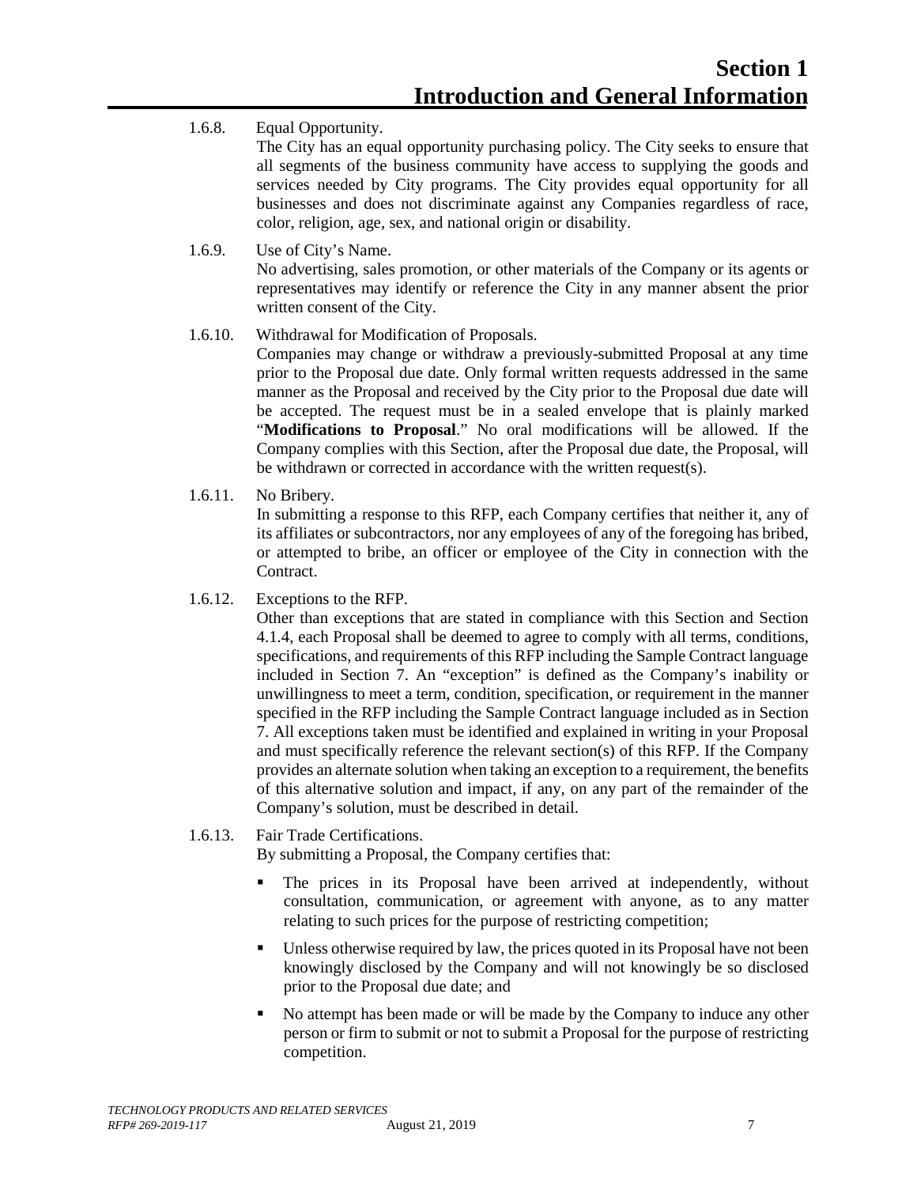1.6.8. Equal Opportunity.
The City has an equal opportunity purchasing policy. The City seeks to ensure that all segments of the business community have access to supplying the goods and services needed by City programs. The City provides equal opportunity for all businesses and does not discriminate against any Companies regardless of race, color, religion, age, sex, and national origin or disability.

1.6.9. Use of City's Name.
No advertising, sales promotion, or other materials of the Company or its agents or representatives may identify or reference the City in any manner absent the prior written consent of the City.

1.6.10. Withdrawal for Modification of Proposals.
Companies may change or withdraw a previously-submitted Proposal at any time prior to the Proposal due date. Only formal written requests addressed in the same manner as the Proposal and received by the City prior to the Proposal due date will be accepted. The request must be in a sealed envelope that is plainly marked "**Modifications to Proposal**." No oral modifications will be allowed. If the Company complies with this Section, after the Proposal due date, the Proposal, will be withdrawn or corrected in accordance with the written request(s).

1.6.11. No Bribery.
In submitting a response to this RFP, each Company certifies that neither it, any of its affiliates or subcontractors, nor any employees of any of the foregoing has bribed, or attempted to bribe, an officer or employee of the City in connection with the Contract.

1.6.12. Exceptions to the RFP.
Other than exceptions that are stated in compliance with this Section and Section 4.1.4, each Proposal shall be deemed to agree to comply with all terms, conditions, specifications, and requirements of this RFP including the Sample Contract language included in Section 7. An "exception" is defined as the Company's inability or unwillingness to meet a term, condition, specification, or requirement in the manner specified in the RFP including the Sample Contract language included as in Section 7. All exceptions taken must be identified and explained in writing in your Proposal and must specifically reference the relevant section(s) of this RFP. If the Company provides an alternate solution when taking an exception to a requirement, the benefits of this alternative solution and impact, if any, on any part of the remainder of the Company's solution, must be described in detail.

1.6.13. Fair Trade Certifications.
By submitting a Proposal, the Company certifies that:

- The prices in its Proposal have been arrived at independently, without consultation, communication, or agreement with anyone, as to any matter relating to such prices for the purpose of restricting competition;
- Unless otherwise required by law, the prices quoted in its Proposal have not been knowingly disclosed by the Company and will not knowingly be so disclosed prior to the Proposal due date; and
- No attempt has been made or will be made by the Company to induce any other person or firm to submit or not to submit a Proposal for the purpose of restricting competition.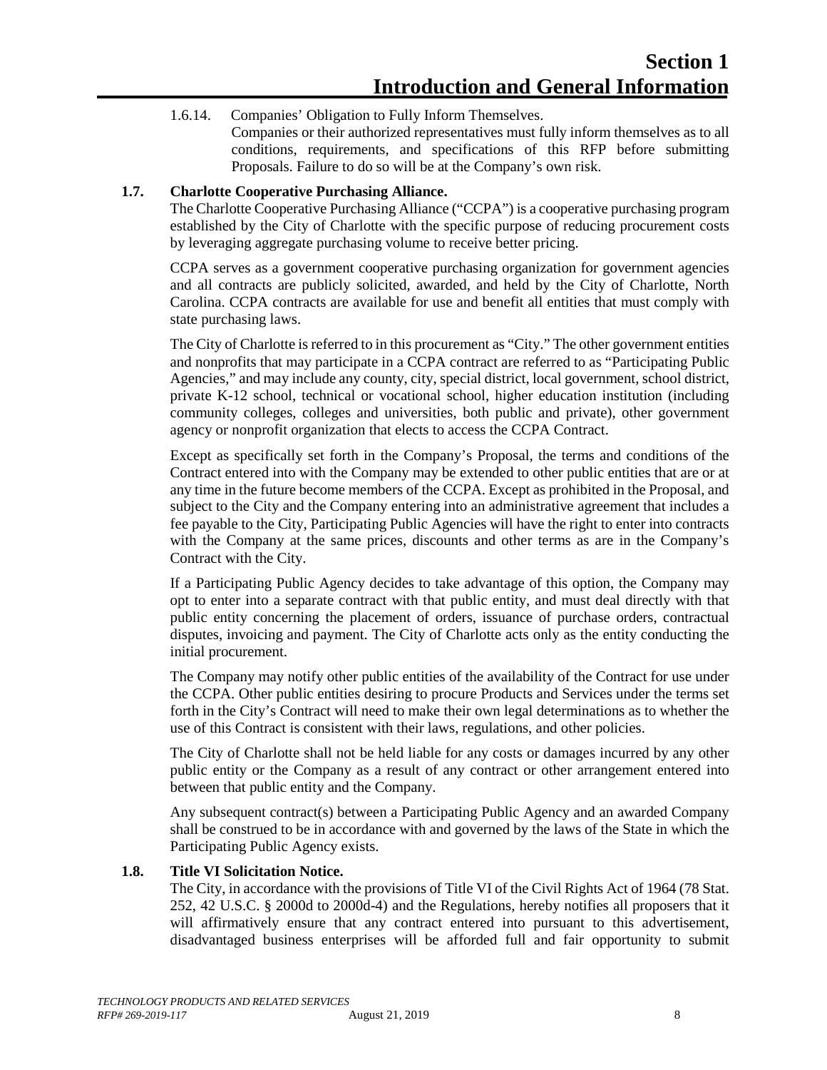1.6.14. Companies' Obligation to Fully Inform Themselves.

Companies or their authorized representatives must fully inform themselves as to all conditions, requirements, and specifications of this RFP before submitting Proposals. Failure to do so will be at the Company's own risk.

**1.7. Charlotte Cooperative Purchasing Alliance.**

The Charlotte Cooperative Purchasing Alliance ("CCPA") is a cooperative purchasing program established by the City of Charlotte with the specific purpose of reducing procurement costs by leveraging aggregate purchasing volume to receive better pricing.

CCPA serves as a government cooperative purchasing organization for government agencies and all contracts are publicly solicited, awarded, and held by the City of Charlotte, North Carolina. CCPA contracts are available for use and benefit all entities that must comply with state purchasing laws.

The City of Charlotte is referred to in this procurement as "City." The other government entities and nonprofits that may participate in a CCPA contract are referred to as "Participating Public Agencies," and may include any county, city, special district, local government, school district, private K-12 school, technical or vocational school, higher education institution (including community colleges, colleges and universities, both public and private), other government agency or nonprofit organization that elects to access the CCPA Contract.

Except as specifically set forth in the Company's Proposal, the terms and conditions of the Contract entered into with the Company may be extended to other public entities that are or at any time in the future become members of the CCPA. Except as prohibited in the Proposal, and subject to the City and the Company entering into an administrative agreement that includes a fee payable to the City, Participating Public Agencies will have the right to enter into contracts with the Company at the same prices, discounts and other terms as are in the Company's Contract with the City.

If a Participating Public Agency decides to take advantage of this option, the Company may opt to enter into a separate contract with that public entity, and must deal directly with that public entity concerning the placement of orders, issuance of purchase orders, contractual disputes, invoicing and payment. The City of Charlotte acts only as the entity conducting the initial procurement.

The Company may notify other public entities of the availability of the Contract for use under the CCPA. Other public entities desiring to procure Products and Services under the terms set forth in the City's Contract will need to make their own legal determinations as to whether the use of this Contract is consistent with their laws, regulations, and other policies.

The City of Charlotte shall not be held liable for any costs or damages incurred by any other public entity or the Company as a result of any contract or other arrangement entered into between that public entity and the Company.

Any subsequent contract(s) between a Participating Public Agency and an awarded Company shall be construed to be in accordance with and governed by the laws of the State in which the Participating Public Agency exists.

**1.8. Title VI Solicitation Notice.**

The City, in accordance with the provisions of Title VI of the Civil Rights Act of 1964 (78 Stat. 252, 42 U.S.C. § 2000d to 2000d-4) and the Regulations, hereby notifies all proposers that it will affirmatively ensure that any contract entered into pursuant to this advertisement, disadvantaged business enterprises will be afforded full and fair opportunity to submit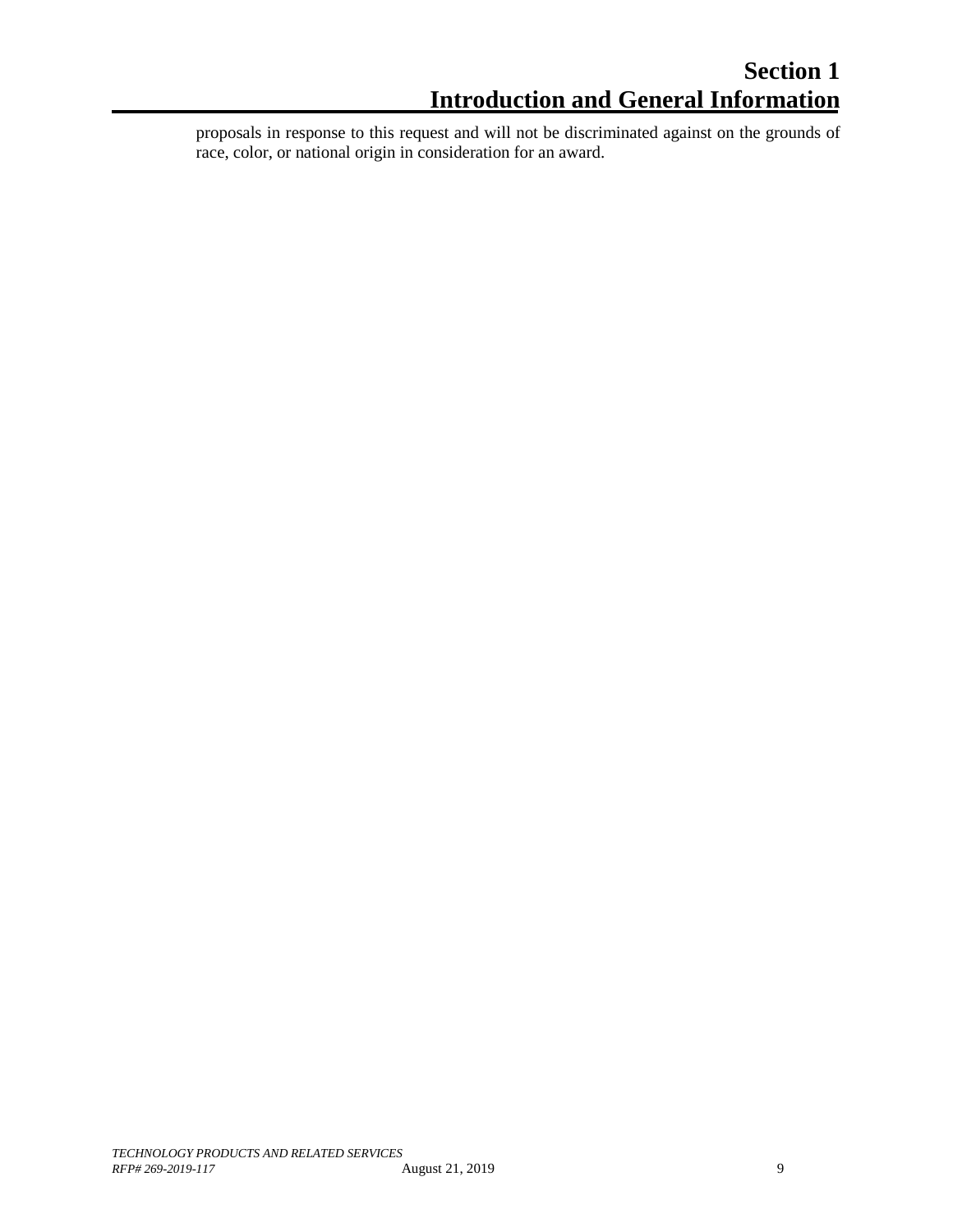proposals in response to this request and will not be discriminated against on the grounds of race, color, or national origin in consideration for an award.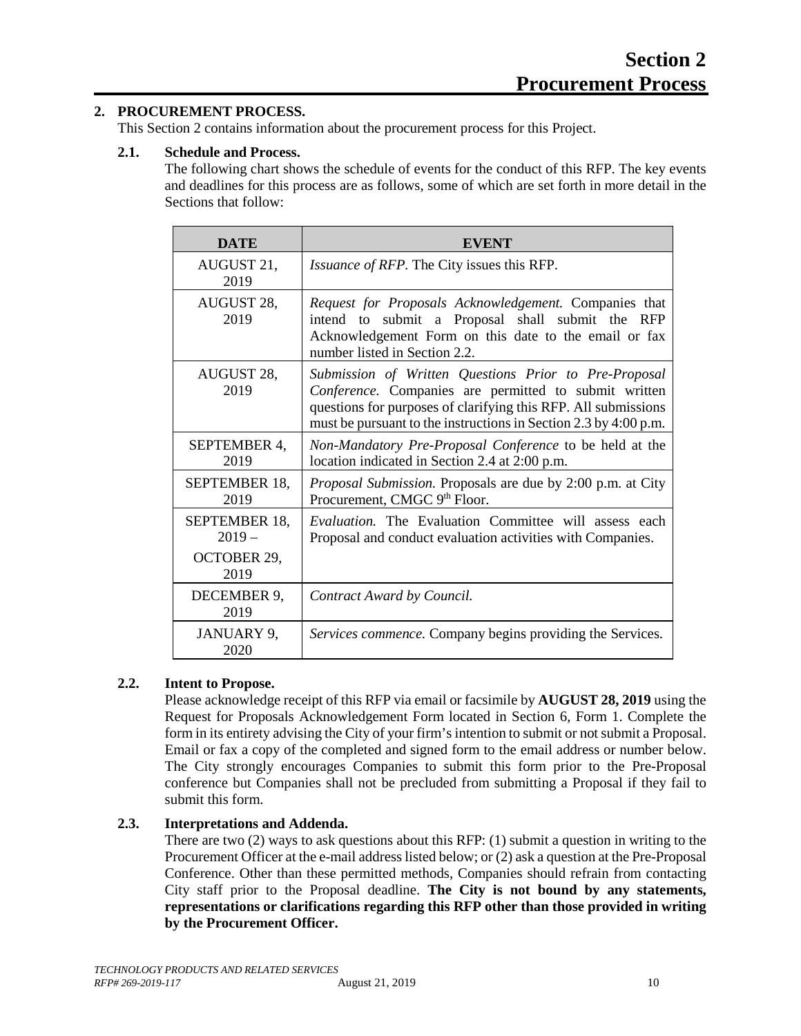# Section 2 Procurement Process

## 2. PROCUREMENT PROCESS.

This Section 2 contains information about the procurement process for this Project.

### 2.1. Schedule and Process.

The following chart shows the schedule of events for the conduct of this RFP. The key events and deadlines for this process are as follows, some of which are set forth in more detail in the Sections that follow:

| DATE | EVENT |
|---|---|
| AUGUST 21, 2019 | *Issuance of RFP.* The City issues this RFP. |
| AUGUST 28, 2019 | *Request for Proposals Acknowledgement.* Companies that intend to submit a Proposal shall submit the RFP Acknowledgement Form on this date to the email or fax number listed in Section 2.2. |
| AUGUST 28, 2019 | *Submission of Written Questions Prior to Pre-Proposal Conference.* Companies are permitted to submit written questions for purposes of clarifying this RFP. All submissions must be pursuant to the instructions in Section 2.3 by 4:00 p.m. |
| SEPTEMBER 4, 2019 | *Non-Mandatory Pre-Proposal Conference* to be held at the location indicated in Section 2.4 at 2:00 p.m. |
| SEPTEMBER 18, 2019 | *Proposal Submission.* Proposals are due by 2:00 p.m. at City Procurement, CMGC 9th Floor. |
| SEPTEMBER 18, 2019 – OCTOBER 29, 2019 | *Evaluation.* The Evaluation Committee will assess each Proposal and conduct evaluation activities with Companies. |
| DECEMBER 9, 2019 | *Contract Award by Council.* |
| JANUARY 9, 2020 | *Services commence.* Company begins providing the Services. |

### 2.2. Intent to Propose.

Please acknowledge receipt of this RFP via email or facsimile by **AUGUST 28, 2019** using the Request for Proposals Acknowledgement Form located in Section 6, Form 1. Complete the form in its entirety advising the City of your firm's intention to submit or not submit a Proposal. Email or fax a copy of the completed and signed form to the email address or number below. The City strongly encourages Companies to submit this form prior to the Pre-Proposal conference but Companies shall not be precluded from submitting a Proposal if they fail to submit this form.

### 2.3. Interpretations and Addenda.

There are two (2) ways to ask questions about this RFP: (1) submit a question in writing to the Procurement Officer at the e-mail address listed below; or (2) ask a question at the Pre-Proposal Conference. Other than these permitted methods, Companies should refrain from contacting City staff prior to the Proposal deadline. **The City is not bound by any statements, representations or clarifications regarding this RFP other than those provided in writing by the Procurement Officer.**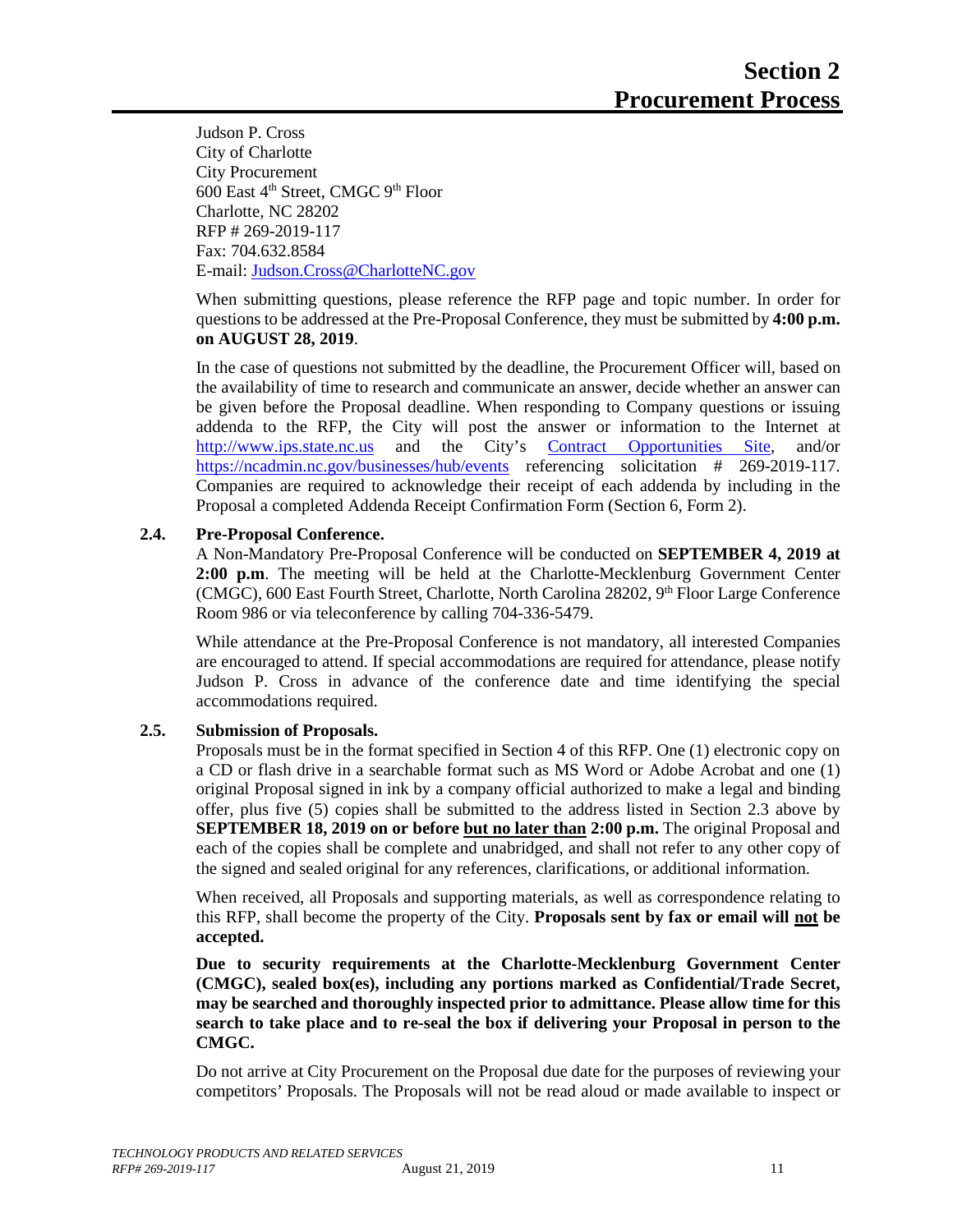Judson P. Cross
City of Charlotte
City Procurement
600 East 4th Street, CMGC 9th Floor
Charlotte, NC 28202
RFP # 269-2019-117
Fax: 704.632.8584
E-mail: Judson.Cross@CharlotteNC.gov

When submitting questions, please reference the RFP page and topic number. In order for questions to be addressed at the Pre-Proposal Conference, they must be submitted by **4:00 p.m. on AUGUST 28, 2019**.

In the case of questions not submitted by the deadline, the Procurement Officer will, based on the availability of time to research and communicate an answer, decide whether an answer can be given before the Proposal deadline. When responding to Company questions or issuing addenda to the RFP, the City will post the answer or information to the Internet at http://www.ips.state.nc.us and the City's Contract Opportunities Site, and/or https://ncadmin.nc.gov/businesses/hub/events referencing solicitation # 269-2019-117. Companies are required to acknowledge their receipt of each addenda by including in the Proposal a completed Addenda Receipt Confirmation Form (Section 6, Form 2).

### 2.4. Pre-Proposal Conference.

A Non-Mandatory Pre-Proposal Conference will be conducted on **SEPTEMBER 4, 2019 at 2:00 p.m**. The meeting will be held at the Charlotte-Mecklenburg Government Center (CMGC), 600 East Fourth Street, Charlotte, North Carolina 28202, 9th Floor Large Conference Room 986 or via teleconference by calling 704-336-5479.

While attendance at the Pre-Proposal Conference is not mandatory, all interested Companies are encouraged to attend. If special accommodations are required for attendance, please notify Judson P. Cross in advance of the conference date and time identifying the special accommodations required.

### 2.5. Submission of Proposals.

Proposals must be in the format specified in Section 4 of this RFP. One (1) electronic copy on a CD or flash drive in a searchable format such as MS Word or Adobe Acrobat and one (1) original Proposal signed in ink by a company official authorized to make a legal and binding offer, plus five (5) copies shall be submitted to the address listed in Section 2.3 above by **SEPTEMBER 18, 2019 on or before <u>but no later than</u> 2:00 p.m.** The original Proposal and each of the copies shall be complete and unabridged, and shall not refer to any other copy of the signed and sealed original for any references, clarifications, or additional information.

When received, all Proposals and supporting materials, as well as correspondence relating to this RFP, shall become the property of the City. **Proposals sent by fax or email will <u>not</u> be accepted.**

**Due to security requirements at the Charlotte-Mecklenburg Government Center (CMGC), sealed box(es), including any portions marked as Confidential/Trade Secret, may be searched and thoroughly inspected prior to admittance. Please allow time for this search to take place and to re-seal the box if delivering your Proposal in person to the CMGC.**

Do not arrive at City Procurement on the Proposal due date for the purposes of reviewing your competitors' Proposals. The Proposals will not be read aloud or made available to inspect or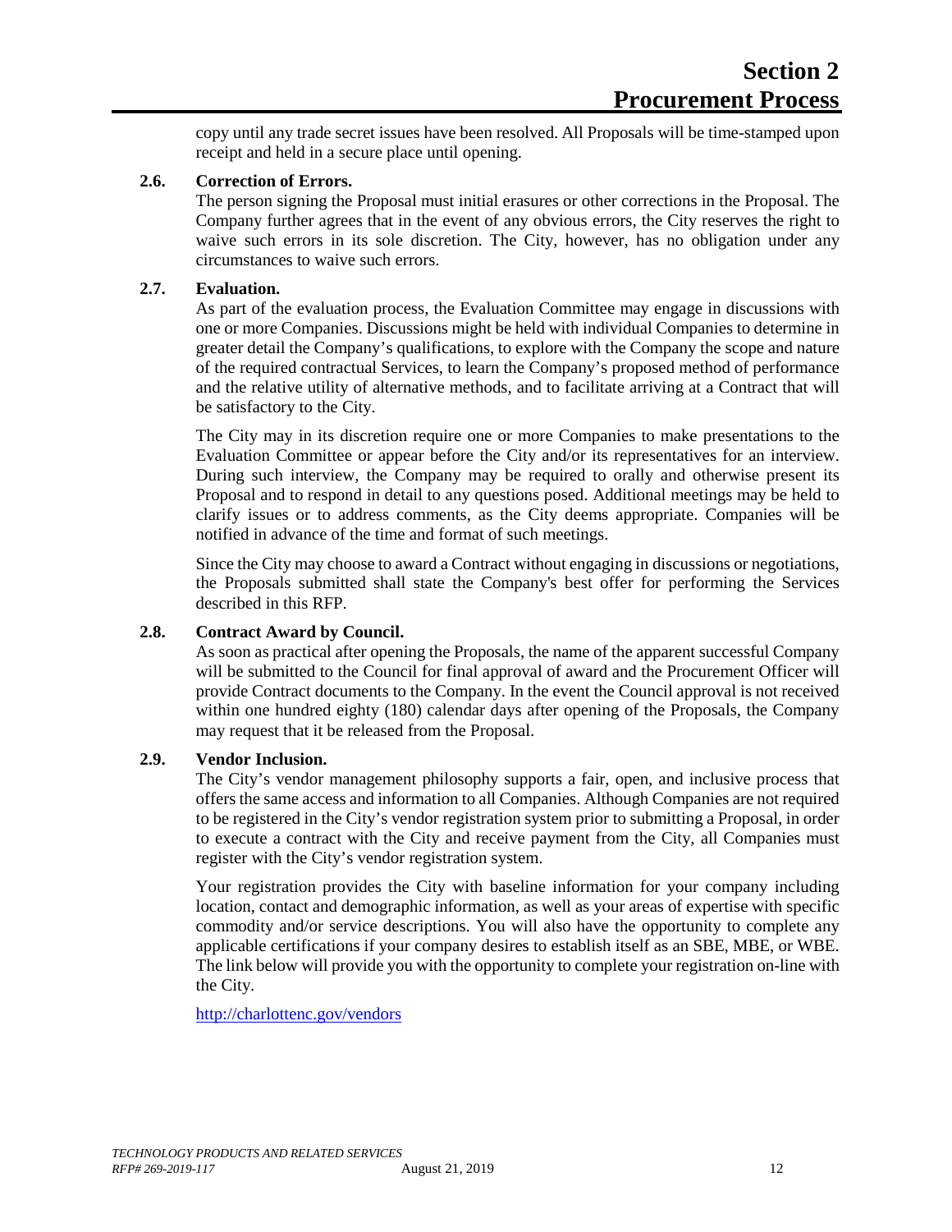copy until any trade secret issues have been resolved. All Proposals will be time-stamped upon receipt and held in a secure place until opening.

### 2.6. Correction of Errors.

The person signing the Proposal must initial erasures or other corrections in the Proposal. The Company further agrees that in the event of any obvious errors, the City reserves the right to waive such errors in its sole discretion. The City, however, has no obligation under any circumstances to waive such errors.

### 2.7. Evaluation.

As part of the evaluation process, the Evaluation Committee may engage in discussions with one or more Companies. Discussions might be held with individual Companies to determine in greater detail the Company's qualifications, to explore with the Company the scope and nature of the required contractual Services, to learn the Company's proposed method of performance and the relative utility of alternative methods, and to facilitate arriving at a Contract that will be satisfactory to the City.

The City may in its discretion require one or more Companies to make presentations to the Evaluation Committee or appear before the City and/or its representatives for an interview. During such interview, the Company may be required to orally and otherwise present its Proposal and to respond in detail to any questions posed. Additional meetings may be held to clarify issues or to address comments, as the City deems appropriate. Companies will be notified in advance of the time and format of such meetings.

Since the City may choose to award a Contract without engaging in discussions or negotiations, the Proposals submitted shall state the Company's best offer for performing the Services described in this RFP.

### 2.8. Contract Award by Council.

As soon as practical after opening the Proposals, the name of the apparent successful Company will be submitted to the Council for final approval of award and the Procurement Officer will provide Contract documents to the Company. In the event the Council approval is not received within one hundred eighty (180) calendar days after opening of the Proposals, the Company may request that it be released from the Proposal.

### 2.9. Vendor Inclusion.

The City's vendor management philosophy supports a fair, open, and inclusive process that offers the same access and information to all Companies. Although Companies are not required to be registered in the City's vendor registration system prior to submitting a Proposal, in order to execute a contract with the City and receive payment from the City, all Companies must register with the City's vendor registration system.

Your registration provides the City with baseline information for your company including location, contact and demographic information, as well as your areas of expertise with specific commodity and/or service descriptions. You will also have the opportunity to complete any applicable certifications if your company desires to establish itself as an SBE, MBE, or WBE. The link below will provide you with the opportunity to complete your registration on-line with the City.

http://charlottenc.gov/vendors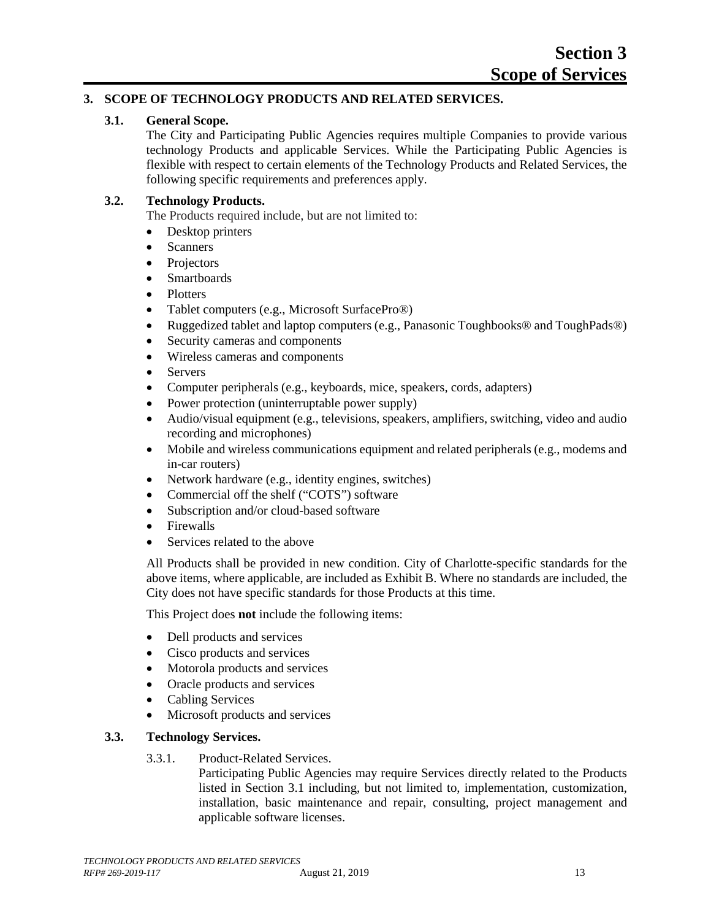# Section 3
# Scope of Services

## 3. SCOPE OF TECHNOLOGY PRODUCTS AND RELATED SERVICES.

### 3.1. General Scope.

The City and Participating Public Agencies requires multiple Companies to provide various technology Products and applicable Services. While the Participating Public Agencies is flexible with respect to certain elements of the Technology Products and Related Services, the following specific requirements and preferences apply.

### 3.2. Technology Products.

The Products required include, but are not limited to:

- Desktop printers
- Scanners
- Projectors
- Smartboards
- Plotters
- Tablet computers (e.g., Microsoft SurfacePro®)
- Ruggedized tablet and laptop computers (e.g., Panasonic Toughbooks® and ToughPads®)
- Security cameras and components
- Wireless cameras and components
- Servers
- Computer peripherals (e.g., keyboards, mice, speakers, cords, adapters)
- Power protection (uninterruptable power supply)
- Audio/visual equipment (e.g., televisions, speakers, amplifiers, switching, video and audio recording and microphones)
- Mobile and wireless communications equipment and related peripherals (e.g., modems and in-car routers)
- Network hardware (e.g., identity engines, switches)
- Commercial off the shelf ("COTS") software
- Subscription and/or cloud-based software
- Firewalls
- Services related to the above

All Products shall be provided in new condition. City of Charlotte-specific standards for the above items, where applicable, are included as Exhibit B. Where no standards are included, the City does not have specific standards for those Products at this time.

This Project does **not** include the following items:

- Dell products and services
- Cisco products and services
- Motorola products and services
- Oracle products and services
- Cabling Services
- Microsoft products and services

### 3.3. Technology Services.

3.3.1. Product-Related Services.

Participating Public Agencies may require Services directly related to the Products listed in Section 3.1 including, but not limited to, implementation, customization, installation, basic maintenance and repair, consulting, project management and applicable software licenses.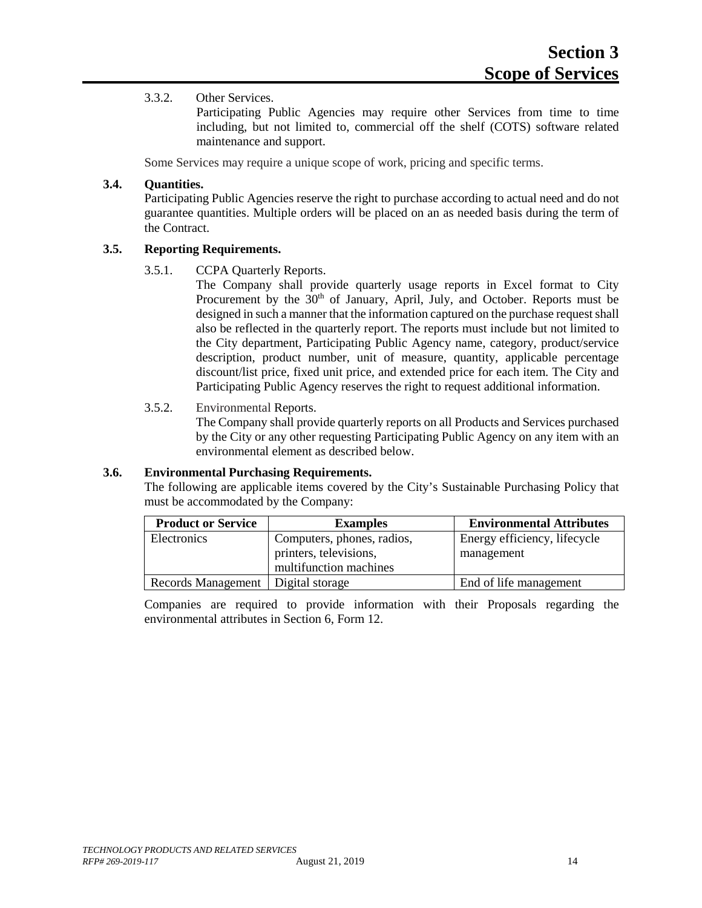3.3.2. Other Services.

Participating Public Agencies may require other Services from time to time including, but not limited to, commercial off the shelf (COTS) software related maintenance and support.

Some Services may require a unique scope of work, pricing and specific terms.

### 3.4. Quantities.

Participating Public Agencies reserve the right to purchase according to actual need and do not guarantee quantities. Multiple orders will be placed on an as needed basis during the term of the Contract.

### 3.5. Reporting Requirements.

3.5.1. CCPA Quarterly Reports.

The Company shall provide quarterly usage reports in Excel format to City Procurement by the 30th of January, April, July, and October. Reports must be designed in such a manner that the information captured on the purchase request shall also be reflected in the quarterly report. The reports must include but not limited to the City department, Participating Public Agency name, category, product/service description, product number, unit of measure, quantity, applicable percentage discount/list price, fixed unit price, and extended price for each item. The City and Participating Public Agency reserves the right to request additional information.

3.5.2. Environmental Reports.

The Company shall provide quarterly reports on all Products and Services purchased by the City or any other requesting Participating Public Agency on any item with an environmental element as described below.

### 3.6. Environmental Purchasing Requirements.

The following are applicable items covered by the City's Sustainable Purchasing Policy that must be accommodated by the Company:

| Product or Service | Examples | Environmental Attributes |
|---|---|---|
| Electronics | Computers, phones, radios, printers, televisions, multifunction machines | Energy efficiency, lifecycle management |
| Records Management | Digital storage | End of life management |

Companies are required to provide information with their Proposals regarding the environmental attributes in Section 6, Form 12.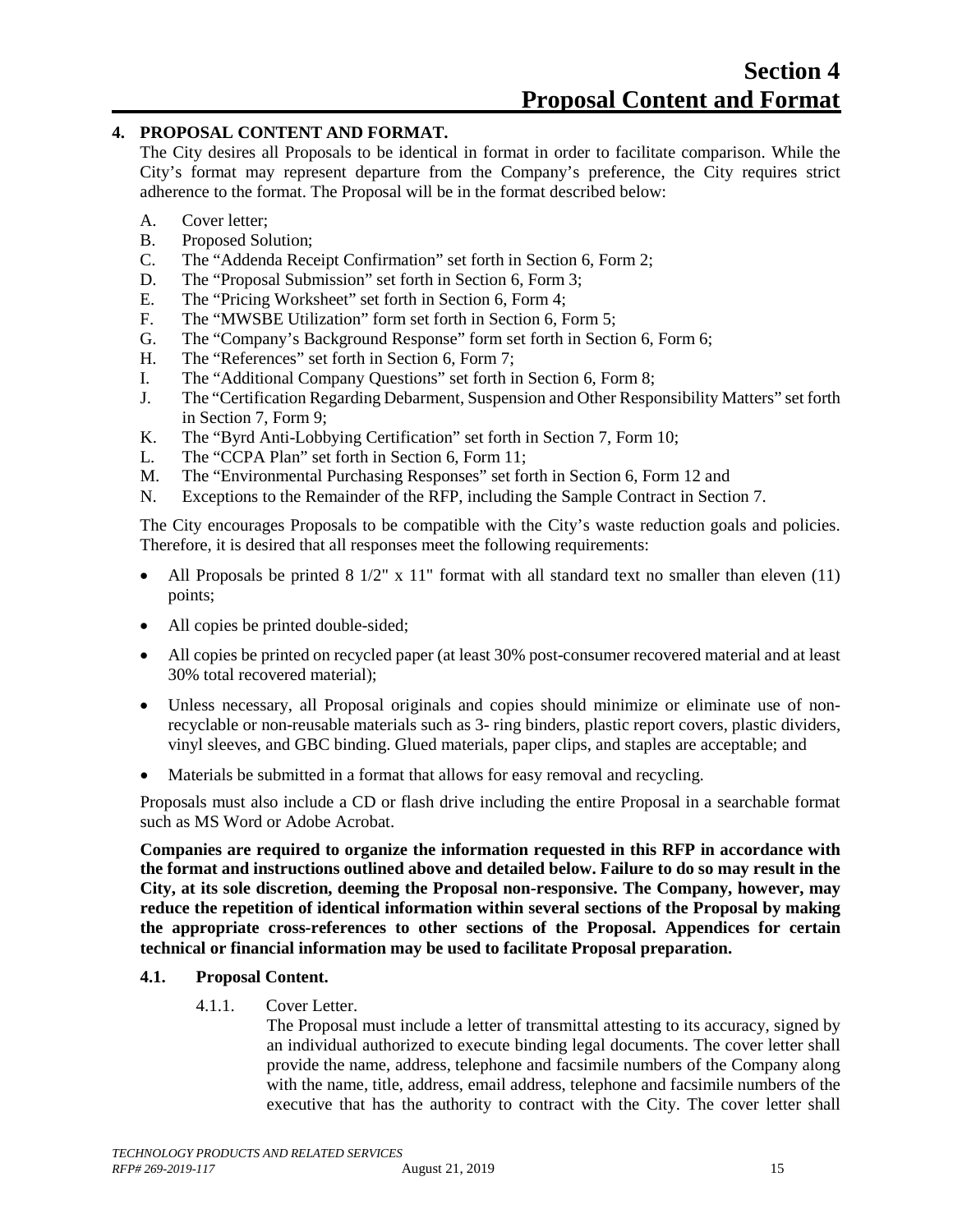# Section 4
# Proposal Content and Format

## 4. PROPOSAL CONTENT AND FORMAT.

The City desires all Proposals to be identical in format in order to facilitate comparison. While the City's format may represent departure from the Company's preference, the City requires strict adherence to the format. The Proposal will be in the format described below:

A. Cover letter;
B. Proposed Solution;
C. The "Addenda Receipt Confirmation" set forth in Section 6, Form 2;
D. The "Proposal Submission" set forth in Section 6, Form 3;
E. The "Pricing Worksheet" set forth in Section 6, Form 4;
F. The "MWSBE Utilization" form set forth in Section 6, Form 5;
G. The "Company's Background Response" form set forth in Section 6, Form 6;
H. The "References" set forth in Section 6, Form 7;
I. The "Additional Company Questions" set forth in Section 6, Form 8;
J. The "Certification Regarding Debarment, Suspension and Other Responsibility Matters" set forth in Section 7, Form 9;
K. The "Byrd Anti-Lobbying Certification" set forth in Section 7, Form 10;
L. The "CCPA Plan" set forth in Section 6, Form 11;
M. The "Environmental Purchasing Responses" set forth in Section 6, Form 12 and
N. Exceptions to the Remainder of the RFP, including the Sample Contract in Section 7.

The City encourages Proposals to be compatible with the City's waste reduction goals and policies. Therefore, it is desired that all responses meet the following requirements:

- All Proposals be printed 8 1/2" x 11" format with all standard text no smaller than eleven (11) points;
- All copies be printed double-sided;
- All copies be printed on recycled paper (at least 30% post-consumer recovered material and at least 30% total recovered material);
- Unless necessary, all Proposal originals and copies should minimize or eliminate use of non-recyclable or non-reusable materials such as 3- ring binders, plastic report covers, plastic dividers, vinyl sleeves, and GBC binding. Glued materials, paper clips, and staples are acceptable; and
- Materials be submitted in a format that allows for easy removal and recycling.

Proposals must also include a CD or flash drive including the entire Proposal in a searchable format such as MS Word or Adobe Acrobat.

**Companies are required to organize the information requested in this RFP in accordance with the format and instructions outlined above and detailed below. Failure to do so may result in the City, at its sole discretion, deeming the Proposal non-responsive. The Company, however, may reduce the repetition of identical information within several sections of the Proposal by making the appropriate cross-references to other sections of the Proposal. Appendices for certain technical or financial information may be used to facilitate Proposal preparation.**

### 4.1. Proposal Content.

4.1.1. Cover Letter.

The Proposal must include a letter of transmittal attesting to its accuracy, signed by an individual authorized to execute binding legal documents. The cover letter shall provide the name, address, telephone and facsimile numbers of the Company along with the name, title, address, email address, telephone and facsimile numbers of the executive that has the authority to contract with the City. The cover letter shall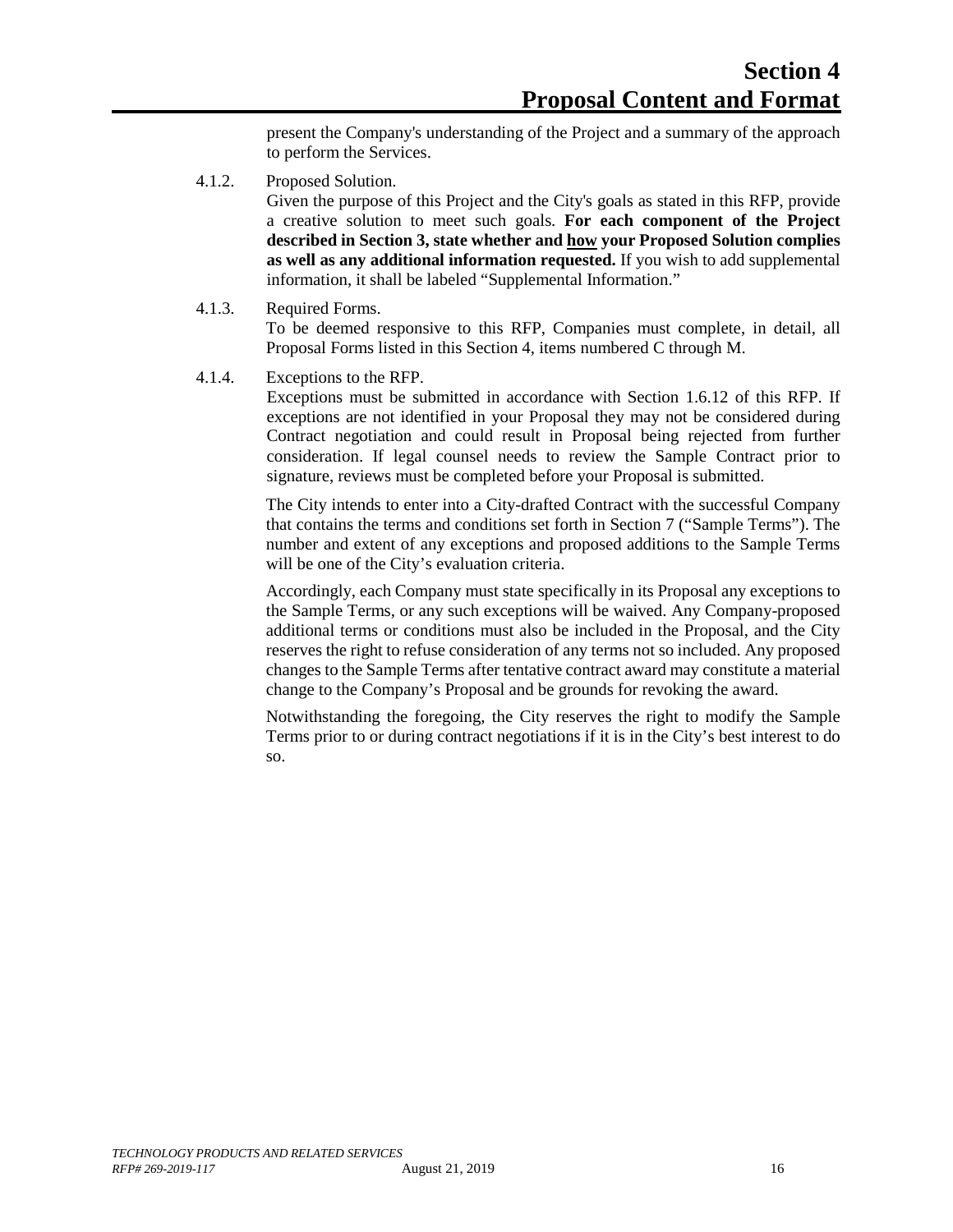present the Company's understanding of the Project and a summary of the approach to perform the Services.

4.1.2. Proposed Solution.

Given the purpose of this Project and the City's goals as stated in this RFP, provide a creative solution to meet such goals. **For each component of the Project described in Section 3, state whether and <u>how</u> your Proposed Solution complies as well as any additional information requested.** If you wish to add supplemental information, it shall be labeled "Supplemental Information."

4.1.3. Required Forms.

To be deemed responsive to this RFP, Companies must complete, in detail, all Proposal Forms listed in this Section 4, items numbered C through M.

4.1.4. Exceptions to the RFP.

Exceptions must be submitted in accordance with Section 1.6.12 of this RFP. If exceptions are not identified in your Proposal they may not be considered during Contract negotiation and could result in Proposal being rejected from further consideration. If legal counsel needs to review the Sample Contract prior to signature, reviews must be completed before your Proposal is submitted.

The City intends to enter into a City-drafted Contract with the successful Company that contains the terms and conditions set forth in Section 7 ("Sample Terms"). The number and extent of any exceptions and proposed additions to the Sample Terms will be one of the City's evaluation criteria.

Accordingly, each Company must state specifically in its Proposal any exceptions to the Sample Terms, or any such exceptions will be waived. Any Company-proposed additional terms or conditions must also be included in the Proposal, and the City reserves the right to refuse consideration of any terms not so included. Any proposed changes to the Sample Terms after tentative contract award may constitute a material change to the Company's Proposal and be grounds for revoking the award.

Notwithstanding the foregoing, the City reserves the right to modify the Sample Terms prior to or during contract negotiations if it is in the City's best interest to do so.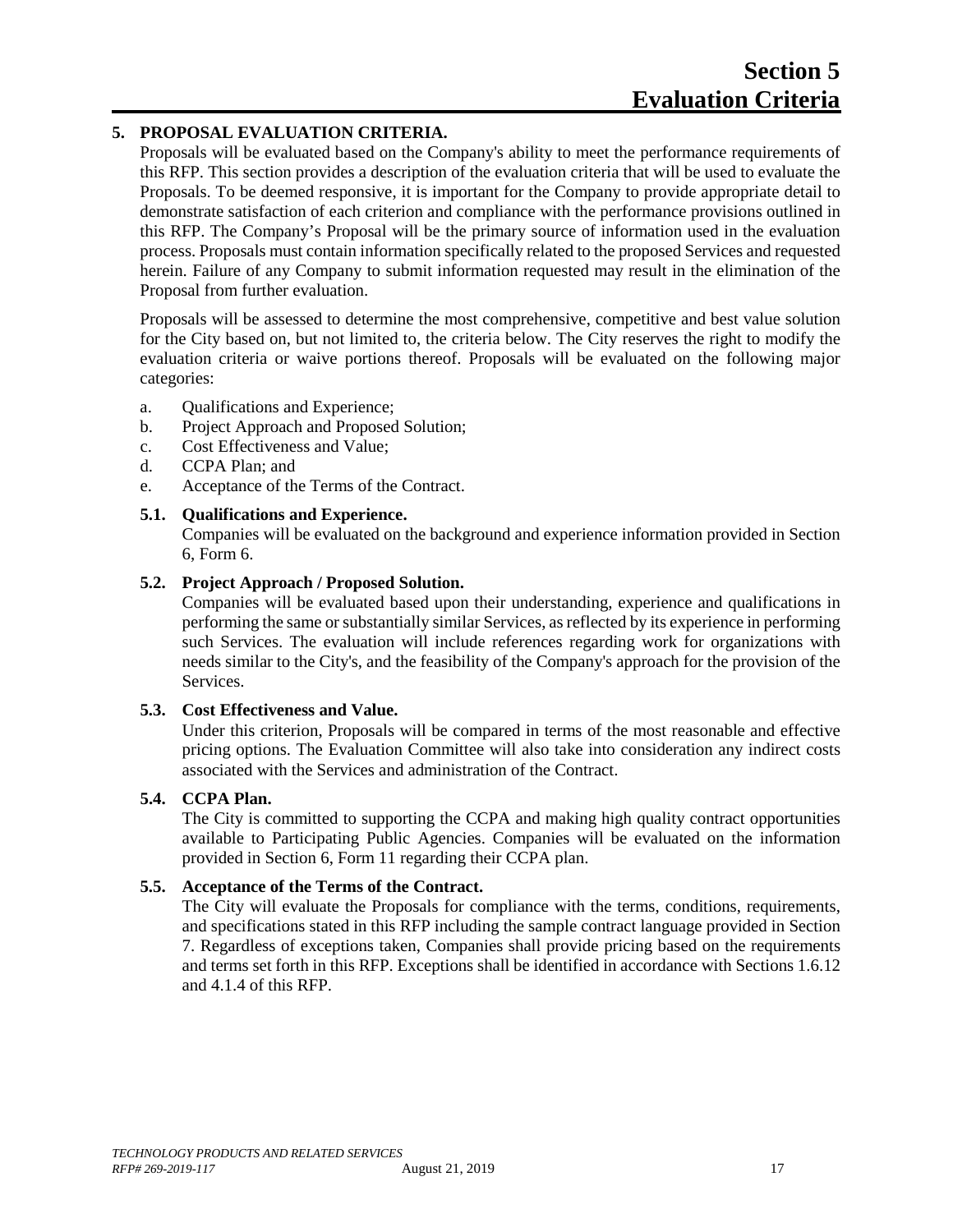# Section 5
# Evaluation Criteria

## 5. PROPOSAL EVALUATION CRITERIA.

Proposals will be evaluated based on the Company's ability to meet the performance requirements of this RFP. This section provides a description of the evaluation criteria that will be used to evaluate the Proposals. To be deemed responsive, it is important for the Company to provide appropriate detail to demonstrate satisfaction of each criterion and compliance with the performance provisions outlined in this RFP. The Company's Proposal will be the primary source of information used in the evaluation process. Proposals must contain information specifically related to the proposed Services and requested herein. Failure of any Company to submit information requested may result in the elimination of the Proposal from further evaluation.

Proposals will be assessed to determine the most comprehensive, competitive and best value solution for the City based on, but not limited to, the criteria below. The City reserves the right to modify the evaluation criteria or waive portions thereof. Proposals will be evaluated on the following major categories:

a. Qualifications and Experience;
b. Project Approach and Proposed Solution;
c. Cost Effectiveness and Value;
d. CCPA Plan; and
e. Acceptance of the Terms of the Contract.

### 5.1. Qualifications and Experience.

Companies will be evaluated on the background and experience information provided in Section 6, Form 6.

### 5.2. Project Approach / Proposed Solution.

Companies will be evaluated based upon their understanding, experience and qualifications in performing the same or substantially similar Services, as reflected by its experience in performing such Services. The evaluation will include references regarding work for organizations with needs similar to the City's, and the feasibility of the Company's approach for the provision of the Services.

### 5.3. Cost Effectiveness and Value.

Under this criterion, Proposals will be compared in terms of the most reasonable and effective pricing options. The Evaluation Committee will also take into consideration any indirect costs associated with the Services and administration of the Contract.

### 5.4. CCPA Plan.

The City is committed to supporting the CCPA and making high quality contract opportunities available to Participating Public Agencies. Companies will be evaluated on the information provided in Section 6, Form 11 regarding their CCPA plan.

### 5.5. Acceptance of the Terms of the Contract.

The City will evaluate the Proposals for compliance with the terms, conditions, requirements, and specifications stated in this RFP including the sample contract language provided in Section 7. Regardless of exceptions taken, Companies shall provide pricing based on the requirements and terms set forth in this RFP. Exceptions shall be identified in accordance with Sections 1.6.12 and 4.1.4 of this RFP.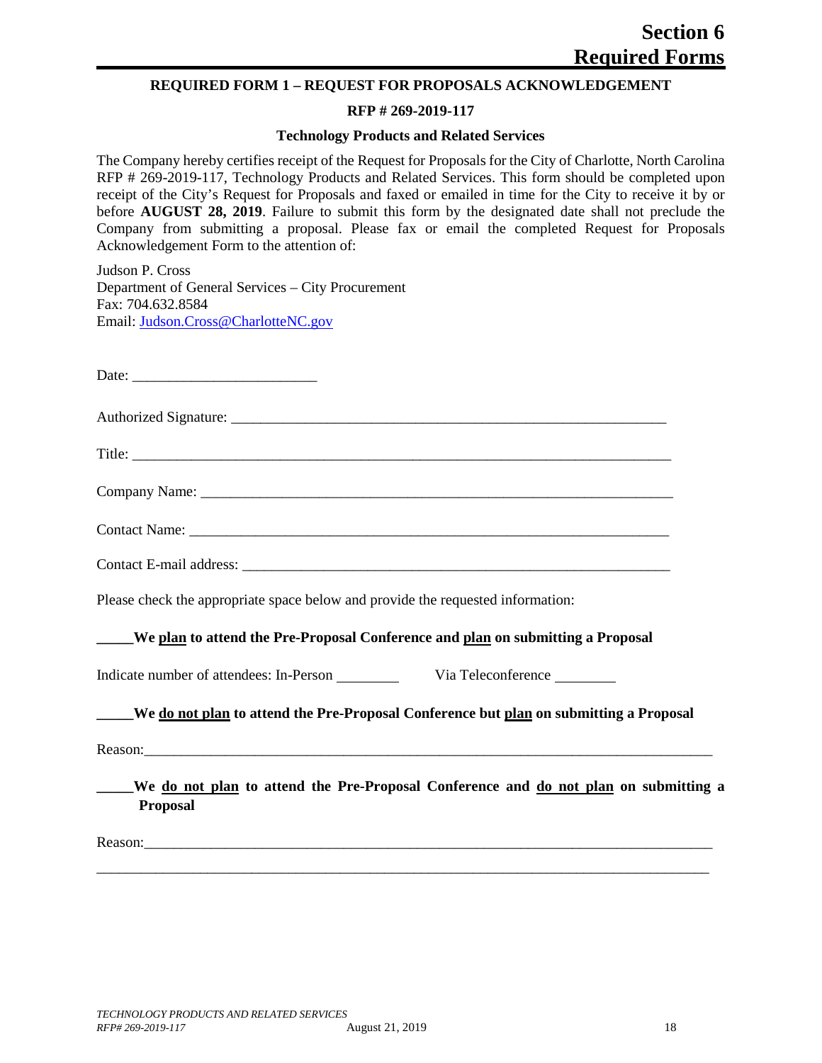# Section 6 Required Forms

**REQUIRED FORM 1 – REQUEST FOR PROPOSALS ACKNOWLEDGEMENT**

**RFP # 269-2019-117**

**Technology Products and Related Services**

The Company hereby certifies receipt of the Request for Proposals for the City of Charlotte, North Carolina RFP # 269-2019-117, Technology Products and Related Services. This form should be completed upon receipt of the City's Request for Proposals and faxed or emailed in time for the City to receive it by or before **AUGUST 28, 2019**. Failure to submit this form by the designated date shall not preclude the Company from submitting a proposal. Please fax or email the completed Request for Proposals Acknowledgement Form to the attention of:

Judson P. Cross
Department of General Services – City Procurement
Fax: 704.632.8584
Email: Judson.Cross@CharlotteNC.gov

Date: ________________________

Authorized Signature: ____________________________________________________________

Title: __________________________________________________________________________

Company Name: _________________________________________________________________

Contact Name: __________________________________________________________________

Contact E-mail address: ___________________________________________________________

Please check the appropriate space below and provide the requested information:

**_____We plan to attend the Pre-Proposal Conference and plan on submitting a Proposal**

Indicate number of attendees: In-Person ________ Via Teleconference ________

**_____We do not plan to attend the Pre-Proposal Conference but plan on submitting a Proposal**

Reason:_____________________________________________________________________________

**_____We do not plan to attend the Pre-Proposal Conference and do not plan on submitting a Proposal**

Reason:_____________________________________________________________________________

_____________________________________________________________________________________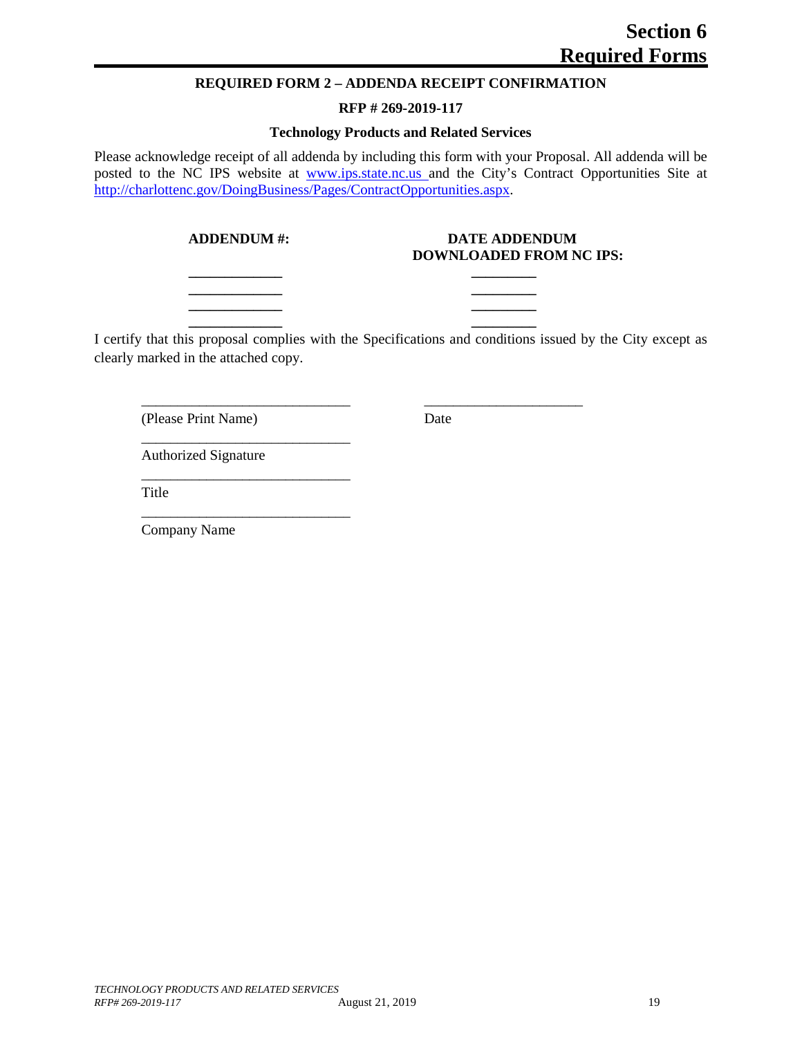# Section 6
# Required Forms

## REQUIRED FORM 2 – ADDENDA RECEIPT CONFIRMATION

**RFP # 269-2019-117**

**Technology Products and Related Services**

Please acknowledge receipt of all addenda by including this form with your Proposal. All addenda will be posted to the NC IPS website at [www.ips.state.nc.us](http://www.ips.state.nc.us) and the City's Contract Opportunities Site at [http://charlottenc.gov/DoingBusiness/Pages/ContractOpportunities.aspx](http://charlottenc.gov/DoingBusiness/Pages/ContractOpportunities.aspx).

| ADDENDUM #: | DATE ADDENDUM DOWNLOADED FROM NC IPS: |
|---|---|
| ____________ | ________ |
| ____________ | ________ |
| ____________ | ________ |
| ____________ | ________ |

I certify that this proposal complies with the Specifications and conditions issued by the City except as clearly marked in the attached copy.

____________________________ ____________________
(Please Print Name) Date

____________________________
Authorized Signature

____________________________
Title

____________________________
Company Name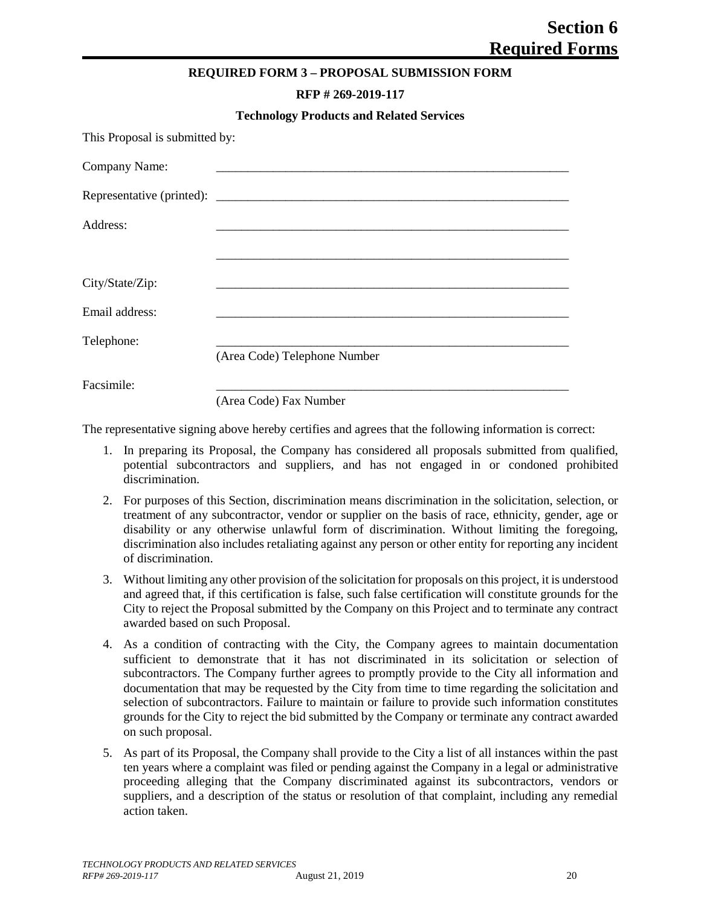# Section 6
# Required Forms

**REQUIRED FORM 3 – PROPOSAL SUBMISSION FORM**

**RFP # 269-2019-117**

**Technology Products and Related Services**

This Proposal is submitted by:

Company Name: ______________________________________________________________

Representative (printed): ______________________________________________________________

Address: ______________________________________________________________

______________________________________________________________

City/State/Zip: ______________________________________________________________

Email address: ______________________________________________________________

Telephone: ______________________________________________________________
(Area Code) Telephone Number

Facsimile: ______________________________________________________________
(Area Code) Fax Number

The representative signing above hereby certifies and agrees that the following information is correct:

1. In preparing its Proposal, the Company has considered all proposals submitted from qualified, potential subcontractors and suppliers, and has not engaged in or condoned prohibited discrimination.
2. For purposes of this Section, discrimination means discrimination in the solicitation, selection, or treatment of any subcontractor, vendor or supplier on the basis of race, ethnicity, gender, age or disability or any otherwise unlawful form of discrimination. Without limiting the foregoing, discrimination also includes retaliating against any person or other entity for reporting any incident of discrimination.
3. Without limiting any other provision of the solicitation for proposals on this project, it is understood and agreed that, if this certification is false, such false certification will constitute grounds for the City to reject the Proposal submitted by the Company on this Project and to terminate any contract awarded based on such Proposal.
4. As a condition of contracting with the City, the Company agrees to maintain documentation sufficient to demonstrate that it has not discriminated in its solicitation or selection of subcontractors. The Company further agrees to promptly provide to the City all information and documentation that may be requested by the City from time to time regarding the solicitation and selection of subcontractors. Failure to maintain or failure to provide such information constitutes grounds for the City to reject the bid submitted by the Company or terminate any contract awarded on such proposal.
5. As part of its Proposal, the Company shall provide to the City a list of all instances within the past ten years where a complaint was filed or pending against the Company in a legal or administrative proceeding alleging that the Company discriminated against its subcontractors, vendors or suppliers, and a description of the status or resolution of that complaint, including any remedial action taken.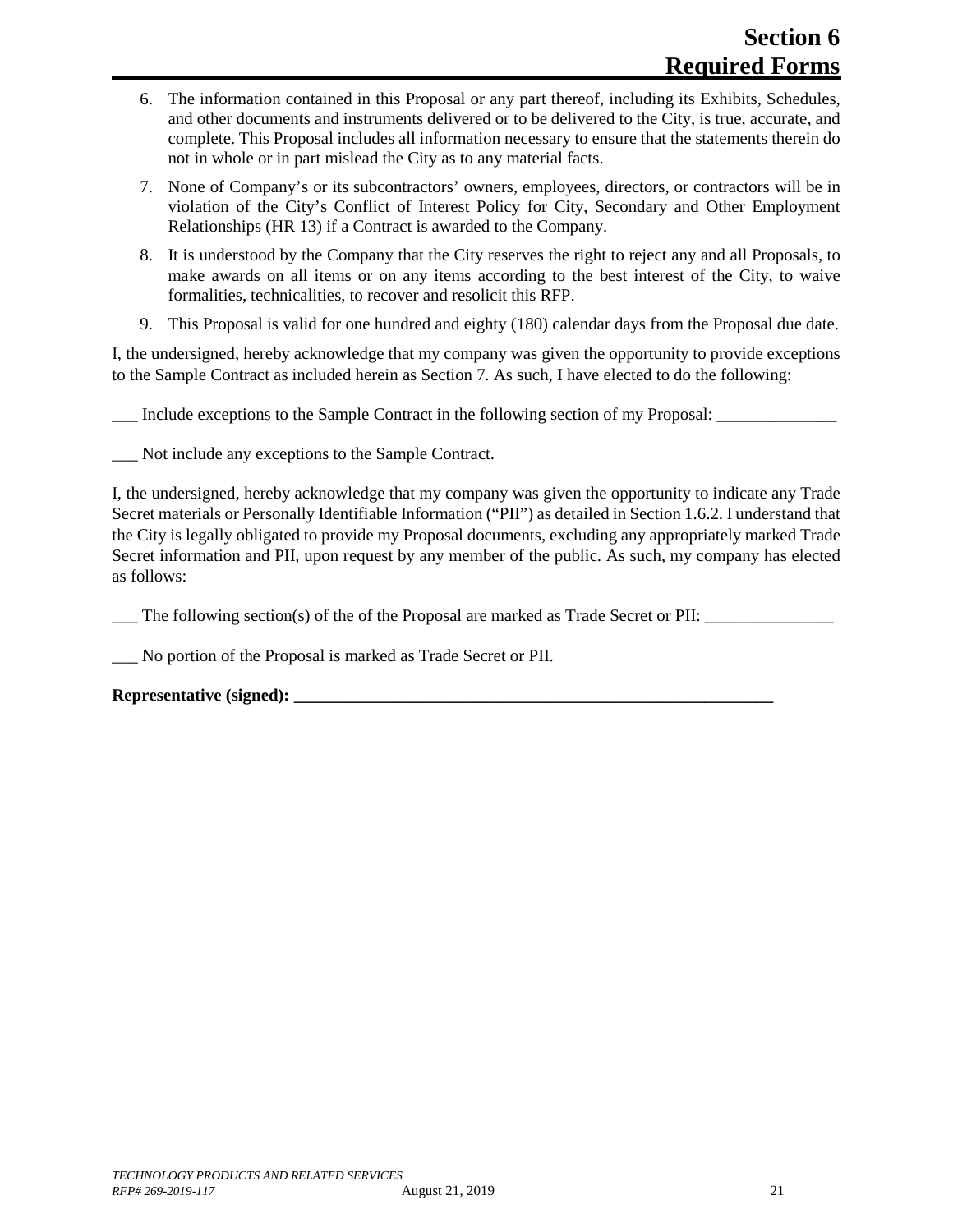6. The information contained in this Proposal or any part thereof, including its Exhibits, Schedules, and other documents and instruments delivered or to be delivered to the City, is true, accurate, and complete. This Proposal includes all information necessary to ensure that the statements therein do not in whole or in part mislead the City as to any material facts.
7. None of Company's or its subcontractors' owners, employees, directors, or contractors will be in violation of the City's Conflict of Interest Policy for City, Secondary and Other Employment Relationships (HR 13) if a Contract is awarded to the Company.
8. It is understood by the Company that the City reserves the right to reject any and all Proposals, to make awards on all items or on any items according to the best interest of the City, to waive formalities, technicalities, to recover and resolicit this RFP.
9. This Proposal is valid for one hundred and eighty (180) calendar days from the Proposal due date.

I, the undersigned, hereby acknowledge that my company was given the opportunity to provide exceptions to the Sample Contract as included herein as Section 7. As such, I have elected to do the following:

___ Include exceptions to the Sample Contract in the following section of my Proposal: ______________

___ Not include any exceptions to the Sample Contract.

I, the undersigned, hereby acknowledge that my company was given the opportunity to indicate any Trade Secret materials or Personally Identifiable Information ("PII") as detailed in Section 1.6.2. I understand that the City is legally obligated to provide my Proposal documents, excluding any appropriately marked Trade Secret information and PII, upon request by any member of the public. As such, my company has elected as follows:

___ The following section(s) of the of the Proposal are marked as Trade Secret or PII: _______________

___ No portion of the Proposal is marked as Trade Secret or PII.

**Representative (signed): ___________________________________________________________**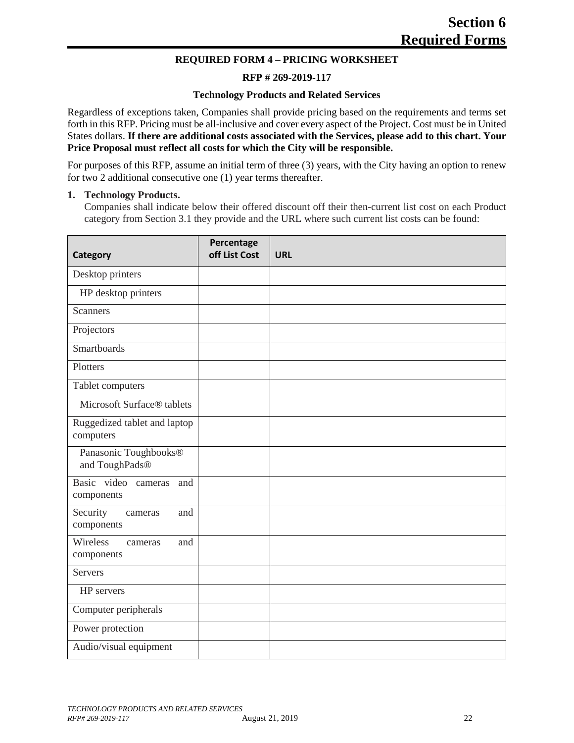# Section 6 Required Forms

### REQUIRED FORM 4 – PRICING WORKSHEET

**RFP # 269-2019-117**

**Technology Products and Related Services**

Regardless of exceptions taken, Companies shall provide pricing based on the requirements and terms set forth in this RFP. Pricing must be all-inclusive and cover every aspect of the Project. Cost must be in United States dollars. **If there are additional costs associated with the Services, please add to this chart. Your Price Proposal must reflect all costs for which the City will be responsible.**

For purposes of this RFP, assume an initial term of three (3) years, with the City having an option to renew for two 2 additional consecutive one (1) year terms thereafter.

1. **Technology Products.**
   Companies shall indicate below their offered discount off their then-current list cost on each Product category from Section 3.1 they provide and the URL where such current list costs can be found:

| Category | Percentage off List Cost | URL |
|---|---|---|
| Desktop printers | | |
| HP desktop printers | | |
| Scanners | | |
| Projectors | | |
| Smartboards | | |
| Plotters | | |
| Tablet computers | | |
| Microsoft Surface® tablets | | |
| Ruggedized tablet and laptop computers | | |
| Panasonic Toughbooks® and ToughPads® | | |
| Basic video cameras and components | | |
| Security cameras and components | | |
| Wireless cameras and components | | |
| Servers | | |
| HP servers | | |
| Computer peripherals | | |
| Power protection | | |
| Audio/visual equipment | | |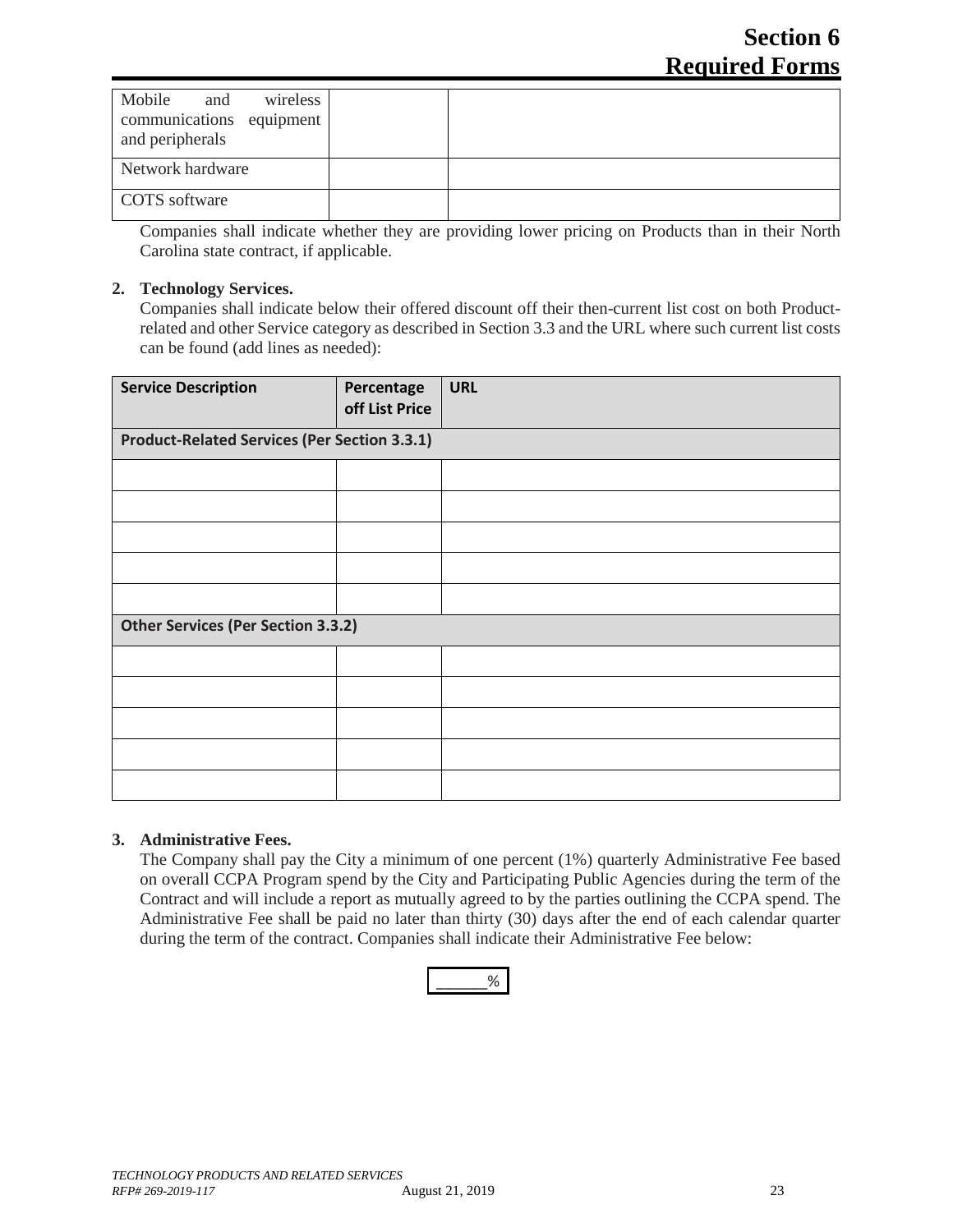| Mobile and wireless communications equipment and peripherals | | |
| --- | --- | --- |
| Network hardware | | |
| COTS software | | |

Companies shall indicate whether they are providing lower pricing on Products than in their North Carolina state contract, if applicable.

**2. Technology Services.**

Companies shall indicate below their offered discount off their then-current list cost on both Product-related and other Service category as described in Section 3.3 and the URL where such current list costs can be found (add lines as needed):

| Service Description | Percentage off List Price | URL |
| --- | --- | --- |
| **Product-Related Services (Per Section 3.3.1)** | | |
| | | |
| | | |
| | | |
| | | |
| | | |
| **Other Services (Per Section 3.3.2)** | | |
| | | |
| | | |
| | | |
| | | |
| | | |

**3. Administrative Fees.**

The Company shall pay the City a minimum of one percent (1%) quarterly Administrative Fee based on overall CCPA Program spend by the City and Participating Public Agencies during the term of the Contract and will include a report as mutually agreed to by the parties outlining the CCPA spend. The Administrative Fee shall be paid no later than thirty (30) days after the end of each calendar quarter during the term of the contract. Companies shall indicate their Administrative Fee below:

_____%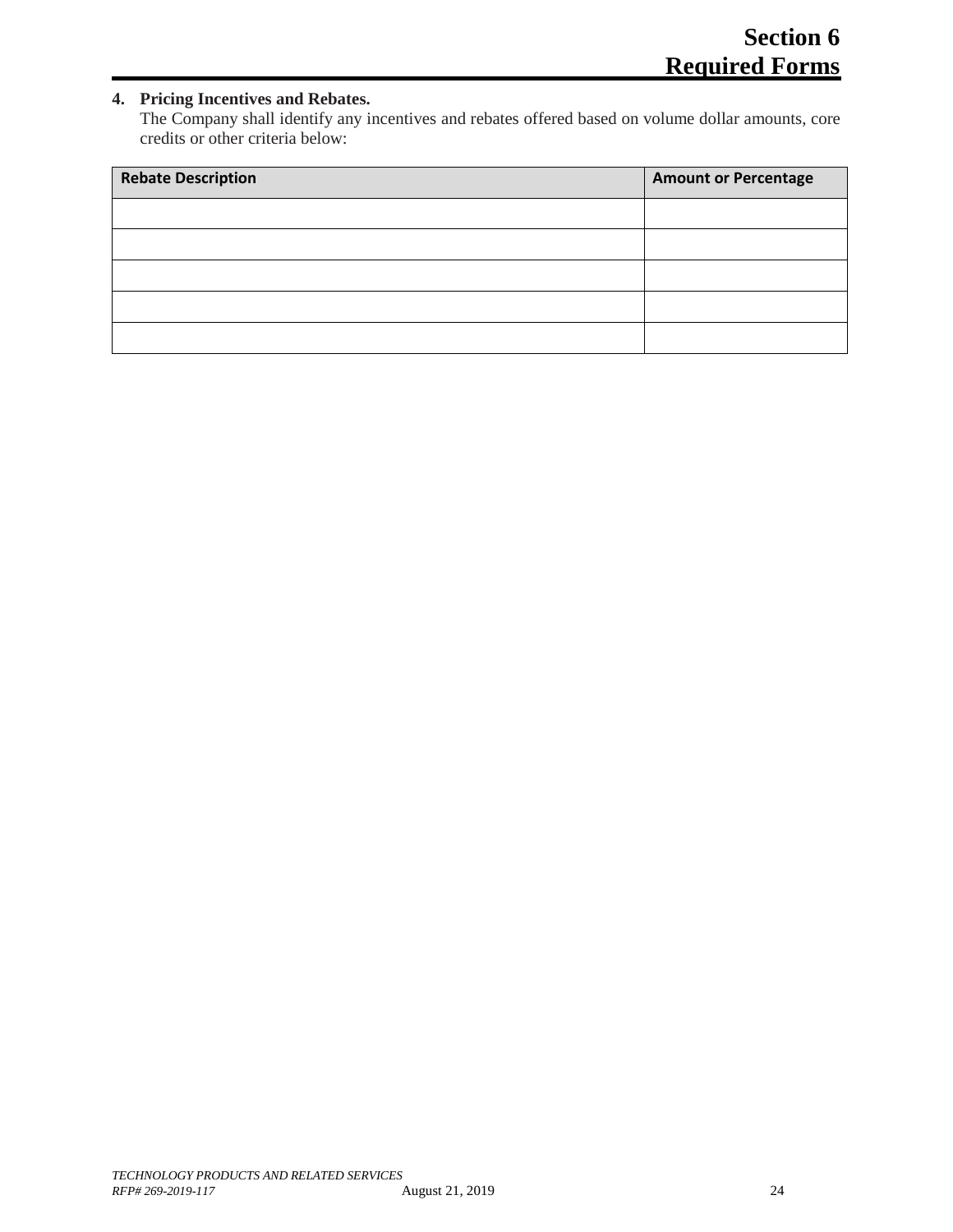# Section 6
# Required Forms

**4. Pricing Incentives and Rebates.**

The Company shall identify any incentives and rebates offered based on volume dollar amounts, core credits or other criteria below:

| Rebate Description | Amount or Percentage |
|---|---|
| | |
| | |
| | |
| | |
| | |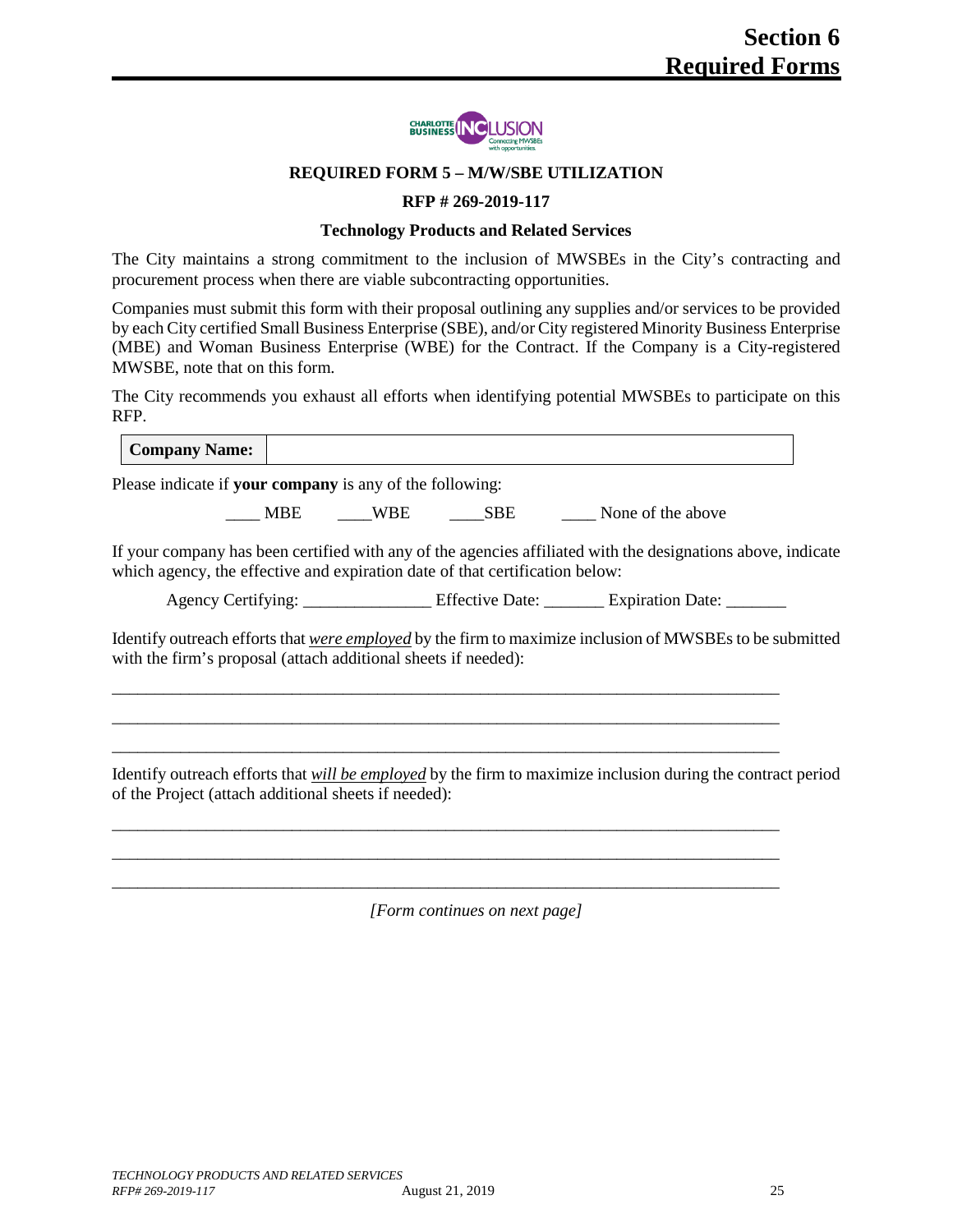# Section 6
# Required Forms

**REQUIRED FORM 5 – M/W/SBE UTILIZATION**

**RFP # 269-2019-117**

**Technology Products and Related Services**

The City maintains a strong commitment to the inclusion of MWSBEs in the City's contracting and procurement process when there are viable subcontracting opportunities.

Companies must submit this form with their proposal outlining any supplies and/or services to be provided by each City certified Small Business Enterprise (SBE), and/or City registered Minority Business Enterprise (MBE) and Woman Business Enterprise (WBE) for the Contract. If the Company is a City-registered MWSBE, note that on this form.

The City recommends you exhaust all efforts when identifying potential MWSBEs to participate on this RFP.

| **Company Name:** | |
|---|---|

Please indicate if **your company** is any of the following:

____ MBE ____WBE ____SBE ____ None of the above

If your company has been certified with any of the agencies affiliated with the designations above, indicate which agency, the effective and expiration date of that certification below:

Agency Certifying: _______________ Effective Date: _______ Expiration Date: _______

Identify outreach efforts that *__were employed__* by the firm to maximize inclusion of MWSBEs to be submitted with the firm's proposal (attach additional sheets if needed):

_______________________________________________________________________________

_______________________________________________________________________________

_______________________________________________________________________________

Identify outreach efforts that *__will be employed__* by the firm to maximize inclusion during the contract period of the Project (attach additional sheets if needed):

_______________________________________________________________________________

_______________________________________________________________________________

_______________________________________________________________________________

*[Form continues on next page]*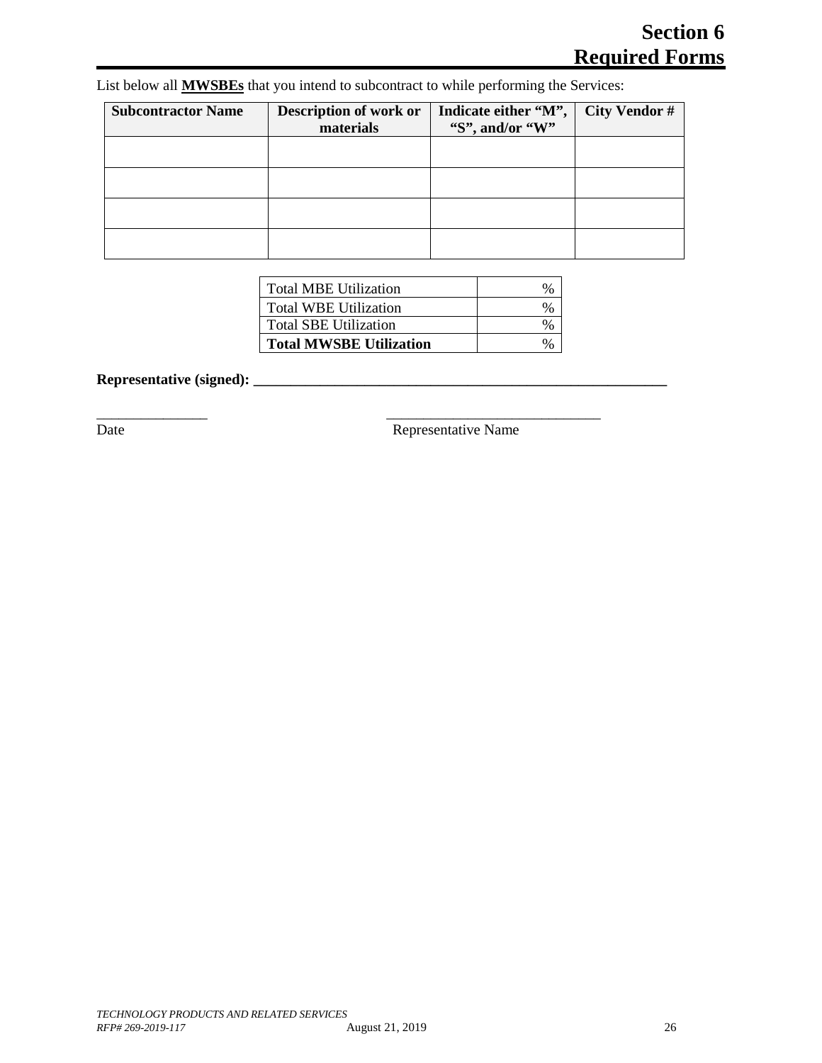List below all **MWSBEs** that you intend to subcontract to while performing the Services:

| Subcontractor Name | Description of work or materials | Indicate either "M", "S", and/or "W" | City Vendor # |
|---|---|---|---|
| | | | |
| | | | |
| | | | |
| | | | |

| | |
|---|---|
| Total MBE Utilization | % |
| Total WBE Utilization | % |
| Total SBE Utilization | % |
| **Total MWSBE Utilization** | % |

**Representative (signed): ___________________________________________________________**

_______________ _____________________________

Date Representative Name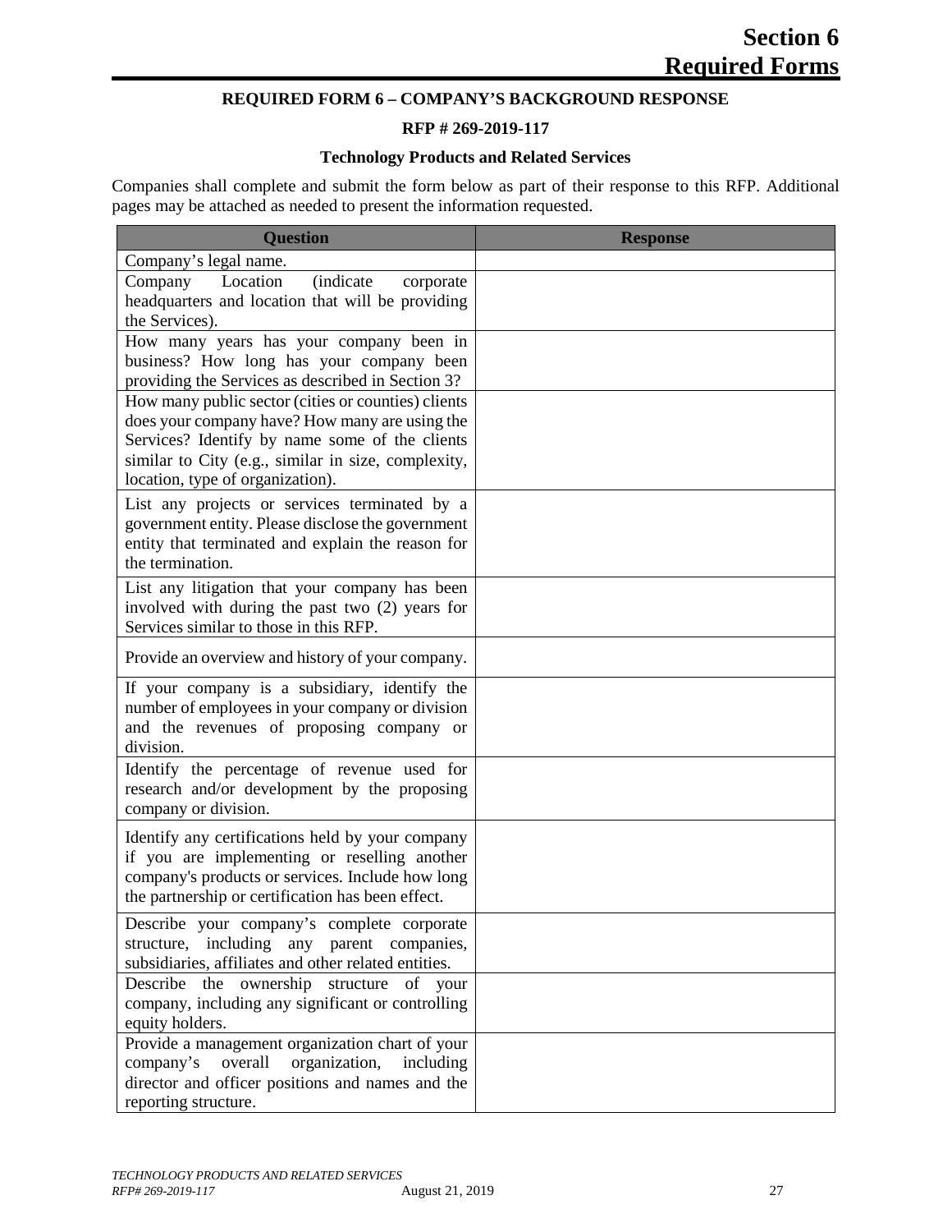# Section 6 Required Forms

**REQUIRED FORM 6 – COMPANY'S BACKGROUND RESPONSE**

**RFP # 269-2019-117**

**Technology Products and Related Services**

Companies shall complete and submit the form below as part of their response to this RFP. Additional pages may be attached as needed to present the information requested.

| Question | Response |
|---|---|
| Company's legal name. | |
| Company Location (indicate corporate headquarters and location that will be providing the Services). | |
| How many years has your company been in business? How long has your company been providing the Services as described in Section 3? | |
| How many public sector (cities or counties) clients does your company have? How many are using the Services? Identify by name some of the clients similar to City (e.g., similar in size, complexity, location, type of organization). | |
| List any projects or services terminated by a government entity. Please disclose the government entity that terminated and explain the reason for the termination. | |
| List any litigation that your company has been involved with during the past two (2) years for Services similar to those in this RFP. | |
| Provide an overview and history of your company. | |
| If your company is a subsidiary, identify the number of employees in your company or division and the revenues of proposing company or division. | |
| Identify the percentage of revenue used for research and/or development by the proposing company or division. | |
| Identify any certifications held by your company if you are implementing or reselling another company's products or services. Include how long the partnership or certification has been effect. | |
| Describe your company's complete corporate structure, including any parent companies, subsidiaries, affiliates and other related entities. | |
| Describe the ownership structure of your company, including any significant or controlling equity holders. | |
| Provide a management organization chart of your company's overall organization, including director and officer positions and names and the reporting structure. | |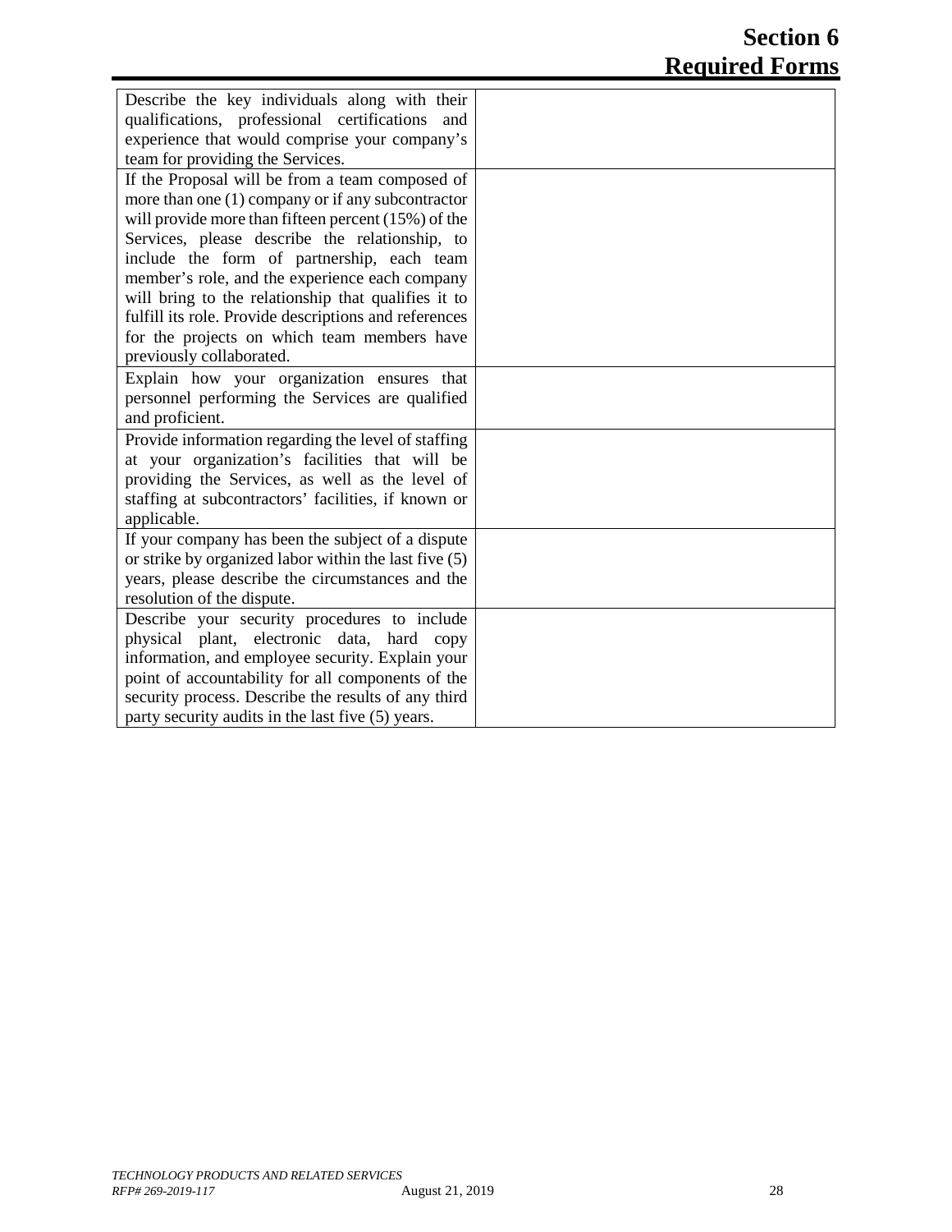# Section 6 Required Forms

| | |
|---|---|
| Describe the key individuals along with their qualifications, professional certifications and experience that would comprise your company's team for providing the Services. | |
| If the Proposal will be from a team composed of more than one (1) company or if any subcontractor will provide more than fifteen percent (15%) of the Services, please describe the relationship, to include the form of partnership, each team member's role, and the experience each company will bring to the relationship that qualifies it to fulfill its role. Provide descriptions and references for the projects on which team members have previously collaborated. | |
| Explain how your organization ensures that personnel performing the Services are qualified and proficient. | |
| Provide information regarding the level of staffing at your organization's facilities that will be providing the Services, as well as the level of staffing at subcontractors' facilities, if known or applicable. | |
| If your company has been the subject of a dispute or strike by organized labor within the last five (5) years, please describe the circumstances and the resolution of the dispute. | |
| Describe your security procedures to include physical plant, electronic data, hard copy information, and employee security. Explain your point of accountability for all components of the security process. Describe the results of any third party security audits in the last five (5) years. | |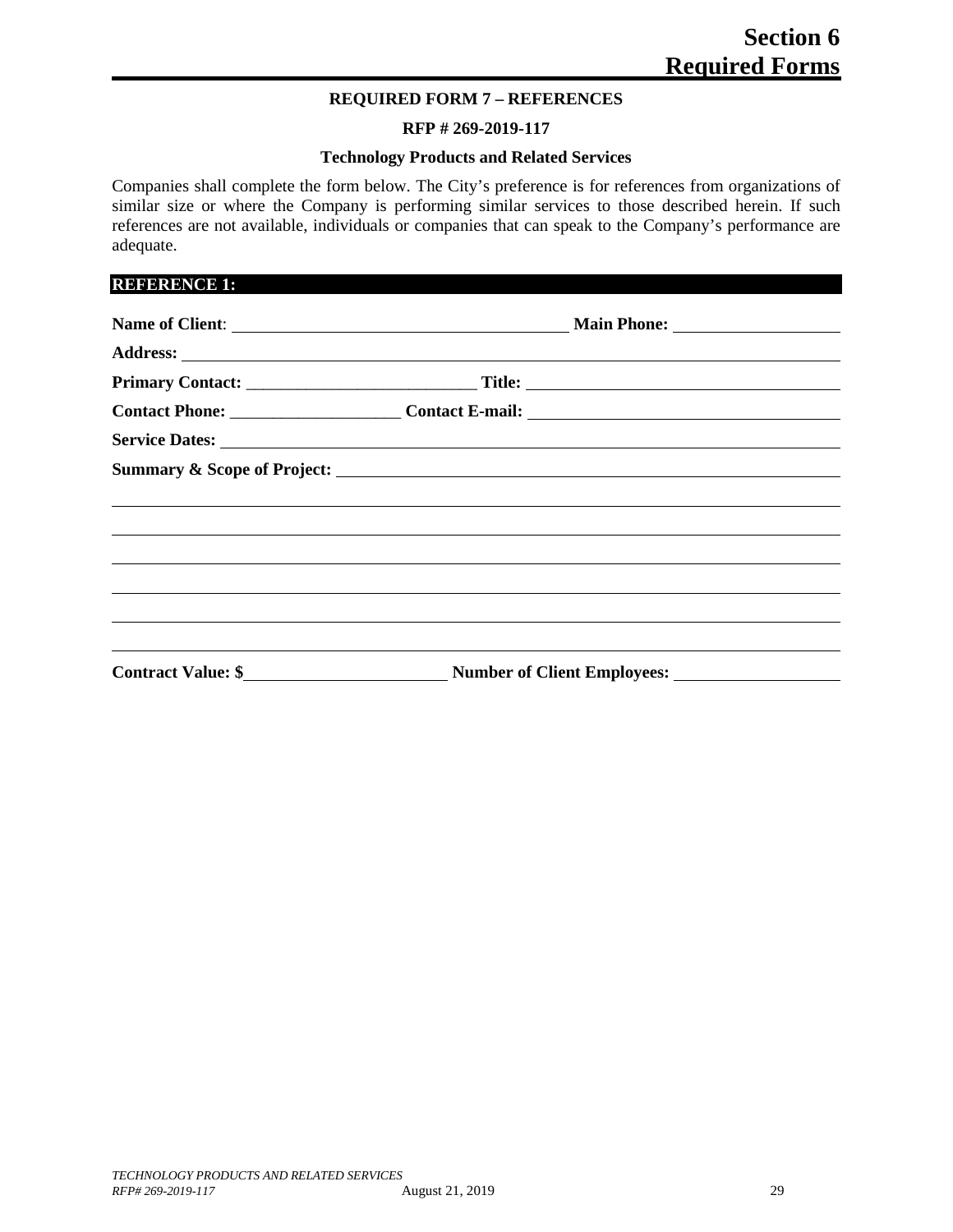# Section 6
# Required Forms

**REQUIRED FORM 7 – REFERENCES**

**RFP # 269-2019-117**

**Technology Products and Related Services**

Companies shall complete the form below. The City's preference is for references from organizations of similar size or where the Company is performing similar services to those described herein. If such references are not available, individuals or companies that can speak to the Company's performance are adequate.

**REFERENCE 1:**

**Name of Client**: ______________________________ **Main Phone:** ____________________

**Address:** ______________________________________________________________

**Primary Contact:** ___________________________ **Title:** ______________________________

**Contact Phone:** ____________________ **Contact E-mail:** ______________________________

**Service Dates:** ______________________________________________________________

**Summary & Scope of Project:** ______________________________________________

______________________________________________________________________

______________________________________________________________________

______________________________________________________________________

______________________________________________________________________

______________________________________________________________________

______________________________________________________________________

**Contract Value: $**________________________ **Number of Client Employees:** ____________________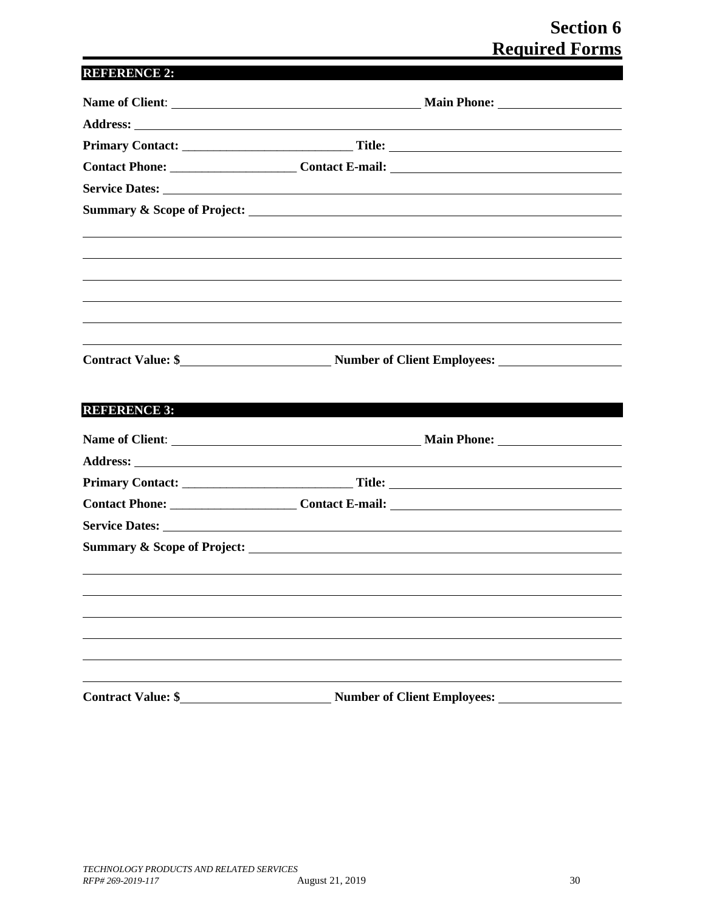## Section 6
## Required Forms

**REFERENCE 2:**

**Name of Client**: ______________________________ **Main Phone:** ____________________

**Address:** ______________________________________________________________________

**Primary Contact:** ___________________________ **Title:** ______________________________

**Contact Phone:** ____________________ **Contact E-mail:** ________________________________

**Service Dates:** ____________________________________________________________________

**Summary & Scope of Project:** ______________________________________________________

______________________________________________________________________________

______________________________________________________________________________

______________________________________________________________________________

______________________________________________________________________________

______________________________________________________________________________

______________________________________________________________________________

**Contract Value: $**________________________ **Number of Client Employees:** ____________________

**REFERENCE 3:**

**Name of Client**: ______________________________ **Main Phone:** ____________________

**Address:** ______________________________________________________________________

**Primary Contact:** ___________________________ **Title:** ______________________________

**Contact Phone:** ____________________ **Contact E-mail:** ________________________________

**Service Dates:** ____________________________________________________________________

**Summary & Scope of Project:** ______________________________________________________

______________________________________________________________________________

______________________________________________________________________________

______________________________________________________________________________

______________________________________________________________________________

______________________________________________________________________________

______________________________________________________________________________

**Contract Value: $**________________________ **Number of Client Employees:** ____________________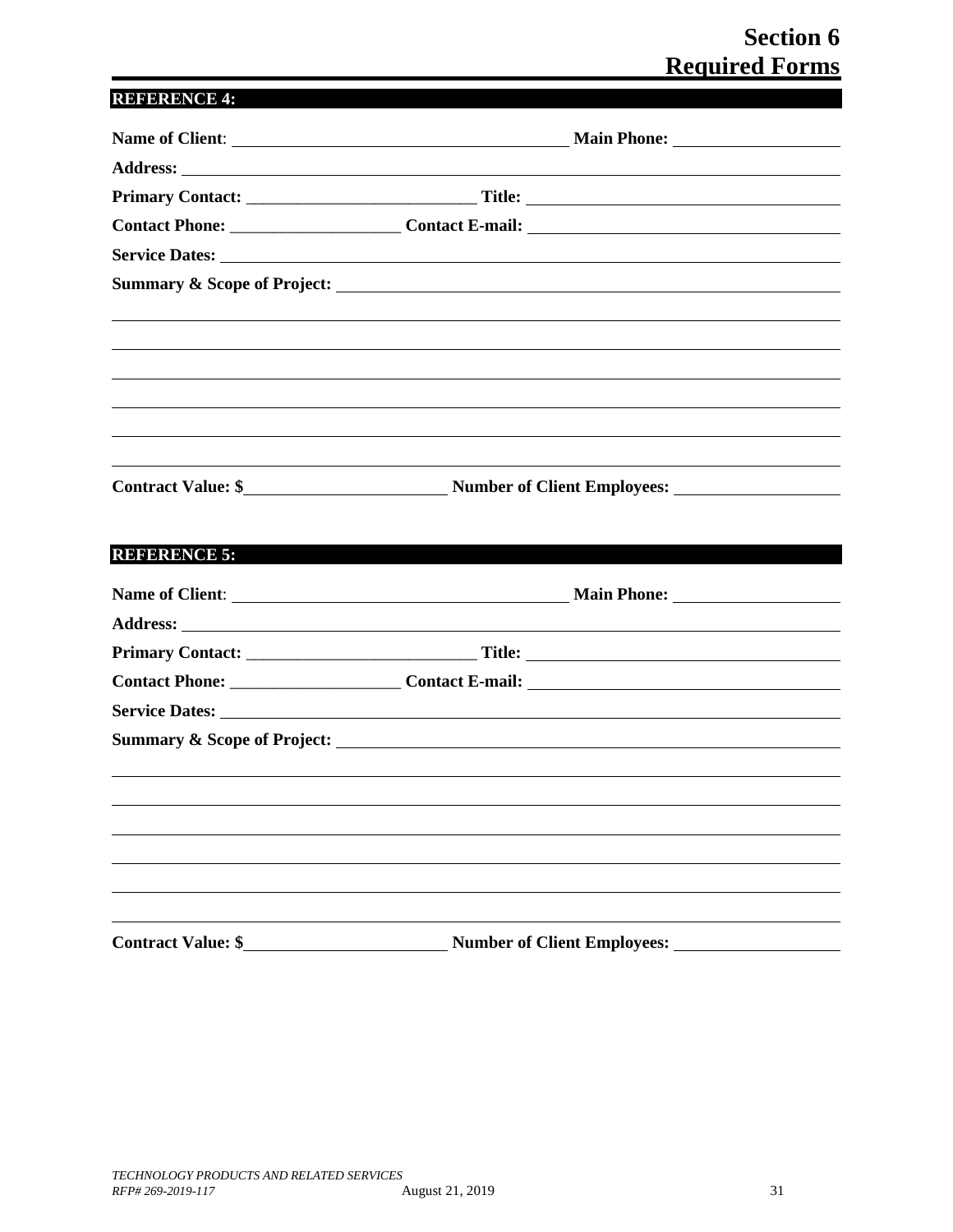# Section 6
## Required Forms

### REFERENCE 4:

**Name of Client**: ______________________________ **Main Phone:** ____________________

**Address:** ______________________________________________________________

**Primary Contact:** ___________________________ **Title:** _____________________________

**Contact Phone:** ____________________ **Contact E-mail:** ____________________________

**Service Dates:** ______________________________________________________________

**Summary & Scope of Project:** ___________________________________________________

______________________________________________________________________________

______________________________________________________________________________

______________________________________________________________________________

______________________________________________________________________________

______________________________________________________________________________

______________________________________________________________________________

**Contract Value: $**________________________ **Number of Client Employees:** ____________________

### REFERENCE 5:

**Name of Client**: ______________________________ **Main Phone:** ____________________

**Address:** ______________________________________________________________

**Primary Contact:** ___________________________ **Title:** _____________________________

**Contact Phone:** ____________________ **Contact E-mail:** ____________________________

**Service Dates:** ______________________________________________________________

**Summary & Scope of Project:** ___________________________________________________

______________________________________________________________________________

______________________________________________________________________________

______________________________________________________________________________

______________________________________________________________________________

______________________________________________________________________________

______________________________________________________________________________

**Contract Value: $**________________________ **Number of Client Employees:** ____________________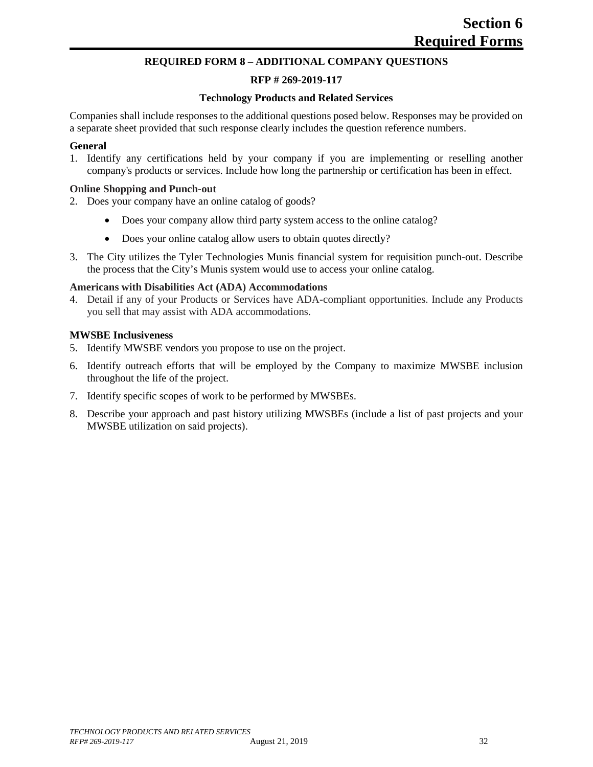# Section 6
# Required Forms

## REQUIRED FORM 8 – ADDITIONAL COMPANY QUESTIONS

### RFP # 269-2019-117

### Technology Products and Related Services

Companies shall include responses to the additional questions posed below. Responses may be provided on a separate sheet provided that such response clearly includes the question reference numbers.

**General**

1. Identify any certifications held by your company if you are implementing or reselling another company's products or services. Include how long the partnership or certification has been in effect.

**Online Shopping and Punch-out**

2. Does your company have an online catalog of goods?
   - Does your company allow third party system access to the online catalog?
   - Does your online catalog allow users to obtain quotes directly?
3. The City utilizes the Tyler Technologies Munis financial system for requisition punch-out. Describe the process that the City's Munis system would use to access your online catalog.

**Americans with Disabilities Act (ADA) Accommodations**

4. Detail if any of your Products or Services have ADA-compliant opportunities. Include any Products you sell that may assist with ADA accommodations.

**MWSBE Inclusiveness**

5. Identify MWSBE vendors you propose to use on the project.
6. Identify outreach efforts that will be employed by the Company to maximize MWSBE inclusion throughout the life of the project.
7. Identify specific scopes of work to be performed by MWSBEs.
8. Describe your approach and past history utilizing MWSBEs (include a list of past projects and your MWSBE utilization on said projects).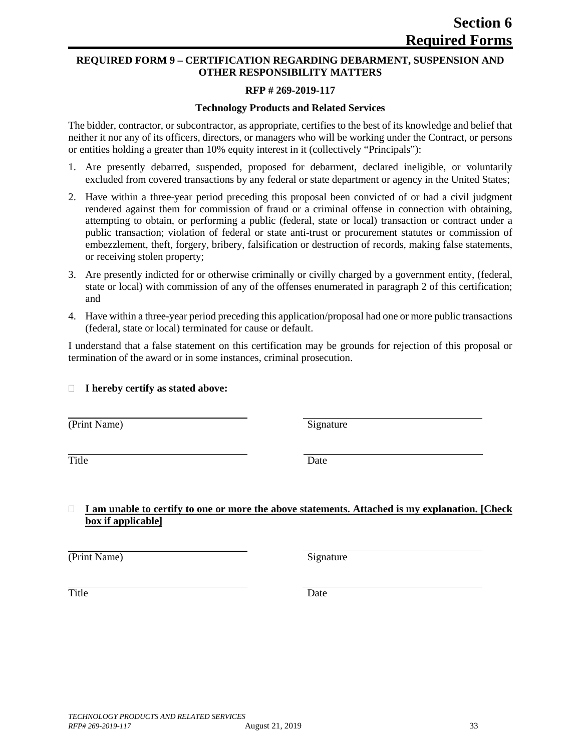# Section 6
# Required Forms

**REQUIRED FORM 9 – CERTIFICATION REGARDING DEBARMENT, SUSPENSION AND OTHER RESPONSIBILITY MATTERS**

**RFP # 269-2019-117**

**Technology Products and Related Services**

The bidder, contractor, or subcontractor, as appropriate, certifies to the best of its knowledge and belief that neither it nor any of its officers, directors, or managers who will be working under the Contract, or persons or entities holding a greater than 10% equity interest in it (collectively "Principals"):

1. Are presently debarred, suspended, proposed for debarment, declared ineligible, or voluntarily excluded from covered transactions by any federal or state department or agency in the United States;
2. Have within a three-year period preceding this proposal been convicted of or had a civil judgment rendered against them for commission of fraud or a criminal offense in connection with obtaining, attempting to obtain, or performing a public (federal, state or local) transaction or contract under a public transaction; violation of federal or state anti-trust or procurement statutes or commission of embezzlement, theft, forgery, bribery, falsification or destruction of records, making false statements, or receiving stolen property;
3. Are presently indicted for or otherwise criminally or civilly charged by a government entity, (federal, state or local) with commission of any of the offenses enumerated in paragraph 2 of this certification; and
4. Have within a three-year period preceding this application/proposal had one or more public transactions (federal, state or local) terminated for cause or default.

I understand that a false statement on this certification may be grounds for rejection of this proposal or termination of the award or in some instances, criminal prosecution.

☐ **I hereby certify as stated above:**

| _______________________ | _______________________ |
|---|---|
| (Print Name) | Signature |
| _______________________ | _______________________ |
| Title | Date |

☐ **I am unable to certify to one or more the above statements. Attached is my explanation. [Check box if applicable]**

| _______________________ | _______________________ |
|---|---|
| (Print Name) | Signature |
| _______________________ | _______________________ |
| Title | Date |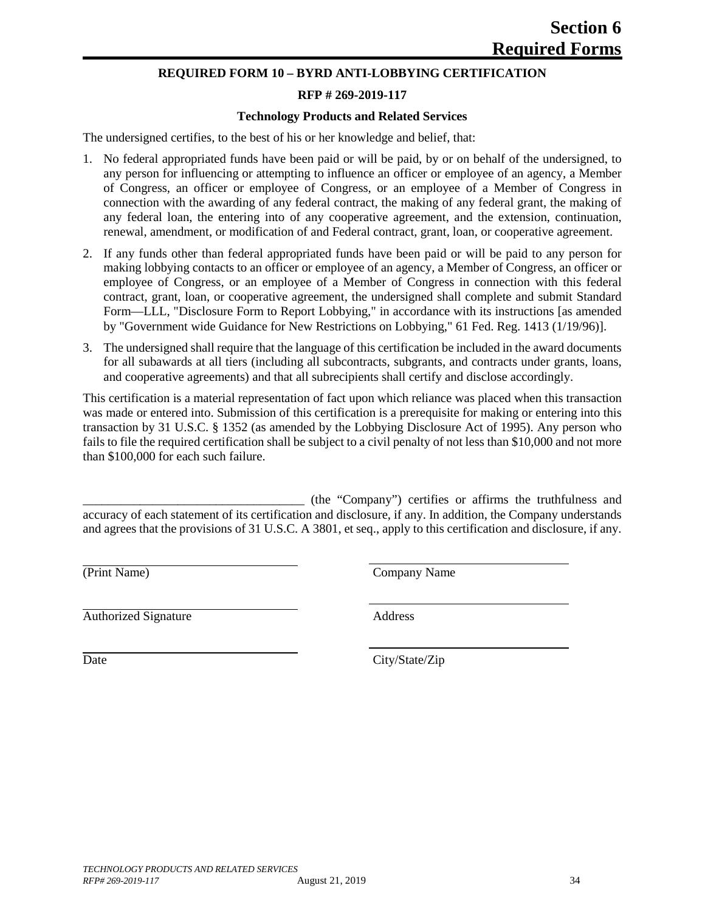**Section 6**
**Required Forms**

### REQUIRED FORM 10 – BYRD ANTI-LOBBYING CERTIFICATION

**RFP # 269-2019-117**

**Technology Products and Related Services**

The undersigned certifies, to the best of his or her knowledge and belief, that:

1. No federal appropriated funds have been paid or will be paid, by or on behalf of the undersigned, to any person for influencing or attempting to influence an officer or employee of an agency, a Member of Congress, an officer or employee of Congress, or an employee of a Member of Congress in connection with the awarding of any federal contract, the making of any federal grant, the making of any federal loan, the entering into of any cooperative agreement, and the extension, continuation, renewal, amendment, or modification of and Federal contract, grant, loan, or cooperative agreement.
2. If any funds other than federal appropriated funds have been paid or will be paid to any person for making lobbying contacts to an officer or employee of an agency, a Member of Congress, an officer or employee of Congress, or an employee of a Member of Congress in connection with this federal contract, grant, loan, or cooperative agreement, the undersigned shall complete and submit Standard Form—LLL, "Disclosure Form to Report Lobbying," in accordance with its instructions [as amended by "Government wide Guidance for New Restrictions on Lobbying," 61 Fed. Reg. 1413 (1/19/96)].
3. The undersigned shall require that the language of this certification be included in the award documents for all subawards at all tiers (including all subcontracts, subgrants, and contracts under grants, loans, and cooperative agreements) and that all subrecipients shall certify and disclose accordingly.

This certification is a material representation of fact upon which reliance was placed when this transaction was made or entered into. Submission of this certification is a prerequisite for making or entering into this transaction by 31 U.S.C. § 1352 (as amended by the Lobbying Disclosure Act of 1995). Any person who fails to file the required certification shall be subject to a civil penalty of not less than $10,000 and not more than $100,000 for each such failure.

____________________________________ (the "Company") certifies or affirms the truthfulness and accuracy of each statement of its certification and disclosure, if any. In addition, the Company understands and agrees that the provisions of 31 U.S.C. A 3801, et seq., apply to this certification and disclosure, if any.

| | |
|---|---|
| ____________________ | ____________________ |
| (Print Name) | Company Name |
| ____________________ | ____________________ |
| Authorized Signature | Address |
| ____________________ | ____________________ |
| Date | City/State/Zip |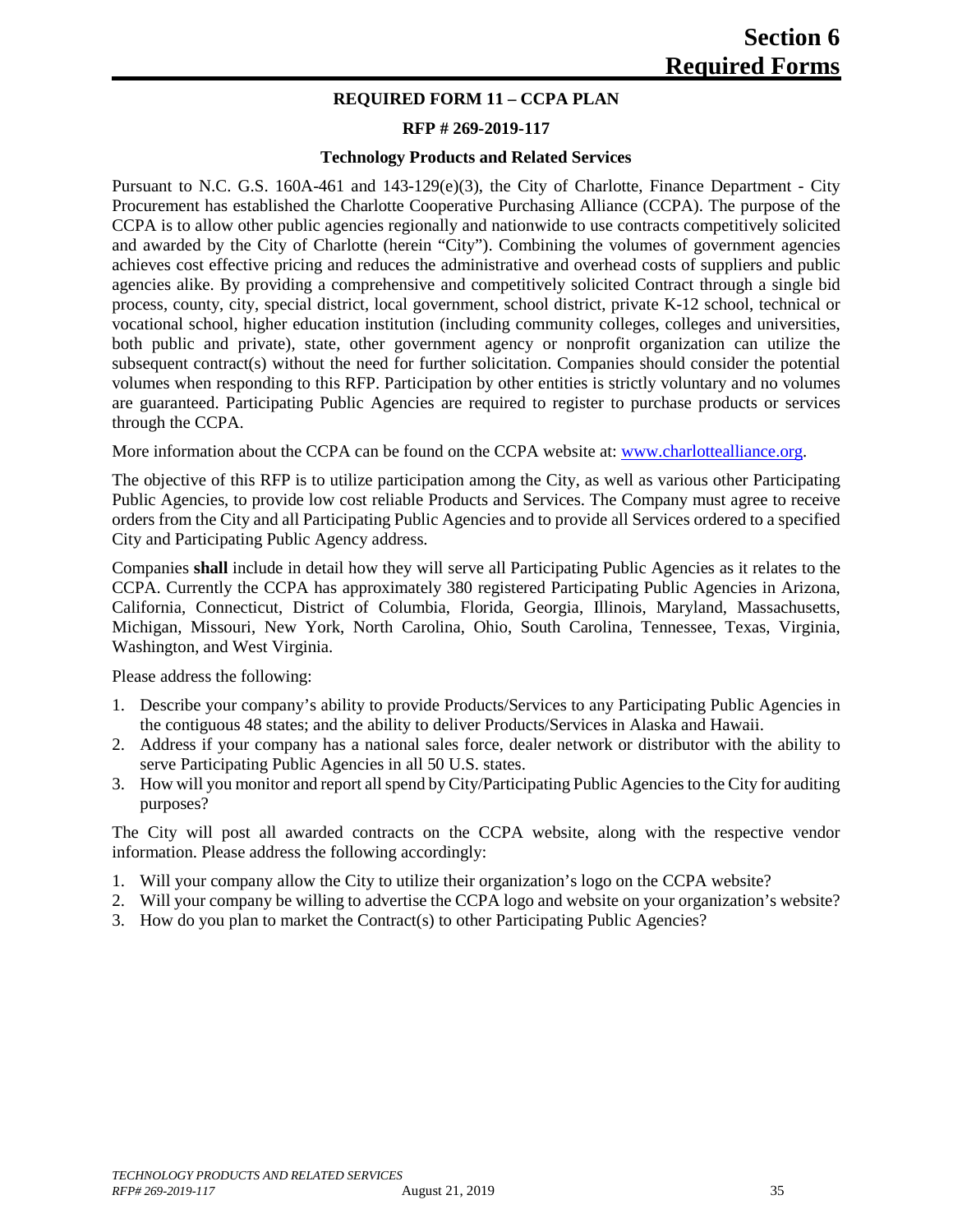## REQUIRED FORM 11 – CCPA PLAN

**RFP # 269-2019-117**

**Technology Products and Related Services**

Pursuant to N.C. G.S. 160A-461 and 143-129(e)(3), the City of Charlotte, Finance Department - City Procurement has established the Charlotte Cooperative Purchasing Alliance (CCPA). The purpose of the CCPA is to allow other public agencies regionally and nationwide to use contracts competitively solicited and awarded by the City of Charlotte (herein "City"). Combining the volumes of government agencies achieves cost effective pricing and reduces the administrative and overhead costs of suppliers and public agencies alike. By providing a comprehensive and competitively solicited Contract through a single bid process, county, city, special district, local government, school district, private K-12 school, technical or vocational school, higher education institution (including community colleges, colleges and universities, both public and private), state, other government agency or nonprofit organization can utilize the subsequent contract(s) without the need for further solicitation. Companies should consider the potential volumes when responding to this RFP. Participation by other entities is strictly voluntary and no volumes are guaranteed. Participating Public Agencies are required to register to purchase products or services through the CCPA.

More information about the CCPA can be found on the CCPA website at: www.charlottealliance.org.

The objective of this RFP is to utilize participation among the City, as well as various other Participating Public Agencies, to provide low cost reliable Products and Services. The Company must agree to receive orders from the City and all Participating Public Agencies and to provide all Services ordered to a specified City and Participating Public Agency address.

Companies **shall** include in detail how they will serve all Participating Public Agencies as it relates to the CCPA. Currently the CCPA has approximately 380 registered Participating Public Agencies in Arizona, California, Connecticut, District of Columbia, Florida, Georgia, Illinois, Maryland, Massachusetts, Michigan, Missouri, New York, North Carolina, Ohio, South Carolina, Tennessee, Texas, Virginia, Washington, and West Virginia.

Please address the following:

1. Describe your company's ability to provide Products/Services to any Participating Public Agencies in the contiguous 48 states; and the ability to deliver Products/Services in Alaska and Hawaii.
2. Address if your company has a national sales force, dealer network or distributor with the ability to serve Participating Public Agencies in all 50 U.S. states.
3. How will you monitor and report all spend by City/Participating Public Agencies to the City for auditing purposes?

The City will post all awarded contracts on the CCPA website, along with the respective vendor information. Please address the following accordingly:

1. Will your company allow the City to utilize their organization's logo on the CCPA website?
2. Will your company be willing to advertise the CCPA logo and website on your organization's website?
3. How do you plan to market the Contract(s) to other Participating Public Agencies?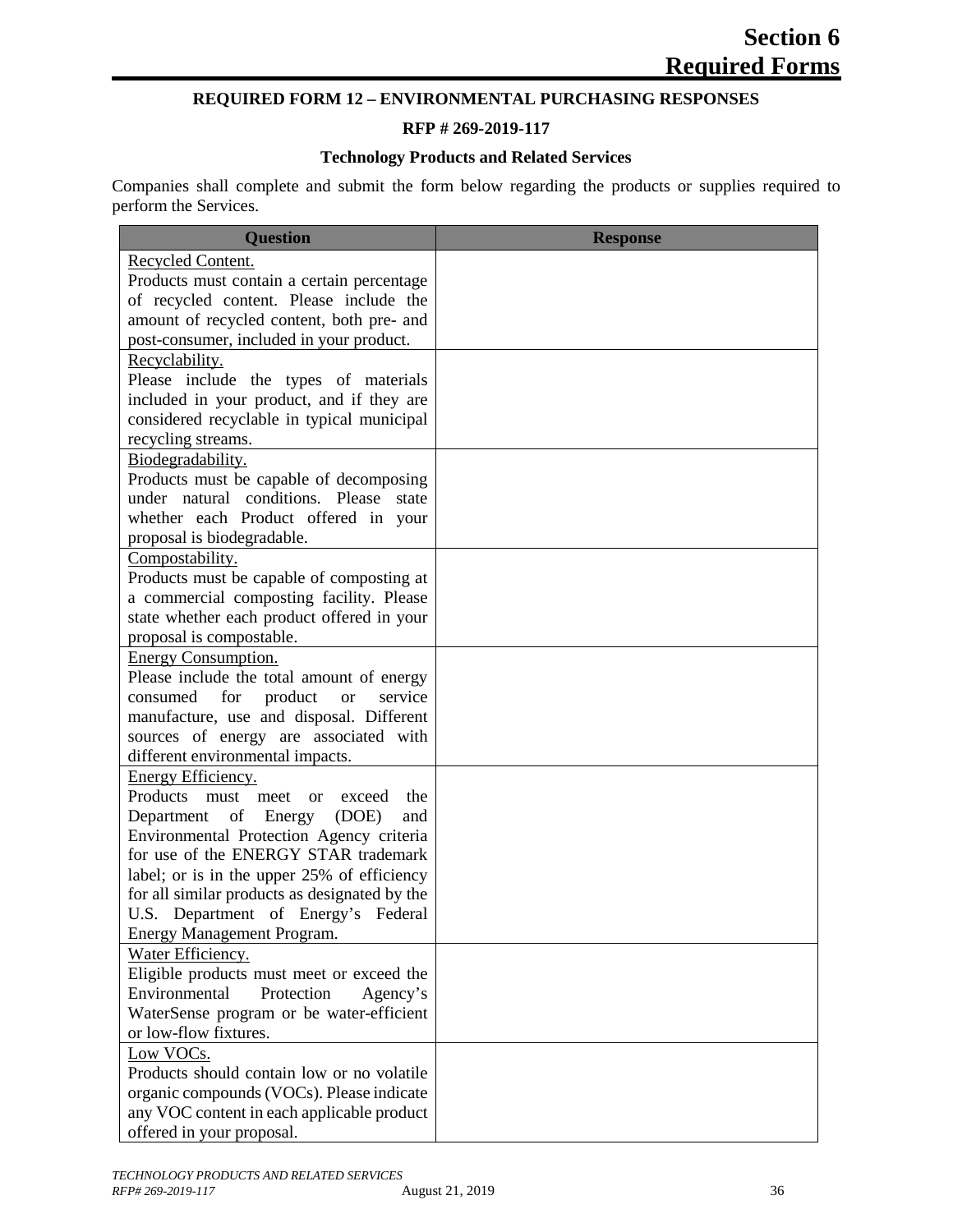# Section 6 Required Forms

## REQUIRED FORM 12 – ENVIRONMENTAL PURCHASING RESPONSES

### RFP # 269-2019-117

### Technology Products and Related Services

Companies shall complete and submit the form below regarding the products or supplies required to perform the Services.

| Question | Response |
|---|---|
| Recycled Content.<br>Products must contain a certain percentage of recycled content. Please include the amount of recycled content, both pre- and post-consumer, included in your product. | |
| Recyclability.<br>Please include the types of materials included in your product, and if they are considered recyclable in typical municipal recycling streams. | |
| Biodegradability.<br>Products must be capable of decomposing under natural conditions. Please state whether each Product offered in your proposal is biodegradable. | |
| Compostability.<br>Products must be capable of composting at a commercial composting facility. Please state whether each product offered in your proposal is compostable. | |
| Energy Consumption.<br>Please include the total amount of energy consumed for product or service manufacture, use and disposal. Different sources of energy are associated with different environmental impacts. | |
| Energy Efficiency.<br>Products must meet or exceed the Department of Energy (DOE) and Environmental Protection Agency criteria for use of the ENERGY STAR trademark label; or is in the upper 25% of efficiency for all similar products as designated by the U.S. Department of Energy's Federal Energy Management Program. | |
| Water Efficiency.<br>Eligible products must meet or exceed the Environmental Protection Agency's WaterSense program or be water-efficient or low-flow fixtures. | |
| Low VOCs.<br>Products should contain low or no volatile organic compounds (VOCs). Please indicate any VOC content in each applicable product offered in your proposal. | |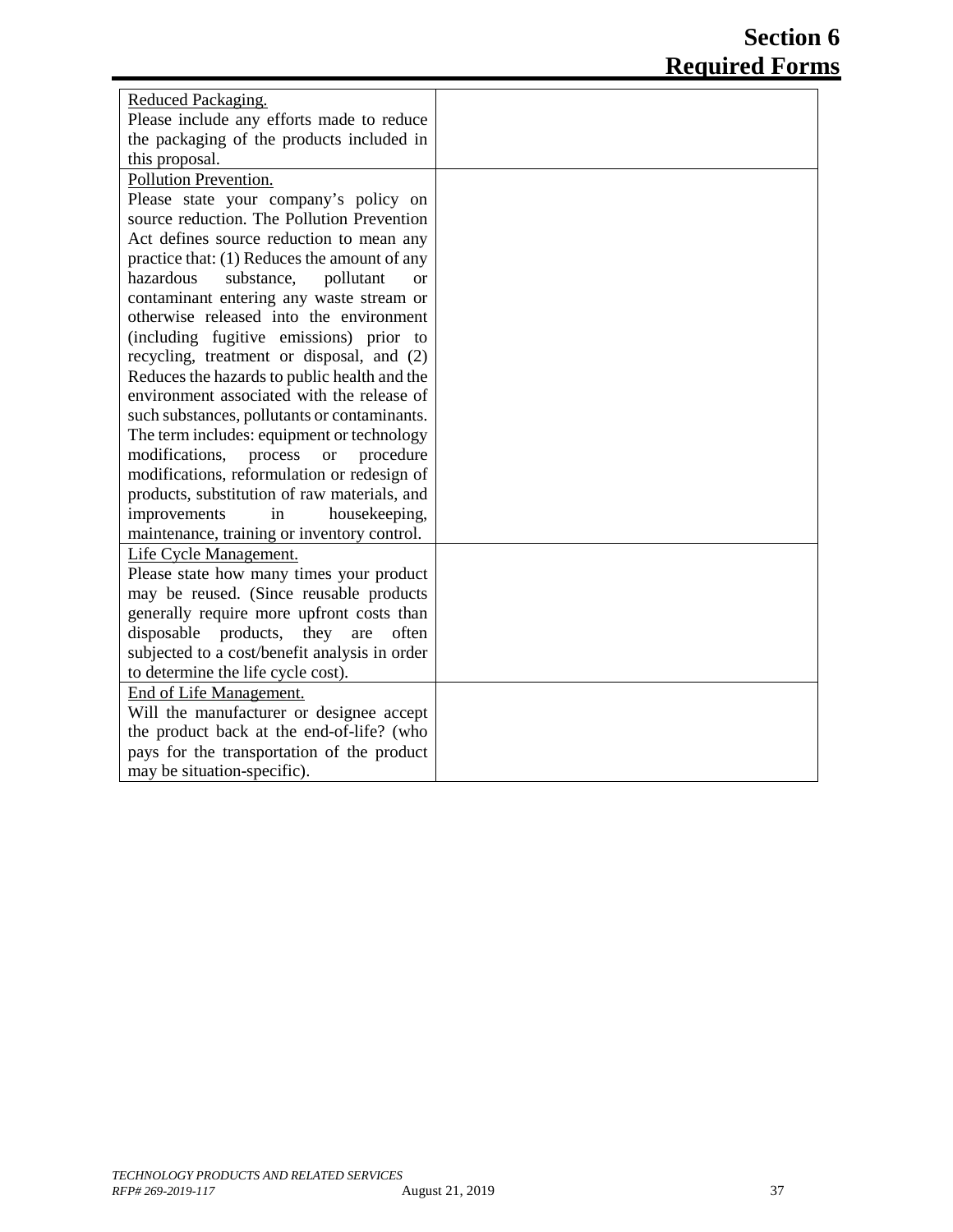# Section 6 Required Forms

| | |
|---|---|
| Reduced Packaging.<br>Please include any efforts made to reduce the packaging of the products included in this proposal. | |
| Pollution Prevention.<br>Please state your company's policy on source reduction. The Pollution Prevention Act defines source reduction to mean any practice that: (1) Reduces the amount of any hazardous substance, pollutant or contaminant entering any waste stream or otherwise released into the environment (including fugitive emissions) prior to recycling, treatment or disposal, and (2) Reduces the hazards to public health and the environment associated with the release of such substances, pollutants or contaminants. The term includes: equipment or technology modifications, process or procedure modifications, reformulation or redesign of products, substitution of raw materials, and improvements in housekeeping, maintenance, training or inventory control. | |
| Life Cycle Management.<br>Please state how many times your product may be reused. (Since reusable products generally require more upfront costs than disposable products, they are often subjected to a cost/benefit analysis in order to determine the life cycle cost). | |
| End of Life Management.<br>Will the manufacturer or designee accept the product back at the end-of-life? (who pays for the transportation of the product may be situation-specific). | |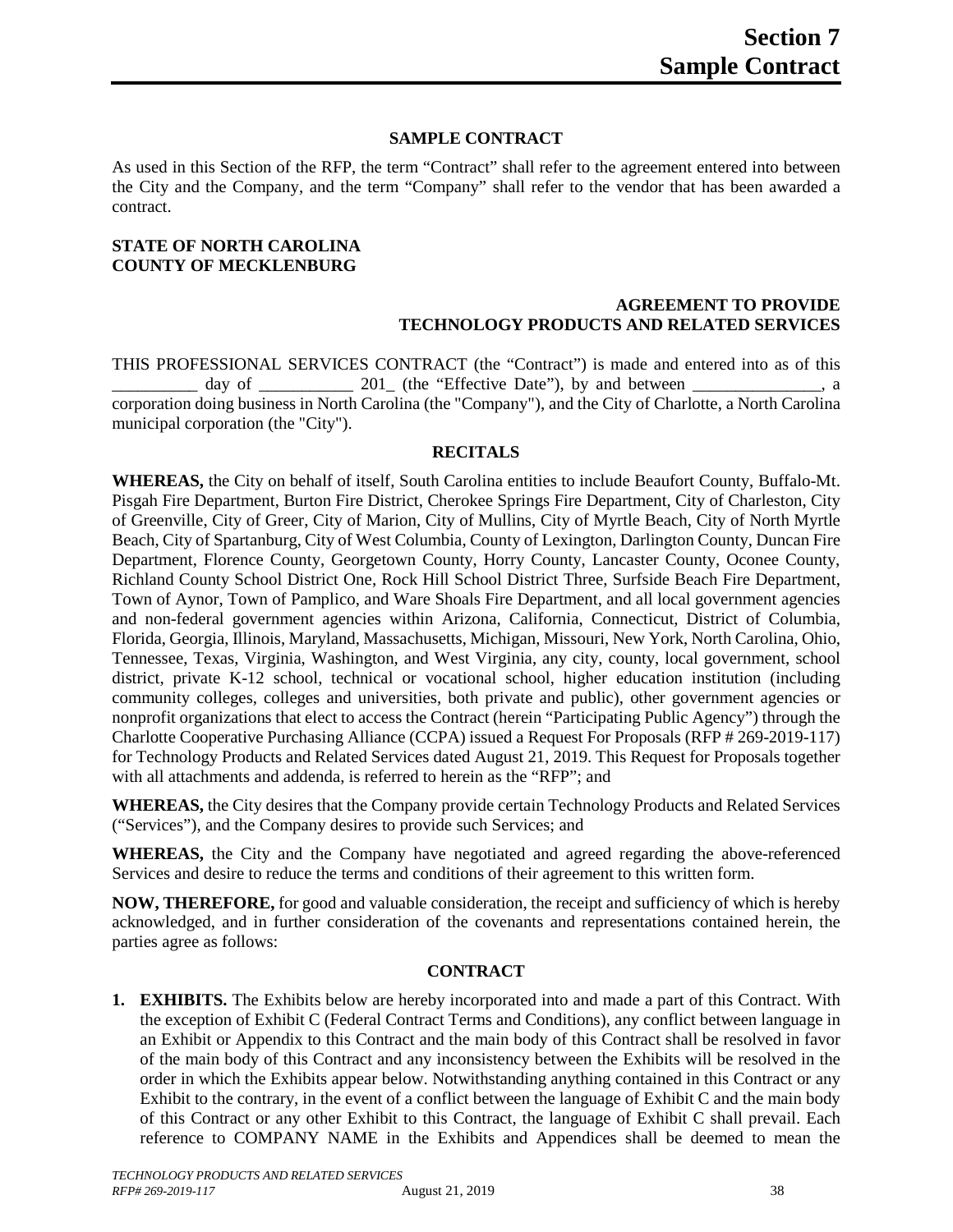# Section 7 Sample Contract

## SAMPLE CONTRACT

As used in this Section of the RFP, the term "Contract" shall refer to the agreement entered into between the City and the Company, and the term "Company" shall refer to the vendor that has been awarded a contract.

**STATE OF NORTH CAROLINA**
**COUNTY OF MECKLENBURG**

**AGREEMENT TO PROVIDE TECHNOLOGY PRODUCTS AND RELATED SERVICES**

THIS PROFESSIONAL SERVICES CONTRACT (the "Contract") is made and entered into as of this __________ day of ___________ 201_ (the "Effective Date"), by and between _______________, a corporation doing business in North Carolina (the "Company"), and the City of Charlotte, a North Carolina municipal corporation (the "City").

## RECITALS

**WHEREAS,** the City on behalf of itself, South Carolina entities to include Beaufort County, Buffalo-Mt. Pisgah Fire Department, Burton Fire District, Cherokee Springs Fire Department, City of Charleston, City of Greenville, City of Greer, City of Marion, City of Mullins, City of Myrtle Beach, City of North Myrtle Beach, City of Spartanburg, City of West Columbia, County of Lexington, Darlington County, Duncan Fire Department, Florence County, Georgetown County, Horry County, Lancaster County, Oconee County, Richland County School District One, Rock Hill School District Three, Surfside Beach Fire Department, Town of Aynor, Town of Pamplico, and Ware Shoals Fire Department, and all local government agencies and non-federal government agencies within Arizona, California, Connecticut, District of Columbia, Florida, Georgia, Illinois, Maryland, Massachusetts, Michigan, Missouri, New York, North Carolina, Ohio, Tennessee, Texas, Virginia, Washington, and West Virginia, any city, county, local government, school district, private K-12 school, technical or vocational school, higher education institution (including community colleges, colleges and universities, both private and public), other government agencies or nonprofit organizations that elect to access the Contract (herein "Participating Public Agency") through the Charlotte Cooperative Purchasing Alliance (CCPA) issued a Request For Proposals (RFP # 269-2019-117) for Technology Products and Related Services dated August 21, 2019. This Request for Proposals together with all attachments and addenda, is referred to herein as the "RFP"; and

**WHEREAS,** the City desires that the Company provide certain Technology Products and Related Services ("Services"), and the Company desires to provide such Services; and

**WHEREAS,** the City and the Company have negotiated and agreed regarding the above-referenced Services and desire to reduce the terms and conditions of their agreement to this written form.

**NOW, THEREFORE,** for good and valuable consideration, the receipt and sufficiency of which is hereby acknowledged, and in further consideration of the covenants and representations contained herein, the parties agree as follows:

## CONTRACT

1. **EXHIBITS.** The Exhibits below are hereby incorporated into and made a part of this Contract. With the exception of Exhibit C (Federal Contract Terms and Conditions), any conflict between language in an Exhibit or Appendix to this Contract and the main body of this Contract shall be resolved in favor of the main body of this Contract and any inconsistency between the Exhibits will be resolved in the order in which the Exhibits appear below. Notwithstanding anything contained in this Contract or any Exhibit to the contrary, in the event of a conflict between the language of Exhibit C and the main body of this Contract or any other Exhibit to this Contract, the language of Exhibit C shall prevail. Each reference to COMPANY NAME in the Exhibits and Appendices shall be deemed to mean the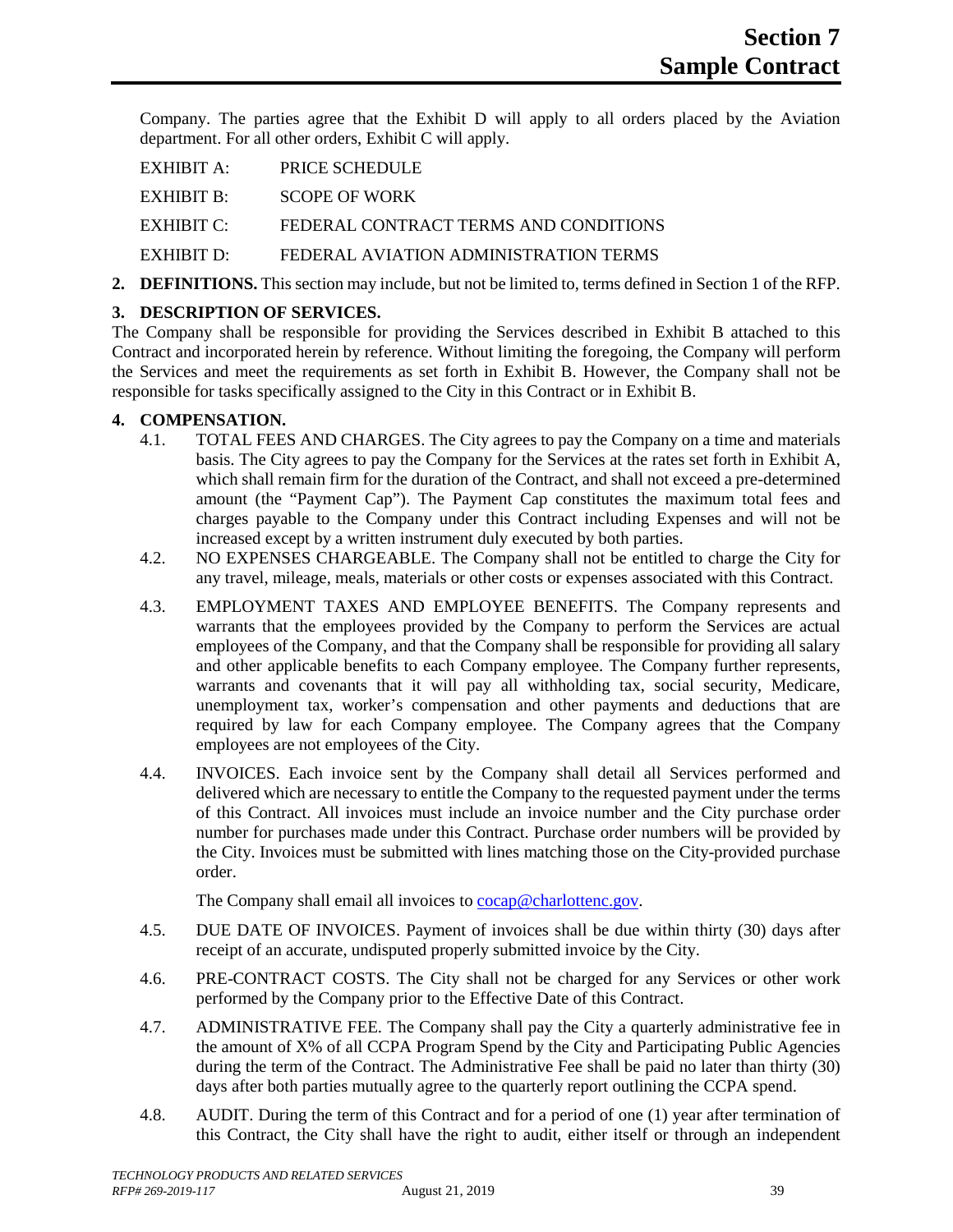Company. The parties agree that the Exhibit D will apply to all orders placed by the Aviation department. For all other orders, Exhibit C will apply.

| | |
|---|---|
| EXHIBIT A: | PRICE SCHEDULE |
| EXHIBIT B: | SCOPE OF WORK |
| EXHIBIT C: | FEDERAL CONTRACT TERMS AND CONDITIONS |
| EXHIBIT D: | FEDERAL AVIATION ADMINISTRATION TERMS |

**2. DEFINITIONS.** This section may include, but not be limited to, terms defined in Section 1 of the RFP.

**3. DESCRIPTION OF SERVICES.**

The Company shall be responsible for providing the Services described in Exhibit B attached to this Contract and incorporated herein by reference. Without limiting the foregoing, the Company will perform the Services and meet the requirements as set forth in Exhibit B. However, the Company shall not be responsible for tasks specifically assigned to the City in this Contract or in Exhibit B.

**4. COMPENSATION.**

4.1. TOTAL FEES AND CHARGES. The City agrees to pay the Company on a time and materials basis. The City agrees to pay the Company for the Services at the rates set forth in Exhibit A, which shall remain firm for the duration of the Contract, and shall not exceed a pre-determined amount (the "Payment Cap"). The Payment Cap constitutes the maximum total fees and charges payable to the Company under this Contract including Expenses and will not be increased except by a written instrument duly executed by both parties.

4.2. NO EXPENSES CHARGEABLE. The Company shall not be entitled to charge the City for any travel, mileage, meals, materials or other costs or expenses associated with this Contract.

4.3. EMPLOYMENT TAXES AND EMPLOYEE BENEFITS. The Company represents and warrants that the employees provided by the Company to perform the Services are actual employees of the Company, and that the Company shall be responsible for providing all salary and other applicable benefits to each Company employee. The Company further represents, warrants and covenants that it will pay all withholding tax, social security, Medicare, unemployment tax, worker's compensation and other payments and deductions that are required by law for each Company employee. The Company agrees that the Company employees are not employees of the City.

4.4. INVOICES. Each invoice sent by the Company shall detail all Services performed and delivered which are necessary to entitle the Company to the requested payment under the terms of this Contract. All invoices must include an invoice number and the City purchase order number for purchases made under this Contract. Purchase order numbers will be provided by the City. Invoices must be submitted with lines matching those on the City-provided purchase order.

The Company shall email all invoices to cocap@charlottenc.gov.

4.5. DUE DATE OF INVOICES. Payment of invoices shall be due within thirty (30) days after receipt of an accurate, undisputed properly submitted invoice by the City.

4.6. PRE-CONTRACT COSTS. The City shall not be charged for any Services or other work performed by the Company prior to the Effective Date of this Contract.

4.7. ADMINISTRATIVE FEE. The Company shall pay the City a quarterly administrative fee in the amount of X% of all CCPA Program Spend by the City and Participating Public Agencies during the term of the Contract. The Administrative Fee shall be paid no later than thirty (30) days after both parties mutually agree to the quarterly report outlining the CCPA spend.

4.8. AUDIT. During the term of this Contract and for a period of one (1) year after termination of this Contract, the City shall have the right to audit, either itself or through an independent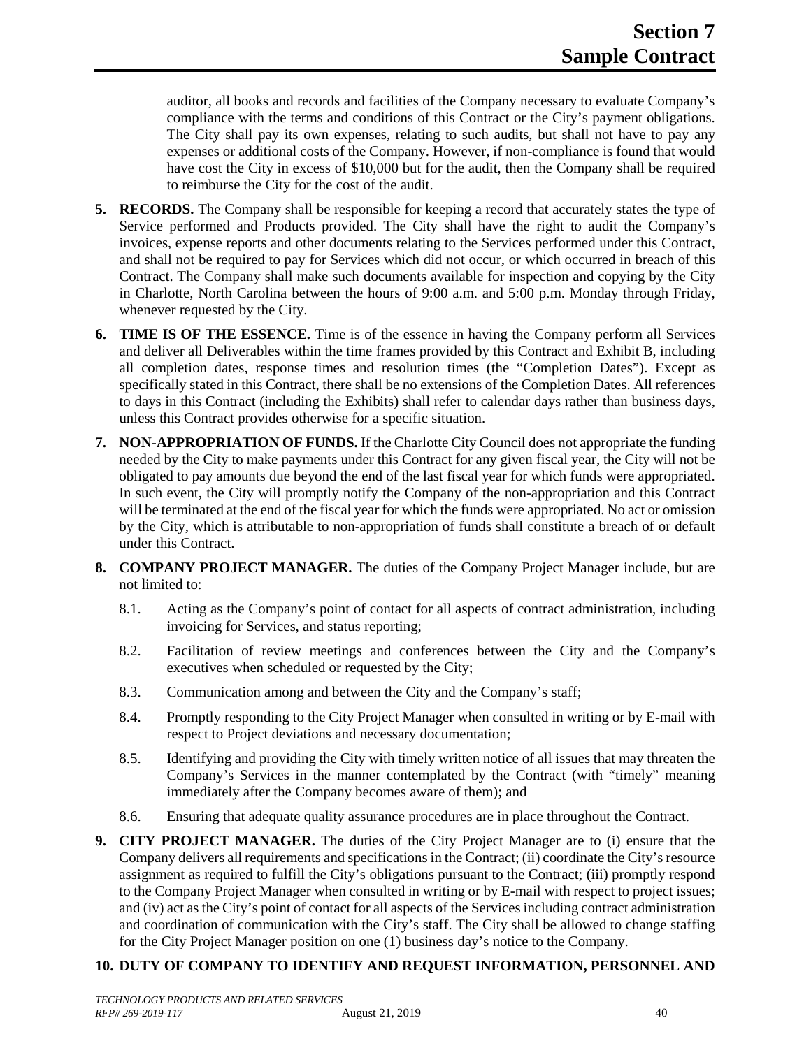auditor, all books and records and facilities of the Company necessary to evaluate Company's compliance with the terms and conditions of this Contract or the City's payment obligations. The City shall pay its own expenses, relating to such audits, but shall not have to pay any expenses or additional costs of the Company. However, if non-compliance is found that would have cost the City in excess of $10,000 but for the audit, then the Company shall be required to reimburse the City for the cost of the audit.

**5. RECORDS.** The Company shall be responsible for keeping a record that accurately states the type of Service performed and Products provided. The City shall have the right to audit the Company's invoices, expense reports and other documents relating to the Services performed under this Contract, and shall not be required to pay for Services which did not occur, or which occurred in breach of this Contract. The Company shall make such documents available for inspection and copying by the City in Charlotte, North Carolina between the hours of 9:00 a.m. and 5:00 p.m. Monday through Friday, whenever requested by the City.

**6. TIME IS OF THE ESSENCE.** Time is of the essence in having the Company perform all Services and deliver all Deliverables within the time frames provided by this Contract and Exhibit B, including all completion dates, response times and resolution times (the "Completion Dates"). Except as specifically stated in this Contract, there shall be no extensions of the Completion Dates. All references to days in this Contract (including the Exhibits) shall refer to calendar days rather than business days, unless this Contract provides otherwise for a specific situation.

**7. NON-APPROPRIATION OF FUNDS.** If the Charlotte City Council does not appropriate the funding needed by the City to make payments under this Contract for any given fiscal year, the City will not be obligated to pay amounts due beyond the end of the last fiscal year for which funds were appropriated. In such event, the City will promptly notify the Company of the non-appropriation and this Contract will be terminated at the end of the fiscal year for which the funds were appropriated. No act or omission by the City, which is attributable to non-appropriation of funds shall constitute a breach of or default under this Contract.

**8. COMPANY PROJECT MANAGER.** The duties of the Company Project Manager include, but are not limited to:

8.1. Acting as the Company's point of contact for all aspects of contract administration, including invoicing for Services, and status reporting;

8.2. Facilitation of review meetings and conferences between the City and the Company's executives when scheduled or requested by the City;

8.3. Communication among and between the City and the Company's staff;

8.4. Promptly responding to the City Project Manager when consulted in writing or by E-mail with respect to Project deviations and necessary documentation;

8.5. Identifying and providing the City with timely written notice of all issues that may threaten the Company's Services in the manner contemplated by the Contract (with "timely" meaning immediately after the Company becomes aware of them); and

8.6. Ensuring that adequate quality assurance procedures are in place throughout the Contract.

**9. CITY PROJECT MANAGER.** The duties of the City Project Manager are to (i) ensure that the Company delivers all requirements and specifications in the Contract; (ii) coordinate the City's resource assignment as required to fulfill the City's obligations pursuant to the Contract; (iii) promptly respond to the Company Project Manager when consulted in writing or by E-mail with respect to project issues; and (iv) act as the City's point of contact for all aspects of the Services including contract administration and coordination of communication with the City's staff. The City shall be allowed to change staffing for the City Project Manager position on one (1) business day's notice to the Company.

**10. DUTY OF COMPANY TO IDENTIFY AND REQUEST INFORMATION, PERSONNEL AND**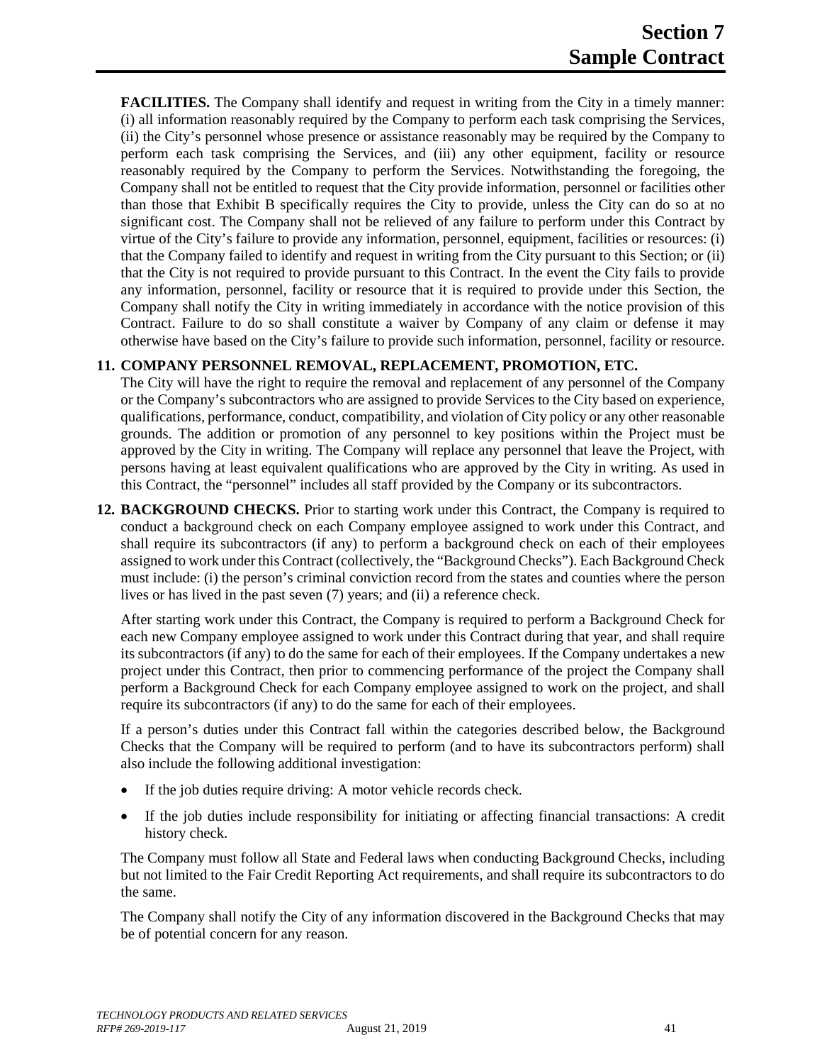**FACILITIES.** The Company shall identify and request in writing from the City in a timely manner: (i) all information reasonably required by the Company to perform each task comprising the Services, (ii) the City's personnel whose presence or assistance reasonably may be required by the Company to perform each task comprising the Services, and (iii) any other equipment, facility or resource reasonably required by the Company to perform the Services. Notwithstanding the foregoing, the Company shall not be entitled to request that the City provide information, personnel or facilities other than those that Exhibit B specifically requires the City to provide, unless the City can do so at no significant cost. The Company shall not be relieved of any failure to perform under this Contract by virtue of the City's failure to provide any information, personnel, equipment, facilities or resources: (i) that the Company failed to identify and request in writing from the City pursuant to this Section; or (ii) that the City is not required to provide pursuant to this Contract. In the event the City fails to provide any information, personnel, facility or resource that it is required to provide under this Section, the Company shall notify the City in writing immediately in accordance with the notice provision of this Contract. Failure to do so shall constitute a waiver by Company of any claim or defense it may otherwise have based on the City's failure to provide such information, personnel, facility or resource.

**11. COMPANY PERSONNEL REMOVAL, REPLACEMENT, PROMOTION, ETC.**

The City will have the right to require the removal and replacement of any personnel of the Company or the Company's subcontractors who are assigned to provide Services to the City based on experience, qualifications, performance, conduct, compatibility, and violation of City policy or any other reasonable grounds. The addition or promotion of any personnel to key positions within the Project must be approved by the City in writing. The Company will replace any personnel that leave the Project, with persons having at least equivalent qualifications who are approved by the City in writing. As used in this Contract, the "personnel" includes all staff provided by the Company or its subcontractors.

**12. BACKGROUND CHECKS.** Prior to starting work under this Contract, the Company is required to conduct a background check on each Company employee assigned to work under this Contract, and shall require its subcontractors (if any) to perform a background check on each of their employees assigned to work under this Contract (collectively, the "Background Checks"). Each Background Check must include: (i) the person's criminal conviction record from the states and counties where the person lives or has lived in the past seven (7) years; and (ii) a reference check.

After starting work under this Contract, the Company is required to perform a Background Check for each new Company employee assigned to work under this Contract during that year, and shall require its subcontractors (if any) to do the same for each of their employees. If the Company undertakes a new project under this Contract, then prior to commencing performance of the project the Company shall perform a Background Check for each Company employee assigned to work on the project, and shall require its subcontractors (if any) to do the same for each of their employees.

If a person's duties under this Contract fall within the categories described below, the Background Checks that the Company will be required to perform (and to have its subcontractors perform) shall also include the following additional investigation:

- If the job duties require driving: A motor vehicle records check.
- If the job duties include responsibility for initiating or affecting financial transactions: A credit history check.

The Company must follow all State and Federal laws when conducting Background Checks, including but not limited to the Fair Credit Reporting Act requirements, and shall require its subcontractors to do the same.

The Company shall notify the City of any information discovered in the Background Checks that may be of potential concern for any reason.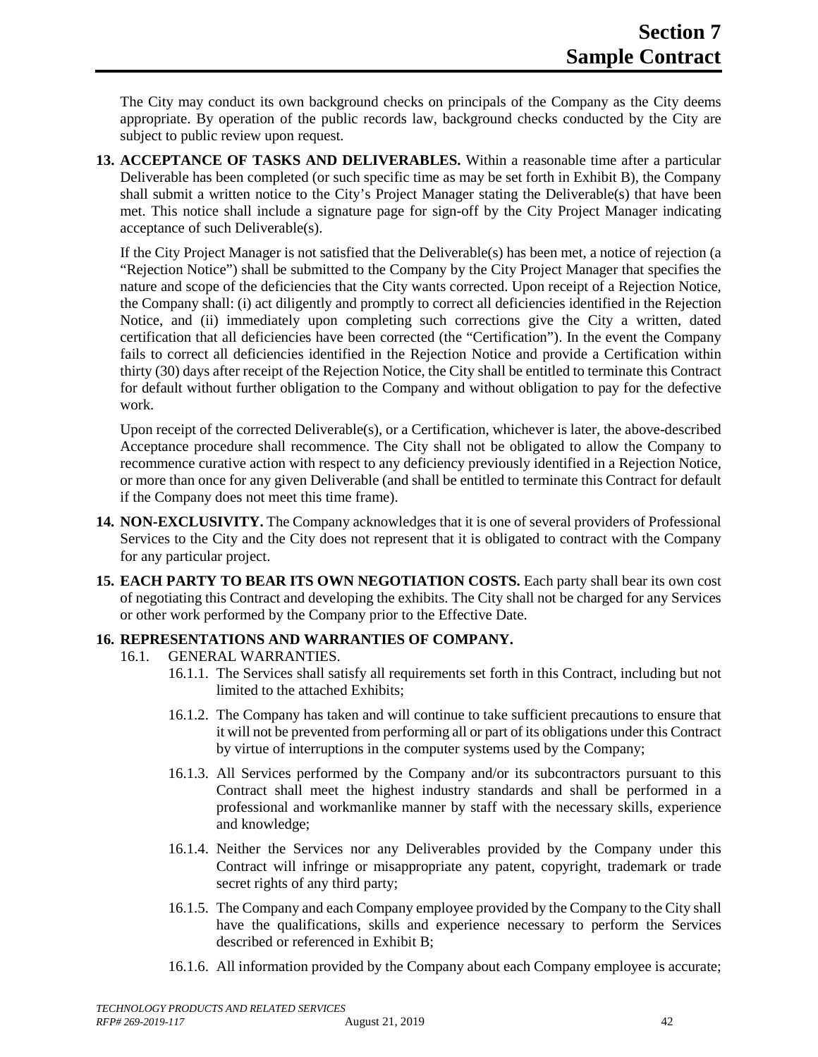The City may conduct its own background checks on principals of the Company as the City deems appropriate. By operation of the public records law, background checks conducted by the City are subject to public review upon request.

**13. ACCEPTANCE OF TASKS AND DELIVERABLES.** Within a reasonable time after a particular Deliverable has been completed (or such specific time as may be set forth in Exhibit B), the Company shall submit a written notice to the City's Project Manager stating the Deliverable(s) that have been met. This notice shall include a signature page for sign-off by the City Project Manager indicating acceptance of such Deliverable(s).

If the City Project Manager is not satisfied that the Deliverable(s) has been met, a notice of rejection (a "Rejection Notice") shall be submitted to the Company by the City Project Manager that specifies the nature and scope of the deficiencies that the City wants corrected. Upon receipt of a Rejection Notice, the Company shall: (i) act diligently and promptly to correct all deficiencies identified in the Rejection Notice, and (ii) immediately upon completing such corrections give the City a written, dated certification that all deficiencies have been corrected (the "Certification"). In the event the Company fails to correct all deficiencies identified in the Rejection Notice and provide a Certification within thirty (30) days after receipt of the Rejection Notice, the City shall be entitled to terminate this Contract for default without further obligation to the Company and without obligation to pay for the defective work.

Upon receipt of the corrected Deliverable(s), or a Certification, whichever is later, the above-described Acceptance procedure shall recommence. The City shall not be obligated to allow the Company to recommence curative action with respect to any deficiency previously identified in a Rejection Notice, or more than once for any given Deliverable (and shall be entitled to terminate this Contract for default if the Company does not meet this time frame).

**14. NON-EXCLUSIVITY.** The Company acknowledges that it is one of several providers of Professional Services to the City and the City does not represent that it is obligated to contract with the Company for any particular project.

**15. EACH PARTY TO BEAR ITS OWN NEGOTIATION COSTS.** Each party shall bear its own cost of negotiating this Contract and developing the exhibits. The City shall not be charged for any Services or other work performed by the Company prior to the Effective Date.

**16. REPRESENTATIONS AND WARRANTIES OF COMPANY.**

16.1. GENERAL WARRANTIES.

16.1.1. The Services shall satisfy all requirements set forth in this Contract, including but not limited to the attached Exhibits;

16.1.2. The Company has taken and will continue to take sufficient precautions to ensure that it will not be prevented from performing all or part of its obligations under this Contract by virtue of interruptions in the computer systems used by the Company;

16.1.3. All Services performed by the Company and/or its subcontractors pursuant to this Contract shall meet the highest industry standards and shall be performed in a professional and workmanlike manner by staff with the necessary skills, experience and knowledge;

16.1.4. Neither the Services nor any Deliverables provided by the Company under this Contract will infringe or misappropriate any patent, copyright, trademark or trade secret rights of any third party;

16.1.5. The Company and each Company employee provided by the Company to the City shall have the qualifications, skills and experience necessary to perform the Services described or referenced in Exhibit B;

16.1.6. All information provided by the Company about each Company employee is accurate;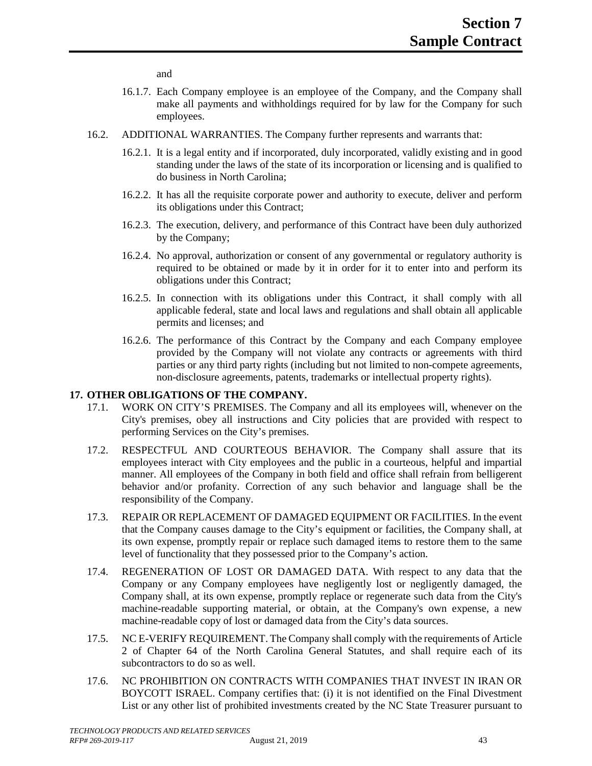and

16.1.7. Each Company employee is an employee of the Company, and the Company shall make all payments and withholdings required for by law for the Company for such employees.

16.2. ADDITIONAL WARRANTIES. The Company further represents and warrants that:

16.2.1. It is a legal entity and if incorporated, duly incorporated, validly existing and in good standing under the laws of the state of its incorporation or licensing and is qualified to do business in North Carolina;

16.2.2. It has all the requisite corporate power and authority to execute, deliver and perform its obligations under this Contract;

16.2.3. The execution, delivery, and performance of this Contract have been duly authorized by the Company;

16.2.4. No approval, authorization or consent of any governmental or regulatory authority is required to be obtained or made by it in order for it to enter into and perform its obligations under this Contract;

16.2.5. In connection with its obligations under this Contract, it shall comply with all applicable federal, state and local laws and regulations and shall obtain all applicable permits and licenses; and

16.2.6. The performance of this Contract by the Company and each Company employee provided by the Company will not violate any contracts or agreements with third parties or any third party rights (including but not limited to non-compete agreements, non-disclosure agreements, patents, trademarks or intellectual property rights).

**17. OTHER OBLIGATIONS OF THE COMPANY.**

17.1. WORK ON CITY'S PREMISES. The Company and all its employees will, whenever on the City's premises, obey all instructions and City policies that are provided with respect to performing Services on the City's premises.

17.2. RESPECTFUL AND COURTEOUS BEHAVIOR. The Company shall assure that its employees interact with City employees and the public in a courteous, helpful and impartial manner. All employees of the Company in both field and office shall refrain from belligerent behavior and/or profanity. Correction of any such behavior and language shall be the responsibility of the Company.

17.3. REPAIR OR REPLACEMENT OF DAMAGED EQUIPMENT OR FACILITIES. In the event that the Company causes damage to the City's equipment or facilities, the Company shall, at its own expense, promptly repair or replace such damaged items to restore them to the same level of functionality that they possessed prior to the Company's action.

17.4. REGENERATION OF LOST OR DAMAGED DATA. With respect to any data that the Company or any Company employees have negligently lost or negligently damaged, the Company shall, at its own expense, promptly replace or regenerate such data from the City's machine-readable supporting material, or obtain, at the Company's own expense, a new machine-readable copy of lost or damaged data from the City's data sources.

17.5. NC E-VERIFY REQUIREMENT. The Company shall comply with the requirements of Article 2 of Chapter 64 of the North Carolina General Statutes, and shall require each of its subcontractors to do so as well.

17.6. NC PROHIBITION ON CONTRACTS WITH COMPANIES THAT INVEST IN IRAN OR BOYCOTT ISRAEL. Company certifies that: (i) it is not identified on the Final Divestment List or any other list of prohibited investments created by the NC State Treasurer pursuant to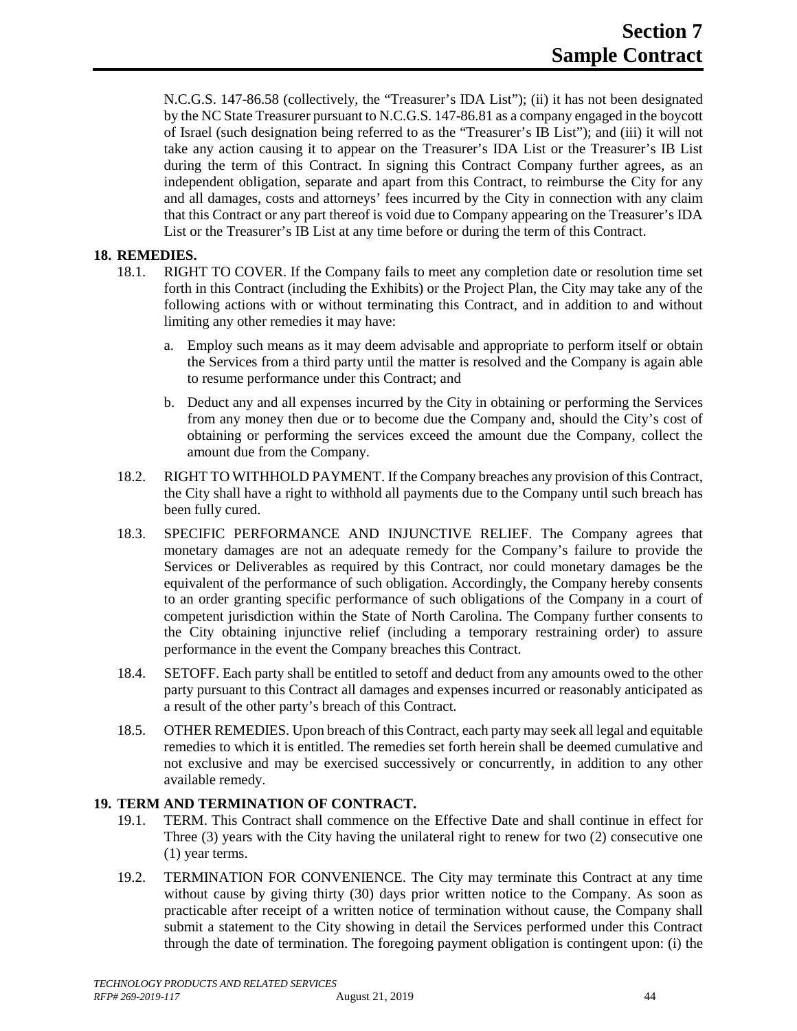N.C.G.S. 147-86.58 (collectively, the "Treasurer's IDA List"); (ii) it has not been designated by the NC State Treasurer pursuant to N.C.G.S. 147-86.81 as a company engaged in the boycott of Israel (such designation being referred to as the "Treasurer's IB List"); and (iii) it will not take any action causing it to appear on the Treasurer's IDA List or the Treasurer's IB List during the term of this Contract. In signing this Contract Company further agrees, as an independent obligation, separate and apart from this Contract, to reimburse the City for any and all damages, costs and attorneys' fees incurred by the City in connection with any claim that this Contract or any part thereof is void due to Company appearing on the Treasurer's IDA List or the Treasurer's IB List at any time before or during the term of this Contract.

**18. REMEDIES.**

18.1. RIGHT TO COVER. If the Company fails to meet any completion date or resolution time set forth in this Contract (including the Exhibits) or the Project Plan, the City may take any of the following actions with or without terminating this Contract, and in addition to and without limiting any other remedies it may have:

a. Employ such means as it may deem advisable and appropriate to perform itself or obtain the Services from a third party until the matter is resolved and the Company is again able to resume performance under this Contract; and

b. Deduct any and all expenses incurred by the City in obtaining or performing the Services from any money then due or to become due the Company and, should the City's cost of obtaining or performing the services exceed the amount due the Company, collect the amount due from the Company.

18.2. RIGHT TO WITHHOLD PAYMENT. If the Company breaches any provision of this Contract, the City shall have a right to withhold all payments due to the Company until such breach has been fully cured.

18.3. SPECIFIC PERFORMANCE AND INJUNCTIVE RELIEF. The Company agrees that monetary damages are not an adequate remedy for the Company's failure to provide the Services or Deliverables as required by this Contract, nor could monetary damages be the equivalent of the performance of such obligation. Accordingly, the Company hereby consents to an order granting specific performance of such obligations of the Company in a court of competent jurisdiction within the State of North Carolina. The Company further consents to the City obtaining injunctive relief (including a temporary restraining order) to assure performance in the event the Company breaches this Contract.

18.4. SETOFF. Each party shall be entitled to setoff and deduct from any amounts owed to the other party pursuant to this Contract all damages and expenses incurred or reasonably anticipated as a result of the other party's breach of this Contract.

18.5. OTHER REMEDIES. Upon breach of this Contract, each party may seek all legal and equitable remedies to which it is entitled. The remedies set forth herein shall be deemed cumulative and not exclusive and may be exercised successively or concurrently, in addition to any other available remedy.

**19. TERM AND TERMINATION OF CONTRACT.**

19.1. TERM. This Contract shall commence on the Effective Date and shall continue in effect for Three (3) years with the City having the unilateral right to renew for two (2) consecutive one (1) year terms.

19.2. TERMINATION FOR CONVENIENCE. The City may terminate this Contract at any time without cause by giving thirty (30) days prior written notice to the Company. As soon as practicable after receipt of a written notice of termination without cause, the Company shall submit a statement to the City showing in detail the Services performed under this Contract through the date of termination. The foregoing payment obligation is contingent upon: (i) the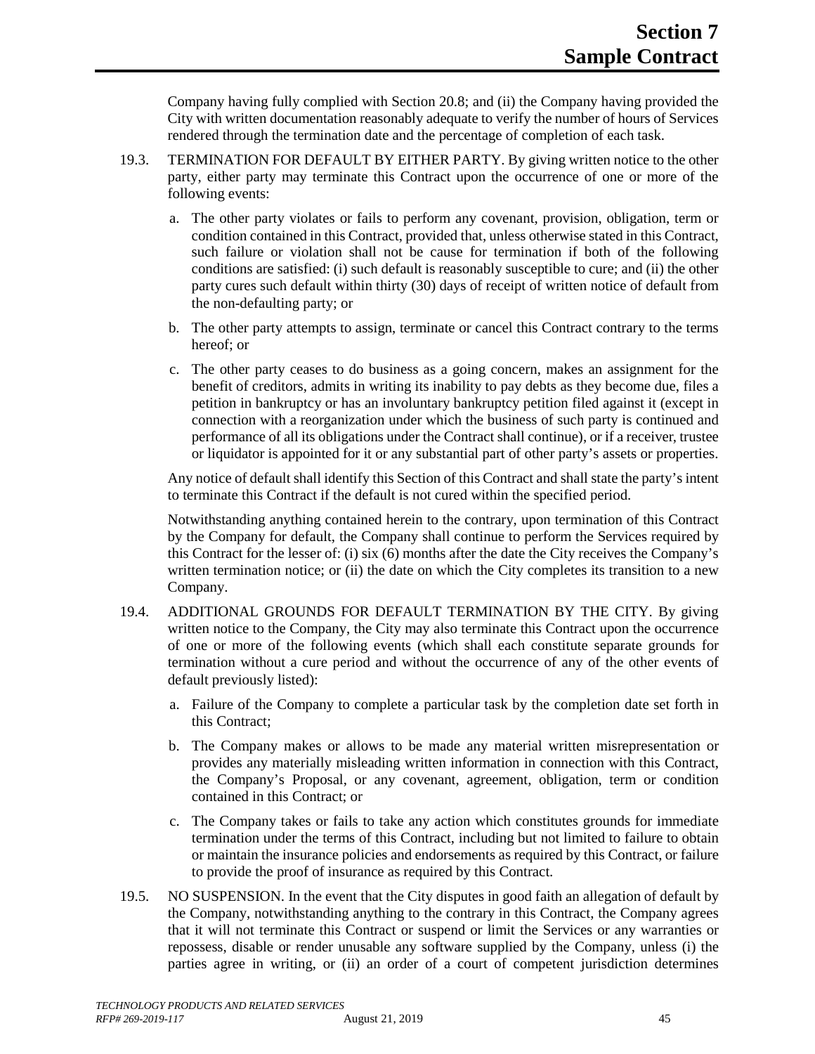Company having fully complied with Section 20.8; and (ii) the Company having provided the City with written documentation reasonably adequate to verify the number of hours of Services rendered through the termination date and the percentage of completion of each task.

19.3. TERMINATION FOR DEFAULT BY EITHER PARTY. By giving written notice to the other party, either party may terminate this Contract upon the occurrence of one or more of the following events:

a. The other party violates or fails to perform any covenant, provision, obligation, term or condition contained in this Contract, provided that, unless otherwise stated in this Contract, such failure or violation shall not be cause for termination if both of the following conditions are satisfied: (i) such default is reasonably susceptible to cure; and (ii) the other party cures such default within thirty (30) days of receipt of written notice of default from the non-defaulting party; or

b. The other party attempts to assign, terminate or cancel this Contract contrary to the terms hereof; or

c. The other party ceases to do business as a going concern, makes an assignment for the benefit of creditors, admits in writing its inability to pay debts as they become due, files a petition in bankruptcy or has an involuntary bankruptcy petition filed against it (except in connection with a reorganization under which the business of such party is continued and performance of all its obligations under the Contract shall continue), or if a receiver, trustee or liquidator is appointed for it or any substantial part of other party's assets or properties.

Any notice of default shall identify this Section of this Contract and shall state the party's intent to terminate this Contract if the default is not cured within the specified period.

Notwithstanding anything contained herein to the contrary, upon termination of this Contract by the Company for default, the Company shall continue to perform the Services required by this Contract for the lesser of: (i) six (6) months after the date the City receives the Company's written termination notice; or (ii) the date on which the City completes its transition to a new Company.

19.4. ADDITIONAL GROUNDS FOR DEFAULT TERMINATION BY THE CITY. By giving written notice to the Company, the City may also terminate this Contract upon the occurrence of one or more of the following events (which shall each constitute separate grounds for termination without a cure period and without the occurrence of any of the other events of default previously listed):

a. Failure of the Company to complete a particular task by the completion date set forth in this Contract;

b. The Company makes or allows to be made any material written misrepresentation or provides any materially misleading written information in connection with this Contract, the Company's Proposal, or any covenant, agreement, obligation, term or condition contained in this Contract; or

c. The Company takes or fails to take any action which constitutes grounds for immediate termination under the terms of this Contract, including but not limited to failure to obtain or maintain the insurance policies and endorsements as required by this Contract, or failure to provide the proof of insurance as required by this Contract.

19.5. NO SUSPENSION. In the event that the City disputes in good faith an allegation of default by the Company, notwithstanding anything to the contrary in this Contract, the Company agrees that it will not terminate this Contract or suspend or limit the Services or any warranties or repossess, disable or render unusable any software supplied by the Company, unless (i) the parties agree in writing, or (ii) an order of a court of competent jurisdiction determines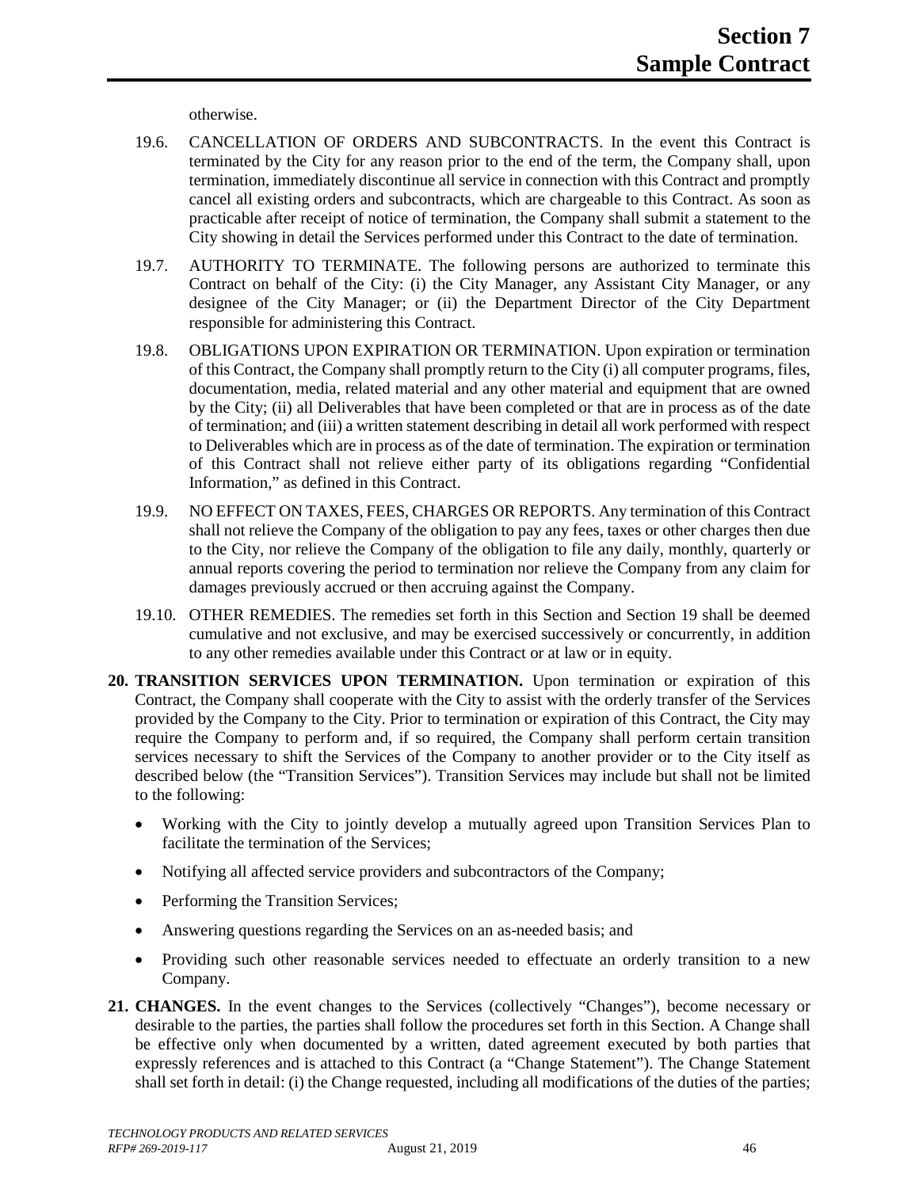otherwise.

19.6. CANCELLATION OF ORDERS AND SUBCONTRACTS. In the event this Contract is terminated by the City for any reason prior to the end of the term, the Company shall, upon termination, immediately discontinue all service in connection with this Contract and promptly cancel all existing orders and subcontracts, which are chargeable to this Contract. As soon as practicable after receipt of notice of termination, the Company shall submit a statement to the City showing in detail the Services performed under this Contract to the date of termination.

19.7. AUTHORITY TO TERMINATE. The following persons are authorized to terminate this Contract on behalf of the City: (i) the City Manager, any Assistant City Manager, or any designee of the City Manager; or (ii) the Department Director of the City Department responsible for administering this Contract.

19.8. OBLIGATIONS UPON EXPIRATION OR TERMINATION. Upon expiration or termination of this Contract, the Company shall promptly return to the City (i) all computer programs, files, documentation, media, related material and any other material and equipment that are owned by the City; (ii) all Deliverables that have been completed or that are in process as of the date of termination; and (iii) a written statement describing in detail all work performed with respect to Deliverables which are in process as of the date of termination. The expiration or termination of this Contract shall not relieve either party of its obligations regarding "Confidential Information," as defined in this Contract.

19.9. NO EFFECT ON TAXES, FEES, CHARGES OR REPORTS. Any termination of this Contract shall not relieve the Company of the obligation to pay any fees, taxes or other charges then due to the City, nor relieve the Company of the obligation to file any daily, monthly, quarterly or annual reports covering the period to termination nor relieve the Company from any claim for damages previously accrued or then accruing against the Company.

19.10. OTHER REMEDIES. The remedies set forth in this Section and Section 19 shall be deemed cumulative and not exclusive, and may be exercised successively or concurrently, in addition to any other remedies available under this Contract or at law or in equity.

**20. TRANSITION SERVICES UPON TERMINATION.** Upon termination or expiration of this Contract, the Company shall cooperate with the City to assist with the orderly transfer of the Services provided by the Company to the City. Prior to termination or expiration of this Contract, the City may require the Company to perform and, if so required, the Company shall perform certain transition services necessary to shift the Services of the Company to another provider or to the City itself as described below (the "Transition Services"). Transition Services may include but shall not be limited to the following:

- Working with the City to jointly develop a mutually agreed upon Transition Services Plan to facilitate the termination of the Services;
- Notifying all affected service providers and subcontractors of the Company;
- Performing the Transition Services;
- Answering questions regarding the Services on an as-needed basis; and
- Providing such other reasonable services needed to effectuate an orderly transition to a new Company.

**21. CHANGES.** In the event changes to the Services (collectively "Changes"), become necessary or desirable to the parties, the parties shall follow the procedures set forth in this Section. A Change shall be effective only when documented by a written, dated agreement executed by both parties that expressly references and is attached to this Contract (a "Change Statement"). The Change Statement shall set forth in detail: (i) the Change requested, including all modifications of the duties of the parties;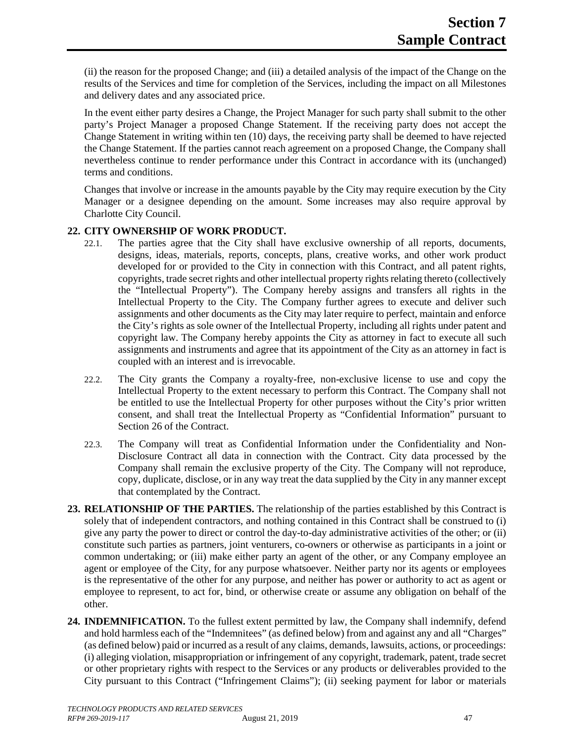(ii) the reason for the proposed Change; and (iii) a detailed analysis of the impact of the Change on the results of the Services and time for completion of the Services, including the impact on all Milestones and delivery dates and any associated price.

In the event either party desires a Change, the Project Manager for such party shall submit to the other party's Project Manager a proposed Change Statement. If the receiving party does not accept the Change Statement in writing within ten (10) days, the receiving party shall be deemed to have rejected the Change Statement. If the parties cannot reach agreement on a proposed Change, the Company shall nevertheless continue to render performance under this Contract in accordance with its (unchanged) terms and conditions.

Changes that involve or increase in the amounts payable by the City may require execution by the City Manager or a designee depending on the amount. Some increases may also require approval by Charlotte City Council.

**22. CITY OWNERSHIP OF WORK PRODUCT.**

22.1. The parties agree that the City shall have exclusive ownership of all reports, documents, designs, ideas, materials, reports, concepts, plans, creative works, and other work product developed for or provided to the City in connection with this Contract, and all patent rights, copyrights, trade secret rights and other intellectual property rights relating thereto (collectively the "Intellectual Property"). The Company hereby assigns and transfers all rights in the Intellectual Property to the City. The Company further agrees to execute and deliver such assignments and other documents as the City may later require to perfect, maintain and enforce the City's rights as sole owner of the Intellectual Property, including all rights under patent and copyright law. The Company hereby appoints the City as attorney in fact to execute all such assignments and instruments and agree that its appointment of the City as an attorney in fact is coupled with an interest and is irrevocable.

22.2. The City grants the Company a royalty-free, non-exclusive license to use and copy the Intellectual Property to the extent necessary to perform this Contract. The Company shall not be entitled to use the Intellectual Property for other purposes without the City's prior written consent, and shall treat the Intellectual Property as "Confidential Information" pursuant to Section 26 of the Contract.

22.3. The Company will treat as Confidential Information under the Confidentiality and Non-Disclosure Contract all data in connection with the Contract. City data processed by the Company shall remain the exclusive property of the City. The Company will not reproduce, copy, duplicate, disclose, or in any way treat the data supplied by the City in any manner except that contemplated by the Contract.

**23. RELATIONSHIP OF THE PARTIES.** The relationship of the parties established by this Contract is solely that of independent contractors, and nothing contained in this Contract shall be construed to (i) give any party the power to direct or control the day-to-day administrative activities of the other; or (ii) constitute such parties as partners, joint venturers, co-owners or otherwise as participants in a joint or common undertaking; or (iii) make either party an agent of the other, or any Company employee an agent or employee of the City, for any purpose whatsoever. Neither party nor its agents or employees is the representative of the other for any purpose, and neither has power or authority to act as agent or employee to represent, to act for, bind, or otherwise create or assume any obligation on behalf of the other.

**24. INDEMNIFICATION.** To the fullest extent permitted by law, the Company shall indemnify, defend and hold harmless each of the "Indemnitees" (as defined below) from and against any and all "Charges" (as defined below) paid or incurred as a result of any claims, demands, lawsuits, actions, or proceedings: (i) alleging violation, misappropriation or infringement of any copyright, trademark, patent, trade secret or other proprietary rights with respect to the Services or any products or deliverables provided to the City pursuant to this Contract ("Infringement Claims"); (ii) seeking payment for labor or materials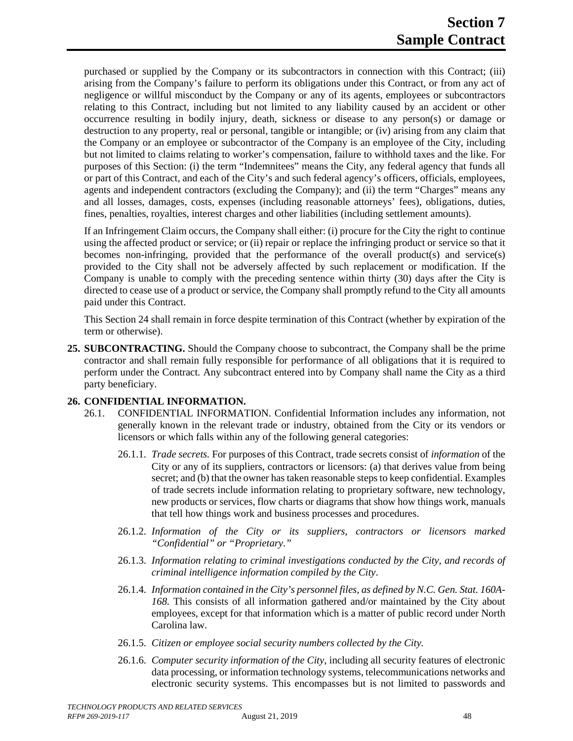purchased or supplied by the Company or its subcontractors in connection with this Contract; (iii) arising from the Company's failure to perform its obligations under this Contract, or from any act of negligence or willful misconduct by the Company or any of its agents, employees or subcontractors relating to this Contract, including but not limited to any liability caused by an accident or other occurrence resulting in bodily injury, death, sickness or disease to any person(s) or damage or destruction to any property, real or personal, tangible or intangible; or (iv) arising from any claim that the Company or an employee or subcontractor of the Company is an employee of the City, including but not limited to claims relating to worker's compensation, failure to withhold taxes and the like. For purposes of this Section: (i) the term "Indemnitees" means the City, any federal agency that funds all or part of this Contract, and each of the City's and such federal agency's officers, officials, employees, agents and independent contractors (excluding the Company); and (ii) the term "Charges" means any and all losses, damages, costs, expenses (including reasonable attorneys' fees), obligations, duties, fines, penalties, royalties, interest charges and other liabilities (including settlement amounts).

If an Infringement Claim occurs, the Company shall either: (i) procure for the City the right to continue using the affected product or service; or (ii) repair or replace the infringing product or service so that it becomes non-infringing, provided that the performance of the overall product(s) and service(s) provided to the City shall not be adversely affected by such replacement or modification. If the Company is unable to comply with the preceding sentence within thirty (30) days after the City is directed to cease use of a product or service, the Company shall promptly refund to the City all amounts paid under this Contract.

This Section 24 shall remain in force despite termination of this Contract (whether by expiration of the term or otherwise).

**25. SUBCONTRACTING.** Should the Company choose to subcontract, the Company shall be the prime contractor and shall remain fully responsible for performance of all obligations that it is required to perform under the Contract. Any subcontract entered into by Company shall name the City as a third party beneficiary.

**26. CONFIDENTIAL INFORMATION.**

26.1. CONFIDENTIAL INFORMATION. Confidential Information includes any information, not generally known in the relevant trade or industry, obtained from the City or its vendors or licensors or which falls within any of the following general categories:

26.1.1. *Trade secrets.* For purposes of this Contract, trade secrets consist of *information* of the City or any of its suppliers, contractors or licensors: (a) that derives value from being secret; and (b) that the owner has taken reasonable steps to keep confidential. Examples of trade secrets include information relating to proprietary software, new technology, new products or services, flow charts or diagrams that show how things work, manuals that tell how things work and business processes and procedures.

26.1.2. *Information of the City or its suppliers, contractors or licensors marked "Confidential" or "Proprietary."*

26.1.3. *Information relating to criminal investigations conducted by the City, and records of criminal intelligence information compiled by the City*.

26.1.4. *Information contained in the City's personnel files, as defined by N.C. Gen. Stat. 160A-168.* This consists of all information gathered and/or maintained by the City about employees, except for that information which is a matter of public record under North Carolina law.

26.1.5. *Citizen or employee social security numbers collected by the City.*

26.1.6. *Computer security information of the City*, including all security features of electronic data processing, or information technology systems, telecommunications networks and electronic security systems. This encompasses but is not limited to passwords and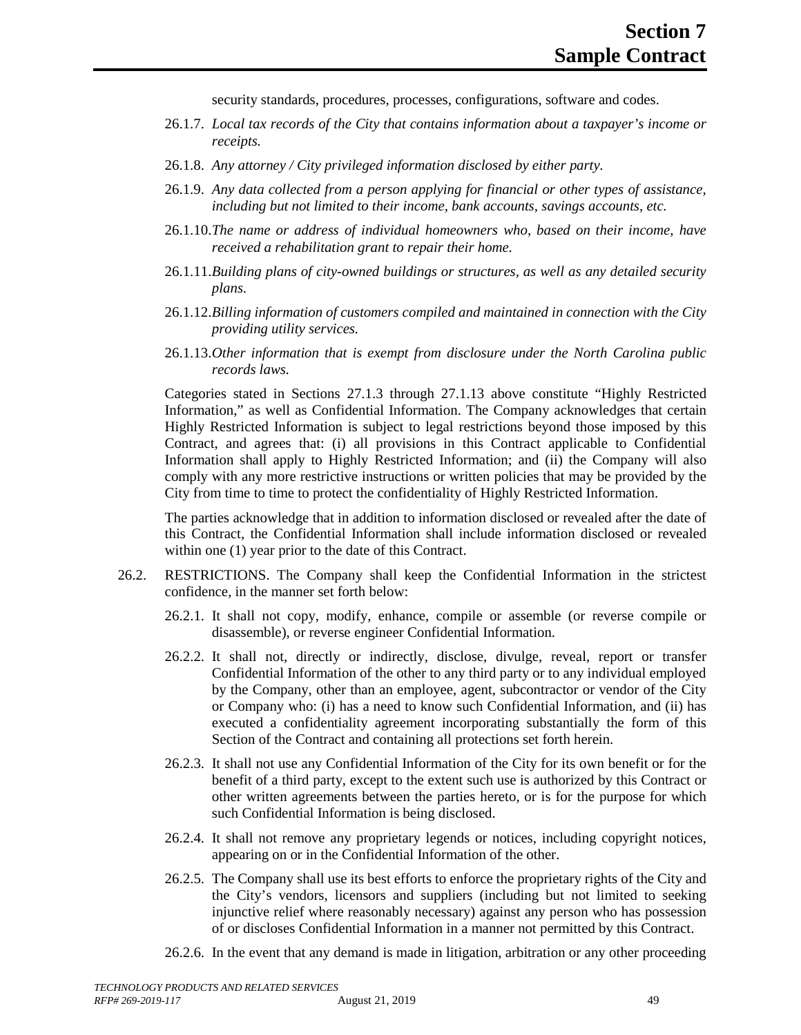security standards, procedures, processes, configurations, software and codes.

26.1.7. *Local tax records of the City that contains information about a taxpayer's income or receipts.*

26.1.8. *Any attorney / City privileged information disclosed by either party.*

26.1.9. *Any data collected from a person applying for financial or other types of assistance, including but not limited to their income, bank accounts, savings accounts, etc.*

26.1.10. *The name or address of individual homeowners who, based on their income, have received a rehabilitation grant to repair their home.*

26.1.11. *Building plans of city-owned buildings or structures, as well as any detailed security plans.*

26.1.12. *Billing information of customers compiled and maintained in connection with the City providing utility services.*

26.1.13. *Other information that is exempt from disclosure under the North Carolina public records laws.*

Categories stated in Sections 27.1.3 through 27.1.13 above constitute "Highly Restricted Information," as well as Confidential Information. The Company acknowledges that certain Highly Restricted Information is subject to legal restrictions beyond those imposed by this Contract, and agrees that: (i) all provisions in this Contract applicable to Confidential Information shall apply to Highly Restricted Information; and (ii) the Company will also comply with any more restrictive instructions or written policies that may be provided by the City from time to time to protect the confidentiality of Highly Restricted Information.

The parties acknowledge that in addition to information disclosed or revealed after the date of this Contract, the Confidential Information shall include information disclosed or revealed within one (1) year prior to the date of this Contract.

26.2. RESTRICTIONS. The Company shall keep the Confidential Information in the strictest confidence, in the manner set forth below:

26.2.1. It shall not copy, modify, enhance, compile or assemble (or reverse compile or disassemble), or reverse engineer Confidential Information.

26.2.2. It shall not, directly or indirectly, disclose, divulge, reveal, report or transfer Confidential Information of the other to any third party or to any individual employed by the Company, other than an employee, agent, subcontractor or vendor of the City or Company who: (i) has a need to know such Confidential Information, and (ii) has executed a confidentiality agreement incorporating substantially the form of this Section of the Contract and containing all protections set forth herein.

26.2.3. It shall not use any Confidential Information of the City for its own benefit or for the benefit of a third party, except to the extent such use is authorized by this Contract or other written agreements between the parties hereto, or is for the purpose for which such Confidential Information is being disclosed.

26.2.4. It shall not remove any proprietary legends or notices, including copyright notices, appearing on or in the Confidential Information of the other.

26.2.5. The Company shall use its best efforts to enforce the proprietary rights of the City and the City's vendors, licensors and suppliers (including but not limited to seeking injunctive relief where reasonably necessary) against any person who has possession of or discloses Confidential Information in a manner not permitted by this Contract.

26.2.6. In the event that any demand is made in litigation, arbitration or any other proceeding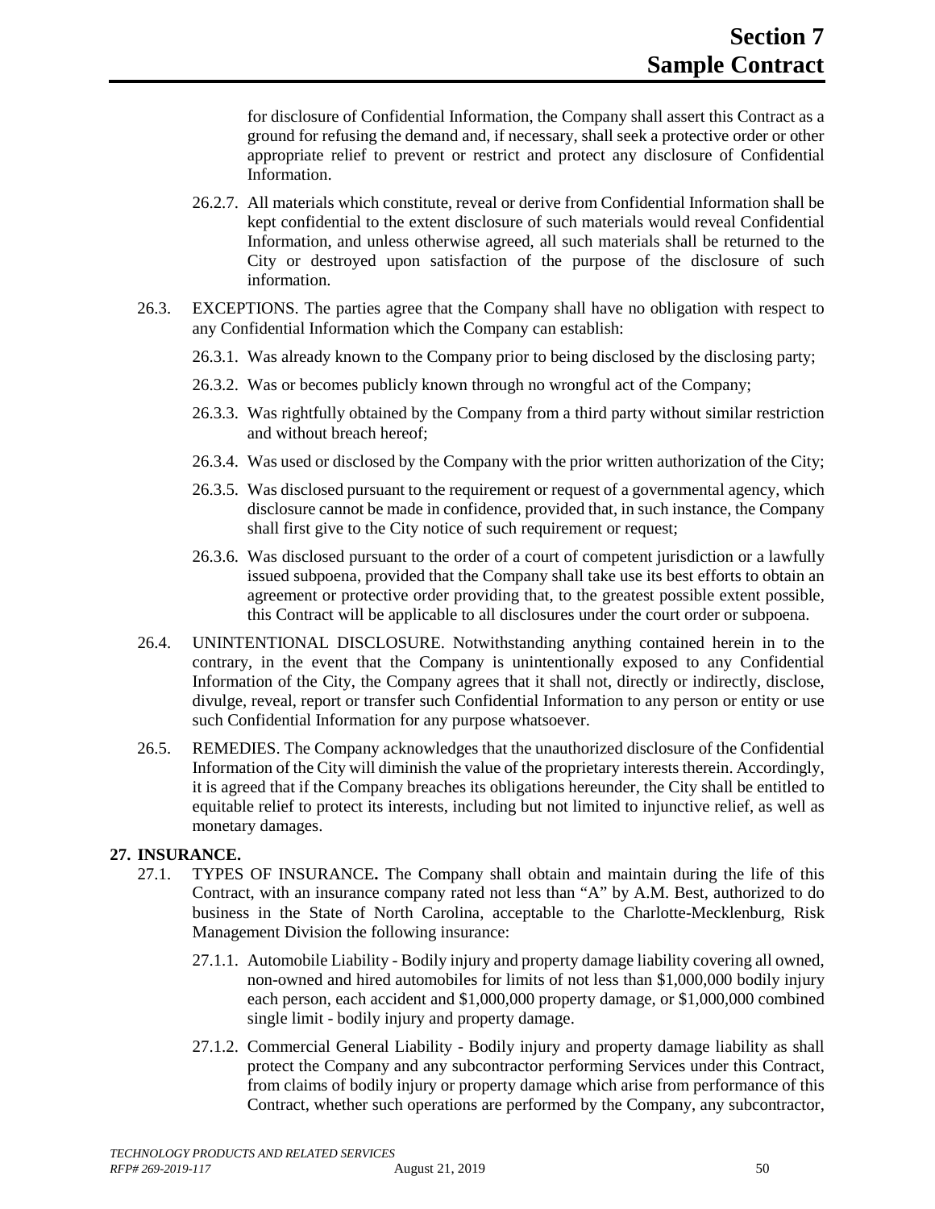for disclosure of Confidential Information, the Company shall assert this Contract as a ground for refusing the demand and, if necessary, shall seek a protective order or other appropriate relief to prevent or restrict and protect any disclosure of Confidential Information.

26.2.7. All materials which constitute, reveal or derive from Confidential Information shall be kept confidential to the extent disclosure of such materials would reveal Confidential Information, and unless otherwise agreed, all such materials shall be returned to the City or destroyed upon satisfaction of the purpose of the disclosure of such information.

26.3. EXCEPTIONS. The parties agree that the Company shall have no obligation with respect to any Confidential Information which the Company can establish:

26.3.1. Was already known to the Company prior to being disclosed by the disclosing party;

26.3.2. Was or becomes publicly known through no wrongful act of the Company;

26.3.3. Was rightfully obtained by the Company from a third party without similar restriction and without breach hereof;

26.3.4. Was used or disclosed by the Company with the prior written authorization of the City;

26.3.5. Was disclosed pursuant to the requirement or request of a governmental agency, which disclosure cannot be made in confidence, provided that, in such instance, the Company shall first give to the City notice of such requirement or request;

26.3.6. Was disclosed pursuant to the order of a court of competent jurisdiction or a lawfully issued subpoena, provided that the Company shall take use its best efforts to obtain an agreement or protective order providing that, to the greatest possible extent possible, this Contract will be applicable to all disclosures under the court order or subpoena.

26.4. UNINTENTIONAL DISCLOSURE. Notwithstanding anything contained herein in to the contrary, in the event that the Company is unintentionally exposed to any Confidential Information of the City, the Company agrees that it shall not, directly or indirectly, disclose, divulge, reveal, report or transfer such Confidential Information to any person or entity or use such Confidential Information for any purpose whatsoever.

26.5. REMEDIES. The Company acknowledges that the unauthorized disclosure of the Confidential Information of the City will diminish the value of the proprietary interests therein. Accordingly, it is agreed that if the Company breaches its obligations hereunder, the City shall be entitled to equitable relief to protect its interests, including but not limited to injunctive relief, as well as monetary damages.

**27. INSURANCE.**

27.1. TYPES OF INSURANCE**.** The Company shall obtain and maintain during the life of this Contract, with an insurance company rated not less than "A" by A.M. Best, authorized to do business in the State of North Carolina, acceptable to the Charlotte-Mecklenburg, Risk Management Division the following insurance:

27.1.1. Automobile Liability - Bodily injury and property damage liability covering all owned, non-owned and hired automobiles for limits of not less than $1,000,000 bodily injury each person, each accident and $1,000,000 property damage, or $1,000,000 combined single limit - bodily injury and property damage.

27.1.2. Commercial General Liability - Bodily injury and property damage liability as shall protect the Company and any subcontractor performing Services under this Contract, from claims of bodily injury or property damage which arise from performance of this Contract, whether such operations are performed by the Company, any subcontractor,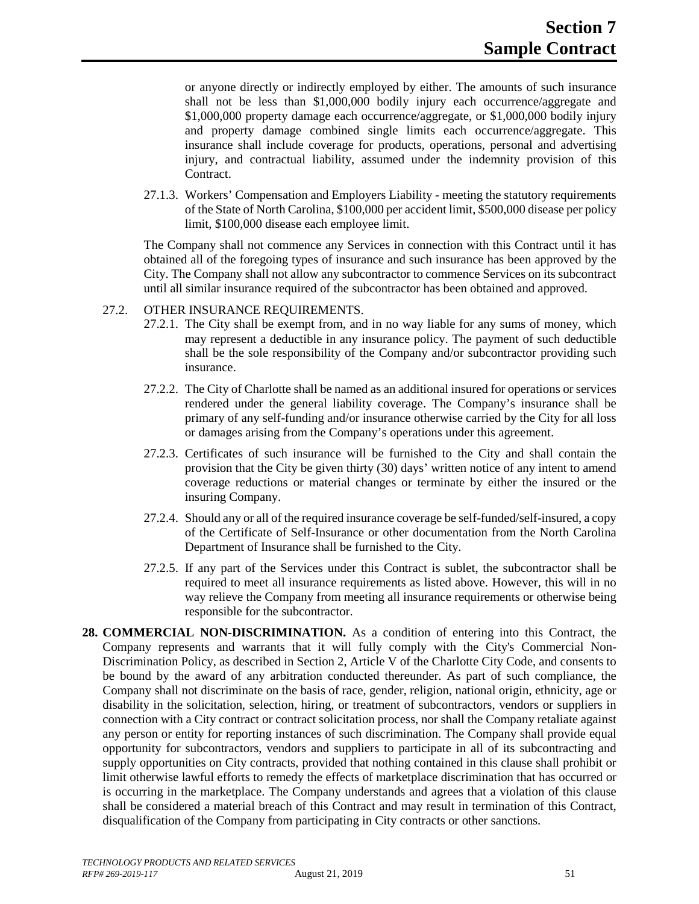or anyone directly or indirectly employed by either. The amounts of such insurance shall not be less than $1,000,000 bodily injury each occurrence/aggregate and $1,000,000 property damage each occurrence/aggregate, or $1,000,000 bodily injury and property damage combined single limits each occurrence/aggregate. This insurance shall include coverage for products, operations, personal and advertising injury, and contractual liability, assumed under the indemnity provision of this Contract.

27.1.3. Workers' Compensation and Employers Liability - meeting the statutory requirements of the State of North Carolina, $100,000 per accident limit, $500,000 disease per policy limit, $100,000 disease each employee limit.

The Company shall not commence any Services in connection with this Contract until it has obtained all of the foregoing types of insurance and such insurance has been approved by the City. The Company shall not allow any subcontractor to commence Services on its subcontract until all similar insurance required of the subcontractor has been obtained and approved.

27.2. OTHER INSURANCE REQUIREMENTS.

27.2.1. The City shall be exempt from, and in no way liable for any sums of money, which may represent a deductible in any insurance policy. The payment of such deductible shall be the sole responsibility of the Company and/or subcontractor providing such insurance.

27.2.2. The City of Charlotte shall be named as an additional insured for operations or services rendered under the general liability coverage. The Company's insurance shall be primary of any self-funding and/or insurance otherwise carried by the City for all loss or damages arising from the Company's operations under this agreement.

27.2.3. Certificates of such insurance will be furnished to the City and shall contain the provision that the City be given thirty (30) days' written notice of any intent to amend coverage reductions or material changes or terminate by either the insured or the insuring Company.

27.2.4. Should any or all of the required insurance coverage be self-funded/self-insured, a copy of the Certificate of Self-Insurance or other documentation from the North Carolina Department of Insurance shall be furnished to the City.

27.2.5. If any part of the Services under this Contract is sublet, the subcontractor shall be required to meet all insurance requirements as listed above. However, this will in no way relieve the Company from meeting all insurance requirements or otherwise being responsible for the subcontractor.

**28. COMMERCIAL NON-DISCRIMINATION.** As a condition of entering into this Contract, the Company represents and warrants that it will fully comply with the City's Commercial Non-Discrimination Policy, as described in Section 2, Article V of the Charlotte City Code, and consents to be bound by the award of any arbitration conducted thereunder. As part of such compliance, the Company shall not discriminate on the basis of race, gender, religion, national origin, ethnicity, age or disability in the solicitation, selection, hiring, or treatment of subcontractors, vendors or suppliers in connection with a City contract or contract solicitation process, nor shall the Company retaliate against any person or entity for reporting instances of such discrimination. The Company shall provide equal opportunity for subcontractors, vendors and suppliers to participate in all of its subcontracting and supply opportunities on City contracts, provided that nothing contained in this clause shall prohibit or limit otherwise lawful efforts to remedy the effects of marketplace discrimination that has occurred or is occurring in the marketplace. The Company understands and agrees that a violation of this clause shall be considered a material breach of this Contract and may result in termination of this Contract, disqualification of the Company from participating in City contracts or other sanctions.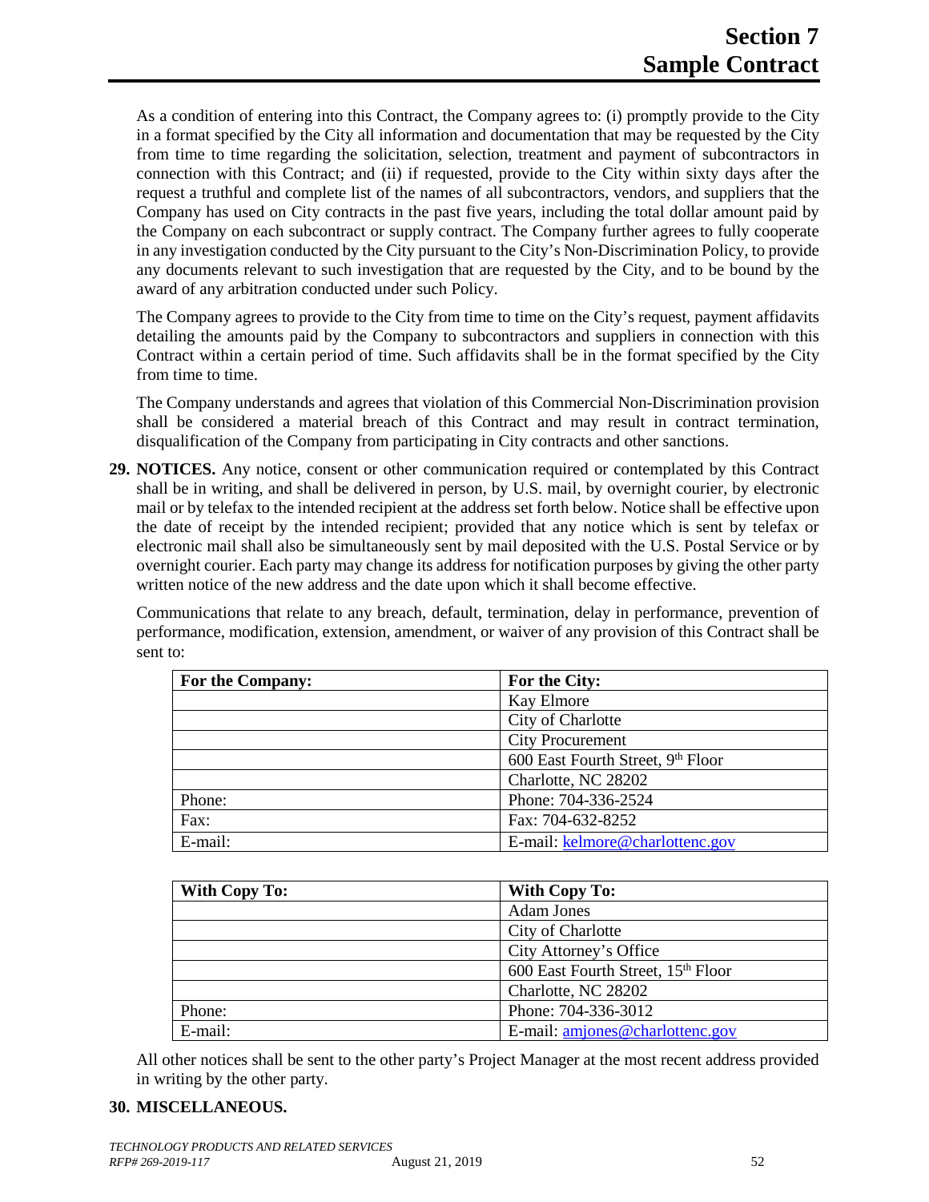As a condition of entering into this Contract, the Company agrees to: (i) promptly provide to the City in a format specified by the City all information and documentation that may be requested by the City from time to time regarding the solicitation, selection, treatment and payment of subcontractors in connection with this Contract; and (ii) if requested, provide to the City within sixty days after the request a truthful and complete list of the names of all subcontractors, vendors, and suppliers that the Company has used on City contracts in the past five years, including the total dollar amount paid by the Company on each subcontract or supply contract. The Company further agrees to fully cooperate in any investigation conducted by the City pursuant to the City's Non-Discrimination Policy, to provide any documents relevant to such investigation that are requested by the City, and to be bound by the award of any arbitration conducted under such Policy.

The Company agrees to provide to the City from time to time on the City's request, payment affidavits detailing the amounts paid by the Company to subcontractors and suppliers in connection with this Contract within a certain period of time. Such affidavits shall be in the format specified by the City from time to time.

The Company understands and agrees that violation of this Commercial Non-Discrimination provision shall be considered a material breach of this Contract and may result in contract termination, disqualification of the Company from participating in City contracts and other sanctions.

**29. NOTICES.** Any notice, consent or other communication required or contemplated by this Contract shall be in writing, and shall be delivered in person, by U.S. mail, by overnight courier, by electronic mail or by telefax to the intended recipient at the address set forth below. Notice shall be effective upon the date of receipt by the intended recipient; provided that any notice which is sent by telefax or electronic mail shall also be simultaneously sent by mail deposited with the U.S. Postal Service or by overnight courier. Each party may change its address for notification purposes by giving the other party written notice of the new address and the date upon which it shall become effective.

Communications that relate to any breach, default, termination, delay in performance, prevention of performance, modification, extension, amendment, or waiver of any provision of this Contract shall be sent to:

| For the Company: | For the City: |
|---|---|
| | Kay Elmore |
| | City of Charlotte |
| | City Procurement |
| | 600 East Fourth Street, 9th Floor |
| | Charlotte, NC 28202 |
| Phone: | Phone: 704-336-2524 |
| Fax: | Fax: 704-632-8252 |
| E-mail: | E-mail: kelmore@charlottenc.gov |

| With Copy To: | With Copy To: |
|---|---|
| | Adam Jones |
| | City of Charlotte |
| | City Attorney's Office |
| | 600 East Fourth Street, 15th Floor |
| | Charlotte, NC 28202 |
| Phone: | Phone: 704-336-3012 |
| E-mail: | E-mail: amjones@charlottenc.gov |

All other notices shall be sent to the other party's Project Manager at the most recent address provided in writing by the other party.

**30. MISCELLANEOUS.**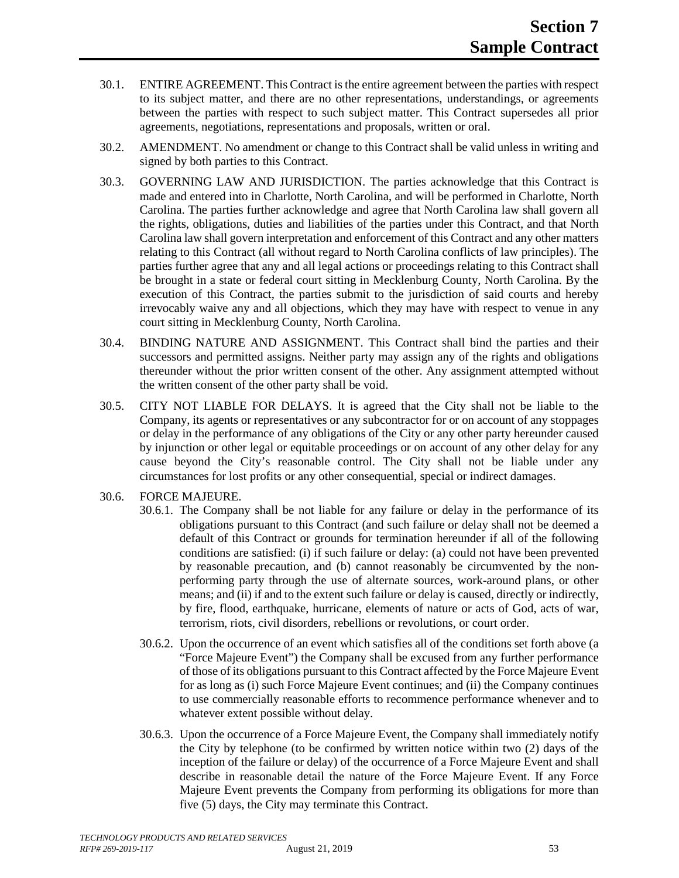30.1. ENTIRE AGREEMENT. This Contract is the entire agreement between the parties with respect to its subject matter, and there are no other representations, understandings, or agreements between the parties with respect to such subject matter. This Contract supersedes all prior agreements, negotiations, representations and proposals, written or oral.

30.2. AMENDMENT. No amendment or change to this Contract shall be valid unless in writing and signed by both parties to this Contract.

30.3. GOVERNING LAW AND JURISDICTION. The parties acknowledge that this Contract is made and entered into in Charlotte, North Carolina, and will be performed in Charlotte, North Carolina. The parties further acknowledge and agree that North Carolina law shall govern all the rights, obligations, duties and liabilities of the parties under this Contract, and that North Carolina law shall govern interpretation and enforcement of this Contract and any other matters relating to this Contract (all without regard to North Carolina conflicts of law principles). The parties further agree that any and all legal actions or proceedings relating to this Contract shall be brought in a state or federal court sitting in Mecklenburg County, North Carolina. By the execution of this Contract, the parties submit to the jurisdiction of said courts and hereby irrevocably waive any and all objections, which they may have with respect to venue in any court sitting in Mecklenburg County, North Carolina.

30.4. BINDING NATURE AND ASSIGNMENT. This Contract shall bind the parties and their successors and permitted assigns. Neither party may assign any of the rights and obligations thereunder without the prior written consent of the other. Any assignment attempted without the written consent of the other party shall be void.

30.5. CITY NOT LIABLE FOR DELAYS. It is agreed that the City shall not be liable to the Company, its agents or representatives or any subcontractor for or on account of any stoppages or delay in the performance of any obligations of the City or any other party hereunder caused by injunction or other legal or equitable proceedings or on account of any other delay for any cause beyond the City's reasonable control. The City shall not be liable under any circumstances for lost profits or any other consequential, special or indirect damages.

30.6. FORCE MAJEURE.

30.6.1. The Company shall be not liable for any failure or delay in the performance of its obligations pursuant to this Contract (and such failure or delay shall not be deemed a default of this Contract or grounds for termination hereunder if all of the following conditions are satisfied: (i) if such failure or delay: (a) could not have been prevented by reasonable precaution, and (b) cannot reasonably be circumvented by the non-performing party through the use of alternate sources, work-around plans, or other means; and (ii) if and to the extent such failure or delay is caused, directly or indirectly, by fire, flood, earthquake, hurricane, elements of nature or acts of God, acts of war, terrorism, riots, civil disorders, rebellions or revolutions, or court order.

30.6.2. Upon the occurrence of an event which satisfies all of the conditions set forth above (a "Force Majeure Event") the Company shall be excused from any further performance of those of its obligations pursuant to this Contract affected by the Force Majeure Event for as long as (i) such Force Majeure Event continues; and (ii) the Company continues to use commercially reasonable efforts to recommence performance whenever and to whatever extent possible without delay.

30.6.3. Upon the occurrence of a Force Majeure Event, the Company shall immediately notify the City by telephone (to be confirmed by written notice within two (2) days of the inception of the failure or delay) of the occurrence of a Force Majeure Event and shall describe in reasonable detail the nature of the Force Majeure Event. If any Force Majeure Event prevents the Company from performing its obligations for more than five (5) days, the City may terminate this Contract.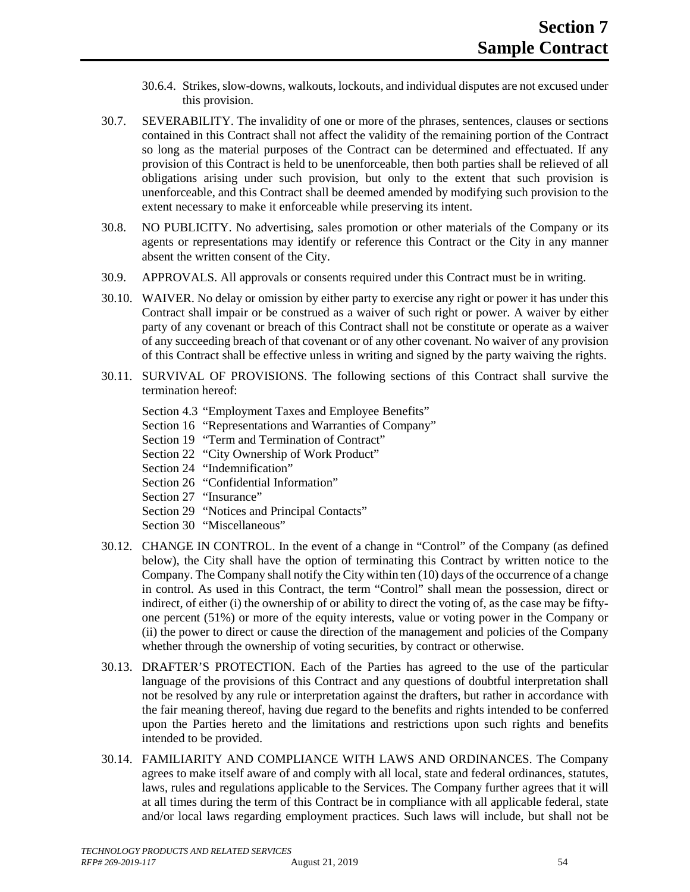30.6.4. Strikes, slow-downs, walkouts, lockouts, and individual disputes are not excused under this provision.

30.7. SEVERABILITY. The invalidity of one or more of the phrases, sentences, clauses or sections contained in this Contract shall not affect the validity of the remaining portion of the Contract so long as the material purposes of the Contract can be determined and effectuated. If any provision of this Contract is held to be unenforceable, then both parties shall be relieved of all obligations arising under such provision, but only to the extent that such provision is unenforceable, and this Contract shall be deemed amended by modifying such provision to the extent necessary to make it enforceable while preserving its intent.

30.8. NO PUBLICITY. No advertising, sales promotion or other materials of the Company or its agents or representations may identify or reference this Contract or the City in any manner absent the written consent of the City.

30.9. APPROVALS. All approvals or consents required under this Contract must be in writing.

30.10. WAIVER. No delay or omission by either party to exercise any right or power it has under this Contract shall impair or be construed as a waiver of such right or power. A waiver by either party of any covenant or breach of this Contract shall not be constitute or operate as a waiver of any succeeding breach of that covenant or of any other covenant. No waiver of any provision of this Contract shall be effective unless in writing and signed by the party waiving the rights.

30.11. SURVIVAL OF PROVISIONS. The following sections of this Contract shall survive the termination hereof:

Section 4.3 "Employment Taxes and Employee Benefits"
Section 16 "Representations and Warranties of Company"
Section 19 "Term and Termination of Contract"
Section 22 "City Ownership of Work Product"
Section 24 "Indemnification"
Section 26 "Confidential Information"
Section 27 "Insurance"
Section 29 "Notices and Principal Contacts"
Section 30 "Miscellaneous"

30.12. CHANGE IN CONTROL. In the event of a change in "Control" of the Company (as defined below), the City shall have the option of terminating this Contract by written notice to the Company. The Company shall notify the City within ten (10) days of the occurrence of a change in control. As used in this Contract, the term "Control" shall mean the possession, direct or indirect, of either (i) the ownership of or ability to direct the voting of, as the case may be fifty-one percent (51%) or more of the equity interests, value or voting power in the Company or (ii) the power to direct or cause the direction of the management and policies of the Company whether through the ownership of voting securities, by contract or otherwise.

30.13. DRAFTER'S PROTECTION. Each of the Parties has agreed to the use of the particular language of the provisions of this Contract and any questions of doubtful interpretation shall not be resolved by any rule or interpretation against the drafters, but rather in accordance with the fair meaning thereof, having due regard to the benefits and rights intended to be conferred upon the Parties hereto and the limitations and restrictions upon such rights and benefits intended to be provided.

30.14. FAMILIARITY AND COMPLIANCE WITH LAWS AND ORDINANCES. The Company agrees to make itself aware of and comply with all local, state and federal ordinances, statutes, laws, rules and regulations applicable to the Services. The Company further agrees that it will at all times during the term of this Contract be in compliance with all applicable federal, state and/or local laws regarding employment practices. Such laws will include, but shall not be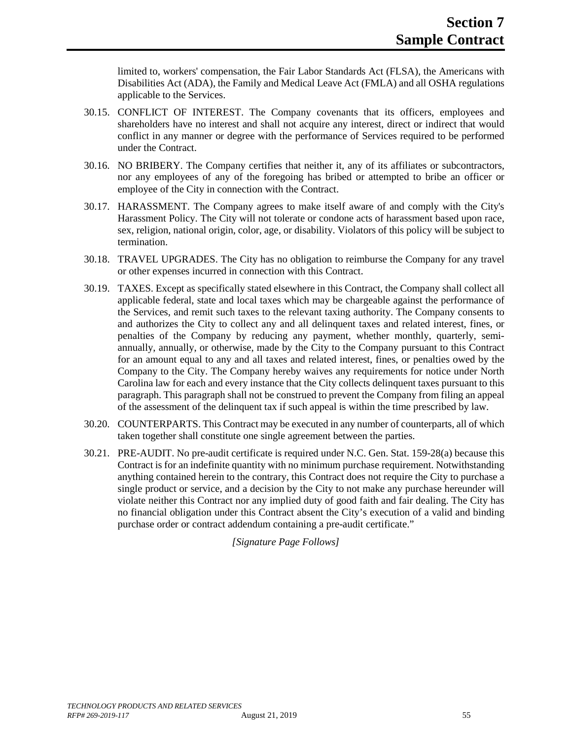limited to, workers' compensation, the Fair Labor Standards Act (FLSA), the Americans with Disabilities Act (ADA), the Family and Medical Leave Act (FMLA) and all OSHA regulations applicable to the Services.

30.15. CONFLICT OF INTEREST. The Company covenants that its officers, employees and shareholders have no interest and shall not acquire any interest, direct or indirect that would conflict in any manner or degree with the performance of Services required to be performed under the Contract.

30.16. NO BRIBERY. The Company certifies that neither it, any of its affiliates or subcontractors, nor any employees of any of the foregoing has bribed or attempted to bribe an officer or employee of the City in connection with the Contract.

30.17. HARASSMENT. The Company agrees to make itself aware of and comply with the City's Harassment Policy. The City will not tolerate or condone acts of harassment based upon race, sex, religion, national origin, color, age, or disability. Violators of this policy will be subject to termination.

30.18. TRAVEL UPGRADES. The City has no obligation to reimburse the Company for any travel or other expenses incurred in connection with this Contract.

30.19. TAXES. Except as specifically stated elsewhere in this Contract, the Company shall collect all applicable federal, state and local taxes which may be chargeable against the performance of the Services, and remit such taxes to the relevant taxing authority. The Company consents to and authorizes the City to collect any and all delinquent taxes and related interest, fines, or penalties of the Company by reducing any payment, whether monthly, quarterly, semi-annually, annually, or otherwise, made by the City to the Company pursuant to this Contract for an amount equal to any and all taxes and related interest, fines, or penalties owed by the Company to the City. The Company hereby waives any requirements for notice under North Carolina law for each and every instance that the City collects delinquent taxes pursuant to this paragraph. This paragraph shall not be construed to prevent the Company from filing an appeal of the assessment of the delinquent tax if such appeal is within the time prescribed by law.

30.20. COUNTERPARTS. This Contract may be executed in any number of counterparts, all of which taken together shall constitute one single agreement between the parties.

30.21. PRE-AUDIT. No pre-audit certificate is required under N.C. Gen. Stat. 159-28(a) because this Contract is for an indefinite quantity with no minimum purchase requirement. Notwithstanding anything contained herein to the contrary, this Contract does not require the City to purchase a single product or service, and a decision by the City to not make any purchase hereunder will violate neither this Contract nor any implied duty of good faith and fair dealing. The City has no financial obligation under this Contract absent the City's execution of a valid and binding purchase order or contract addendum containing a pre-audit certificate."

*[Signature Page Follows]*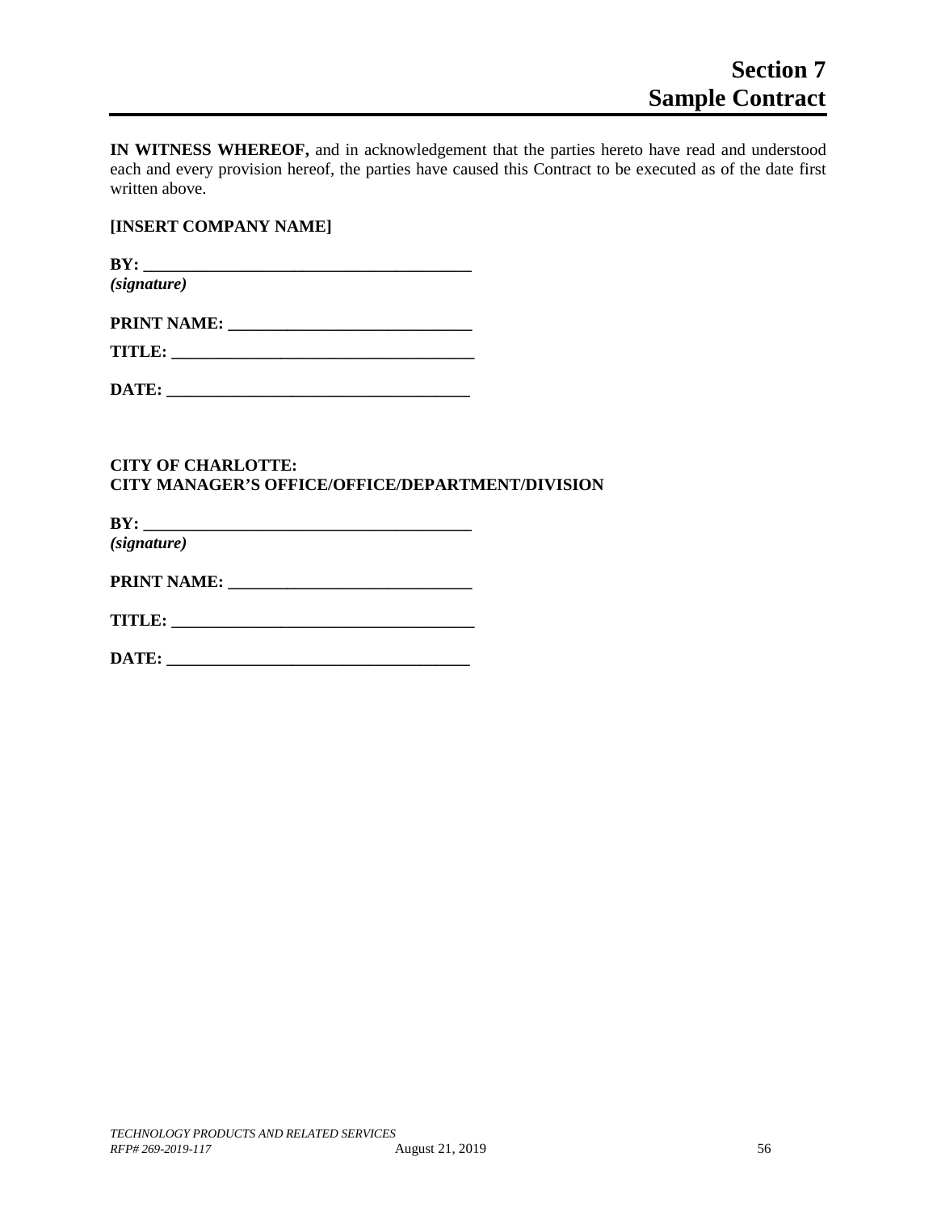# Section 7
# Sample Contract

**IN WITNESS WHEREOF,** and in acknowledgement that the parties hereto have read and understood each and every provision hereof, the parties have caused this Contract to be executed as of the date first written above.

**[INSERT COMPANY NAME]**

**BY: \_\_\_\_\_\_\_\_\_\_\_\_\_\_\_\_\_\_\_\_\_\_\_\_\_\_\_\_\_\_\_\_\_\_\_\_\_\_\_\_**
***(signature)***

**PRINT NAME: \_\_\_\_\_\_\_\_\_\_\_\_\_\_\_\_\_\_\_\_\_\_\_\_\_\_\_\_\_\_**

**TITLE: \_\_\_\_\_\_\_\_\_\_\_\_\_\_\_\_\_\_\_\_\_\_\_\_\_\_\_\_\_\_\_\_\_\_\_\_\_\_**

**DATE: \_\_\_\_\_\_\_\_\_\_\_\_\_\_\_\_\_\_\_\_\_\_\_\_\_\_\_\_\_\_\_\_\_\_\_\_\_\_**

**CITY OF CHARLOTTE:**
**CITY MANAGER'S OFFICE/OFFICE/DEPARTMENT/DIVISION**

**BY: \_\_\_\_\_\_\_\_\_\_\_\_\_\_\_\_\_\_\_\_\_\_\_\_\_\_\_\_\_\_\_\_\_\_\_\_\_\_\_\_**
***(signature)***

**PRINT NAME: \_\_\_\_\_\_\_\_\_\_\_\_\_\_\_\_\_\_\_\_\_\_\_\_\_\_\_\_\_\_**

**TITLE: \_\_\_\_\_\_\_\_\_\_\_\_\_\_\_\_\_\_\_\_\_\_\_\_\_\_\_\_\_\_\_\_\_\_\_\_\_\_**

**DATE: \_\_\_\_\_\_\_\_\_\_\_\_\_\_\_\_\_\_\_\_\_\_\_\_\_\_\_\_\_\_\_\_\_\_\_\_\_\_**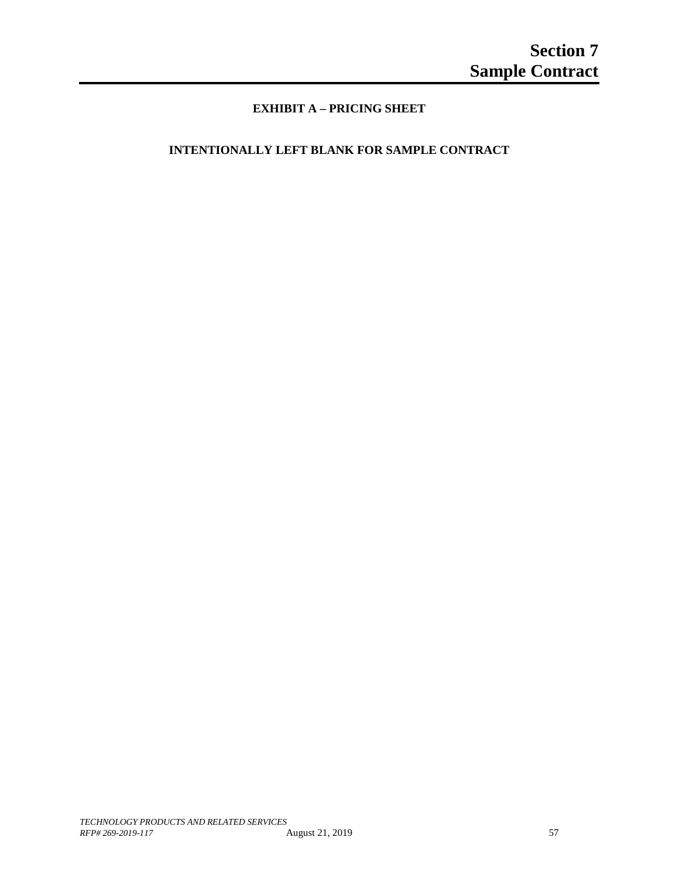## EXHIBIT A – PRICING SHEET

**INTENTIONALLY LEFT BLANK FOR SAMPLE CONTRACT**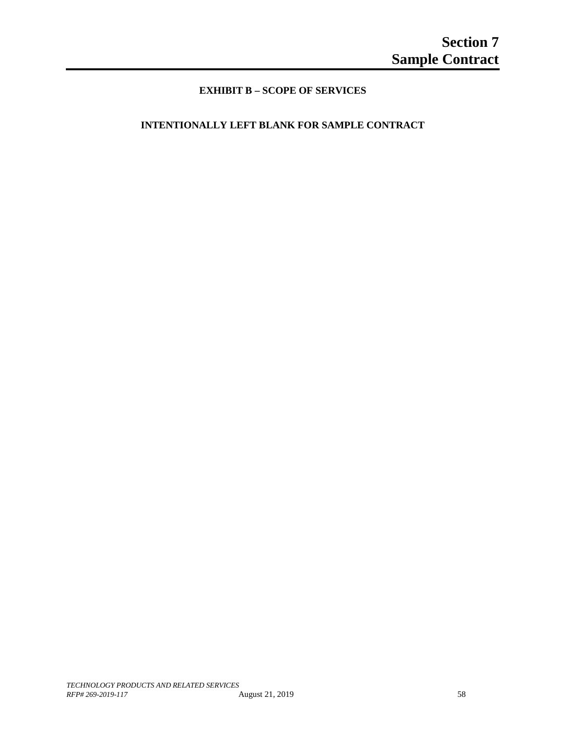# Section 7
# Sample Contract

## EXHIBIT B – SCOPE OF SERVICES

**INTENTIONALLY LEFT BLANK FOR SAMPLE CONTRACT**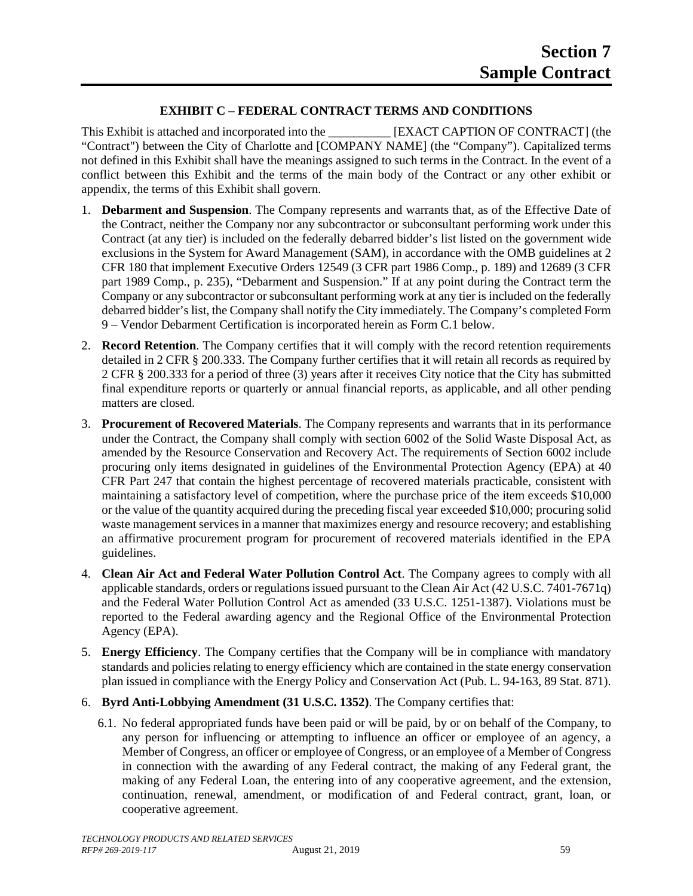# Section 7
# Sample Contract

**EXHIBIT C – FEDERAL CONTRACT TERMS AND CONDITIONS**

This Exhibit is attached and incorporated into the __________ [EXACT CAPTION OF CONTRACT] (the "Contract") between the City of Charlotte and [COMPANY NAME] (the "Company"). Capitalized terms not defined in this Exhibit shall have the meanings assigned to such terms in the Contract. In the event of a conflict between this Exhibit and the terms of the main body of the Contract or any other exhibit or appendix, the terms of this Exhibit shall govern.

1. **Debarment and Suspension**. The Company represents and warrants that, as of the Effective Date of the Contract, neither the Company nor any subcontractor or subconsultant performing work under this Contract (at any tier) is included on the federally debarred bidder's list listed on the government wide exclusions in the System for Award Management (SAM), in accordance with the OMB guidelines at 2 CFR 180 that implement Executive Orders 12549 (3 CFR part 1986 Comp., p. 189) and 12689 (3 CFR part 1989 Comp., p. 235), "Debarment and Suspension." If at any point during the Contract term the Company or any subcontractor or subconsultant performing work at any tier is included on the federally debarred bidder's list, the Company shall notify the City immediately. The Company's completed Form 9 – Vendor Debarment Certification is incorporated herein as Form C.1 below.

2. **Record Retention**. The Company certifies that it will comply with the record retention requirements detailed in 2 CFR § 200.333. The Company further certifies that it will retain all records as required by 2 CFR § 200.333 for a period of three (3) years after it receives City notice that the City has submitted final expenditure reports or quarterly or annual financial reports, as applicable, and all other pending matters are closed.

3. **Procurement of Recovered Materials**. The Company represents and warrants that in its performance under the Contract, the Company shall comply with section 6002 of the Solid Waste Disposal Act, as amended by the Resource Conservation and Recovery Act. The requirements of Section 6002 include procuring only items designated in guidelines of the Environmental Protection Agency (EPA) at 40 CFR Part 247 that contain the highest percentage of recovered materials practicable, consistent with maintaining a satisfactory level of competition, where the purchase price of the item exceeds $10,000 or the value of the quantity acquired during the preceding fiscal year exceeded $10,000; procuring solid waste management services in a manner that maximizes energy and resource recovery; and establishing an affirmative procurement program for procurement of recovered materials identified in the EPA guidelines.

4. **Clean Air Act and Federal Water Pollution Control Act**. The Company agrees to comply with all applicable standards, orders or regulations issued pursuant to the Clean Air Act (42 U.S.C. 7401-7671q) and the Federal Water Pollution Control Act as amended (33 U.S.C. 1251-1387). Violations must be reported to the Federal awarding agency and the Regional Office of the Environmental Protection Agency (EPA).

5. **Energy Efficiency**. The Company certifies that the Company will be in compliance with mandatory standards and policies relating to energy efficiency which are contained in the state energy conservation plan issued in compliance with the Energy Policy and Conservation Act (Pub. L. 94-163, 89 Stat. 871).

6. **Byrd Anti-Lobbying Amendment (31 U.S.C. 1352)**. The Company certifies that:

   6.1. No federal appropriated funds have been paid or will be paid, by or on behalf of the Company, to any person for influencing or attempting to influence an officer or employee of an agency, a Member of Congress, an officer or employee of Congress, or an employee of a Member of Congress in connection with the awarding of any Federal contract, the making of any Federal grant, the making of any Federal Loan, the entering into of any cooperative agreement, and the extension, continuation, renewal, amendment, or modification of and Federal contract, grant, loan, or cooperative agreement.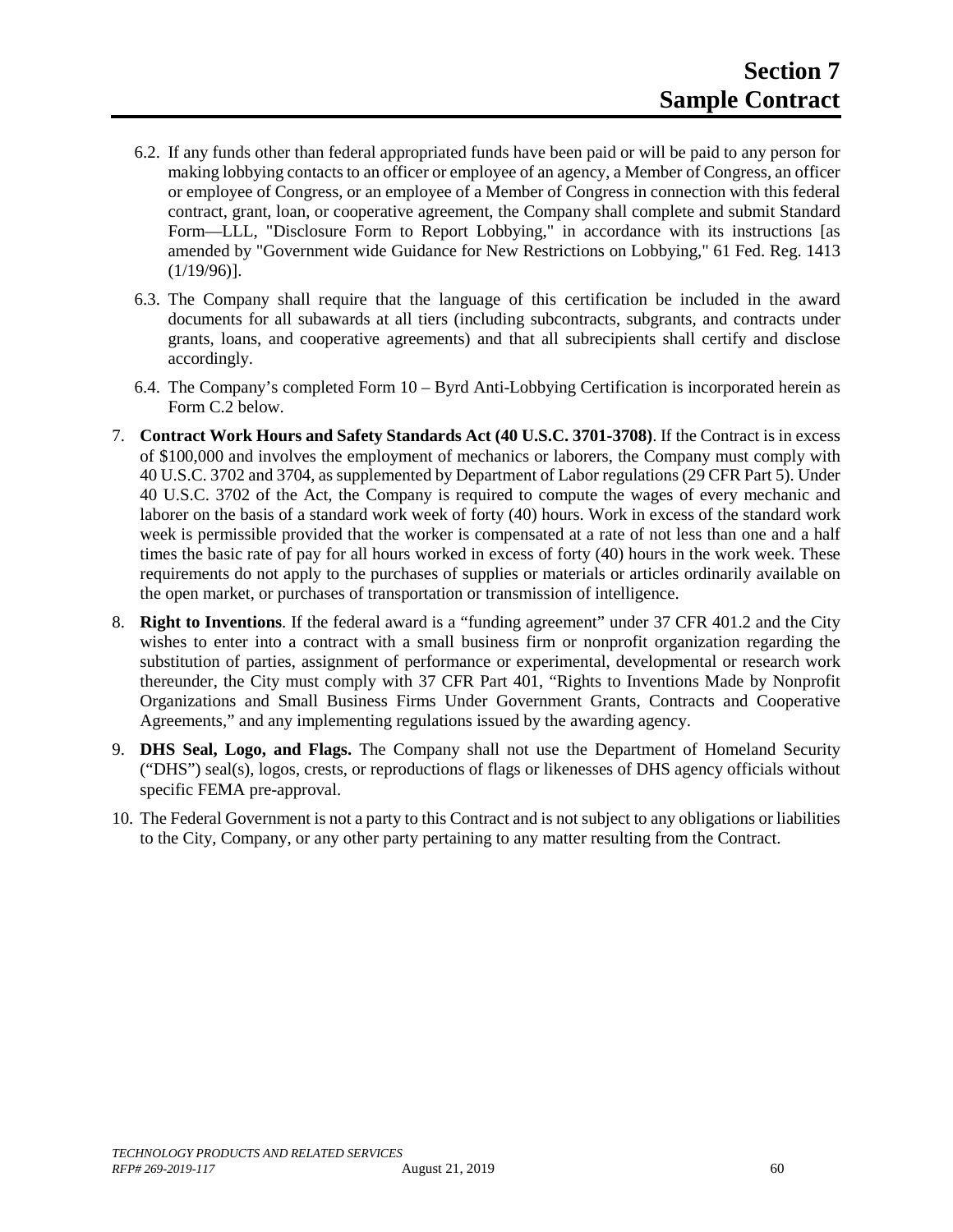6.2. If any funds other than federal appropriated funds have been paid or will be paid to any person for making lobbying contacts to an officer or employee of an agency, a Member of Congress, an officer or employee of Congress, or an employee of a Member of Congress in connection with this federal contract, grant, loan, or cooperative agreement, the Company shall complete and submit Standard Form—LLL, "Disclosure Form to Report Lobbying," in accordance with its instructions [as amended by "Government wide Guidance for New Restrictions on Lobbying," 61 Fed. Reg. 1413 (1/19/96)].

6.3. The Company shall require that the language of this certification be included in the award documents for all subawards at all tiers (including subcontracts, subgrants, and contracts under grants, loans, and cooperative agreements) and that all subrecipients shall certify and disclose accordingly.

6.4. The Company's completed Form 10 – Byrd Anti-Lobbying Certification is incorporated herein as Form C.2 below.

7. **Contract Work Hours and Safety Standards Act (40 U.S.C. 3701-3708)**. If the Contract is in excess of $100,000 and involves the employment of mechanics or laborers, the Company must comply with 40 U.S.C. 3702 and 3704, as supplemented by Department of Labor regulations (29 CFR Part 5). Under 40 U.S.C. 3702 of the Act, the Company is required to compute the wages of every mechanic and laborer on the basis of a standard work week of forty (40) hours. Work in excess of the standard work week is permissible provided that the worker is compensated at a rate of not less than one and a half times the basic rate of pay for all hours worked in excess of forty (40) hours in the work week. These requirements do not apply to the purchases of supplies or materials or articles ordinarily available on the open market, or purchases of transportation or transmission of intelligence.

8. **Right to Inventions**. If the federal award is a "funding agreement" under 37 CFR 401.2 and the City wishes to enter into a contract with a small business firm or nonprofit organization regarding the substitution of parties, assignment of performance or experimental, developmental or research work thereunder, the City must comply with 37 CFR Part 401, "Rights to Inventions Made by Nonprofit Organizations and Small Business Firms Under Government Grants, Contracts and Cooperative Agreements," and any implementing regulations issued by the awarding agency.

9. **DHS Seal, Logo, and Flags.** The Company shall not use the Department of Homeland Security ("DHS") seal(s), logos, crests, or reproductions of flags or likenesses of DHS agency officials without specific FEMA pre-approval.

10. The Federal Government is not a party to this Contract and is not subject to any obligations or liabilities to the City, Company, or any other party pertaining to any matter resulting from the Contract.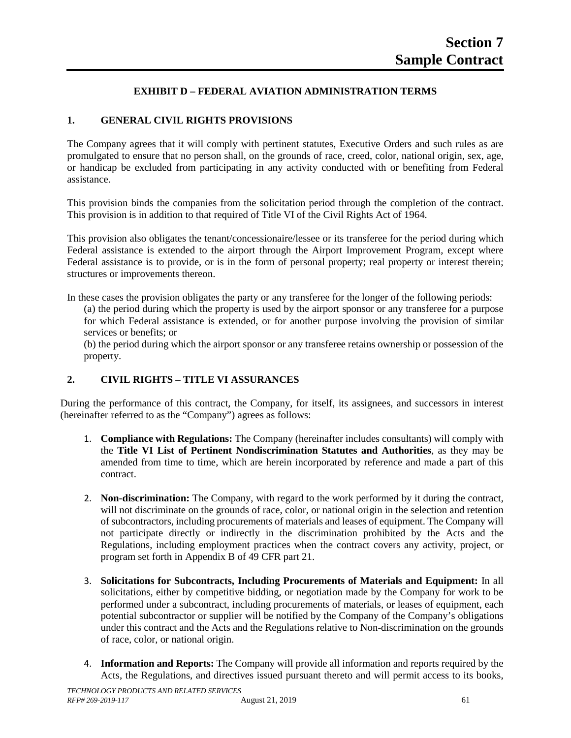**Section 7**
**Sample Contract**

## EXHIBIT D – FEDERAL AVIATION ADMINISTRATION TERMS

### 1. GENERAL CIVIL RIGHTS PROVISIONS

The Company agrees that it will comply with pertinent statutes, Executive Orders and such rules as are promulgated to ensure that no person shall, on the grounds of race, creed, color, national origin, sex, age, or handicap be excluded from participating in any activity conducted with or benefiting from Federal assistance.

This provision binds the companies from the solicitation period through the completion of the contract. This provision is in addition to that required of Title VI of the Civil Rights Act of 1964.

This provision also obligates the tenant/concessionaire/lessee or its transferee for the period during which Federal assistance is extended to the airport through the Airport Improvement Program, except where Federal assistance is to provide, or is in the form of personal property; real property or interest therein; structures or improvements thereon.

In these cases the provision obligates the party or any transferee for the longer of the following periods:

(a) the period during which the property is used by the airport sponsor or any transferee for a purpose for which Federal assistance is extended, or for another purpose involving the provision of similar services or benefits; or

(b) the period during which the airport sponsor or any transferee retains ownership or possession of the property.

### 2. CIVIL RIGHTS – TITLE VI ASSURANCES

During the performance of this contract, the Company, for itself, its assignees, and successors in interest (hereinafter referred to as the "Company") agrees as follows:

1. **Compliance with Regulations:** The Company (hereinafter includes consultants) will comply with the **Title VI List of Pertinent Nondiscrimination Statutes and Authorities**, as they may be amended from time to time, which are herein incorporated by reference and made a part of this contract.

2. **Non-discrimination:** The Company, with regard to the work performed by it during the contract, will not discriminate on the grounds of race, color, or national origin in the selection and retention of subcontractors, including procurements of materials and leases of equipment. The Company will not participate directly or indirectly in the discrimination prohibited by the Acts and the Regulations, including employment practices when the contract covers any activity, project, or program set forth in Appendix B of 49 CFR part 21.

3. **Solicitations for Subcontracts, Including Procurements of Materials and Equipment:** In all solicitations, either by competitive bidding, or negotiation made by the Company for work to be performed under a subcontract, including procurements of materials, or leases of equipment, each potential subcontractor or supplier will be notified by the Company of the Company's obligations under this contract and the Acts and the Regulations relative to Non-discrimination on the grounds of race, color, or national origin.

4. **Information and Reports:** The Company will provide all information and reports required by the Acts, the Regulations, and directives issued pursuant thereto and will permit access to its books,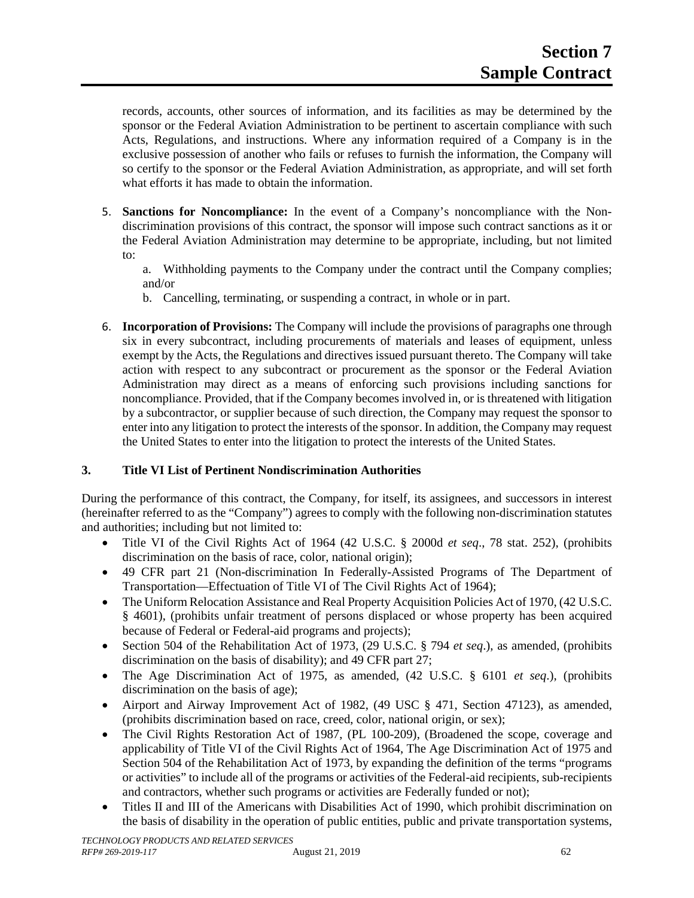records, accounts, other sources of information, and its facilities as may be determined by the sponsor or the Federal Aviation Administration to be pertinent to ascertain compliance with such Acts, Regulations, and instructions. Where any information required of a Company is in the exclusive possession of another who fails or refuses to furnish the information, the Company will so certify to the sponsor or the Federal Aviation Administration, as appropriate, and will set forth what efforts it has made to obtain the information.

5. **Sanctions for Noncompliance:** In the event of a Company's noncompliance with the Non-discrimination provisions of this contract, the sponsor will impose such contract sanctions as it or the Federal Aviation Administration may determine to be appropriate, including, but not limited to:

   a. Withholding payments to the Company under the contract until the Company complies; and/or

   b. Cancelling, terminating, or suspending a contract, in whole or in part.

6. **Incorporation of Provisions:** The Company will include the provisions of paragraphs one through six in every subcontract, including procurements of materials and leases of equipment, unless exempt by the Acts, the Regulations and directives issued pursuant thereto. The Company will take action with respect to any subcontract or procurement as the sponsor or the Federal Aviation Administration may direct as a means of enforcing such provisions including sanctions for noncompliance. Provided, that if the Company becomes involved in, or is threatened with litigation by a subcontractor, or supplier because of such direction, the Company may request the sponsor to enter into any litigation to protect the interests of the sponsor. In addition, the Company may request the United States to enter into the litigation to protect the interests of the United States.

**3. Title VI List of Pertinent Nondiscrimination Authorities**

During the performance of this contract, the Company, for itself, its assignees, and successors in interest (hereinafter referred to as the "Company") agrees to comply with the following non-discrimination statutes and authorities; including but not limited to:

- Title VI of the Civil Rights Act of 1964 (42 U.S.C. § 2000d *et seq*., 78 stat. 252), (prohibits discrimination on the basis of race, color, national origin);
- 49 CFR part 21 (Non-discrimination In Federally-Assisted Programs of The Department of Transportation—Effectuation of Title VI of The Civil Rights Act of 1964);
- The Uniform Relocation Assistance and Real Property Acquisition Policies Act of 1970, (42 U.S.C. § 4601), (prohibits unfair treatment of persons displaced or whose property has been acquired because of Federal or Federal-aid programs and projects);
- Section 504 of the Rehabilitation Act of 1973, (29 U.S.C. § 794 *et seq*.), as amended, (prohibits discrimination on the basis of disability); and 49 CFR part 27;
- The Age Discrimination Act of 1975, as amended, (42 U.S.C. § 6101 *et seq*.), (prohibits discrimination on the basis of age);
- Airport and Airway Improvement Act of 1982, (49 USC § 471, Section 47123), as amended, (prohibits discrimination based on race, creed, color, national origin, or sex);
- The Civil Rights Restoration Act of 1987, (PL 100-209), (Broadened the scope, coverage and applicability of Title VI of the Civil Rights Act of 1964, The Age Discrimination Act of 1975 and Section 504 of the Rehabilitation Act of 1973, by expanding the definition of the terms "programs or activities" to include all of the programs or activities of the Federal-aid recipients, sub-recipients and contractors, whether such programs or activities are Federally funded or not);
- Titles II and III of the Americans with Disabilities Act of 1990, which prohibit discrimination on the basis of disability in the operation of public entities, public and private transportation systems,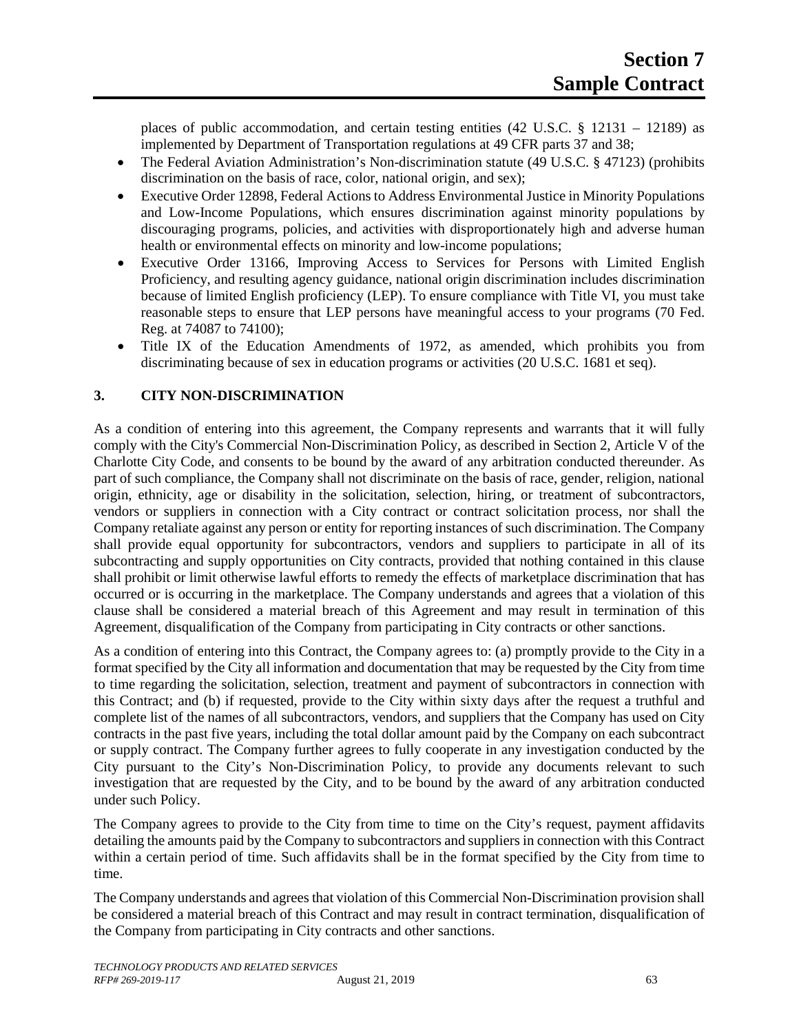places of public accommodation, and certain testing entities (42 U.S.C. § 12131 – 12189) as implemented by Department of Transportation regulations at 49 CFR parts 37 and 38;

- The Federal Aviation Administration's Non-discrimination statute (49 U.S.C. § 47123) (prohibits discrimination on the basis of race, color, national origin, and sex);
- Executive Order 12898, Federal Actions to Address Environmental Justice in Minority Populations and Low-Income Populations, which ensures discrimination against minority populations by discouraging programs, policies, and activities with disproportionately high and adverse human health or environmental effects on minority and low-income populations;
- Executive Order 13166, Improving Access to Services for Persons with Limited English Proficiency, and resulting agency guidance, national origin discrimination includes discrimination because of limited English proficiency (LEP). To ensure compliance with Title VI, you must take reasonable steps to ensure that LEP persons have meaningful access to your programs (70 Fed. Reg. at 74087 to 74100);
- Title IX of the Education Amendments of 1972, as amended, which prohibits you from discriminating because of sex in education programs or activities (20 U.S.C. 1681 et seq).

## 3. CITY NON-DISCRIMINATION

As a condition of entering into this agreement, the Company represents and warrants that it will fully comply with the City's Commercial Non-Discrimination Policy, as described in Section 2, Article V of the Charlotte City Code, and consents to be bound by the award of any arbitration conducted thereunder. As part of such compliance, the Company shall not discriminate on the basis of race, gender, religion, national origin, ethnicity, age or disability in the solicitation, selection, hiring, or treatment of subcontractors, vendors or suppliers in connection with a City contract or contract solicitation process, nor shall the Company retaliate against any person or entity for reporting instances of such discrimination. The Company shall provide equal opportunity for subcontractors, vendors and suppliers to participate in all of its subcontracting and supply opportunities on City contracts, provided that nothing contained in this clause shall prohibit or limit otherwise lawful efforts to remedy the effects of marketplace discrimination that has occurred or is occurring in the marketplace. The Company understands and agrees that a violation of this clause shall be considered a material breach of this Agreement and may result in termination of this Agreement, disqualification of the Company from participating in City contracts or other sanctions.

As a condition of entering into this Contract, the Company agrees to: (a) promptly provide to the City in a format specified by the City all information and documentation that may be requested by the City from time to time regarding the solicitation, selection, treatment and payment of subcontractors in connection with this Contract; and (b) if requested, provide to the City within sixty days after the request a truthful and complete list of the names of all subcontractors, vendors, and suppliers that the Company has used on City contracts in the past five years, including the total dollar amount paid by the Company on each subcontract or supply contract. The Company further agrees to fully cooperate in any investigation conducted by the City pursuant to the City's Non-Discrimination Policy, to provide any documents relevant to such investigation that are requested by the City, and to be bound by the award of any arbitration conducted under such Policy.

The Company agrees to provide to the City from time to time on the City's request, payment affidavits detailing the amounts paid by the Company to subcontractors and suppliers in connection with this Contract within a certain period of time. Such affidavits shall be in the format specified by the City from time to time.

The Company understands and agrees that violation of this Commercial Non-Discrimination provision shall be considered a material breach of this Contract and may result in contract termination, disqualification of the Company from participating in City contracts and other sanctions.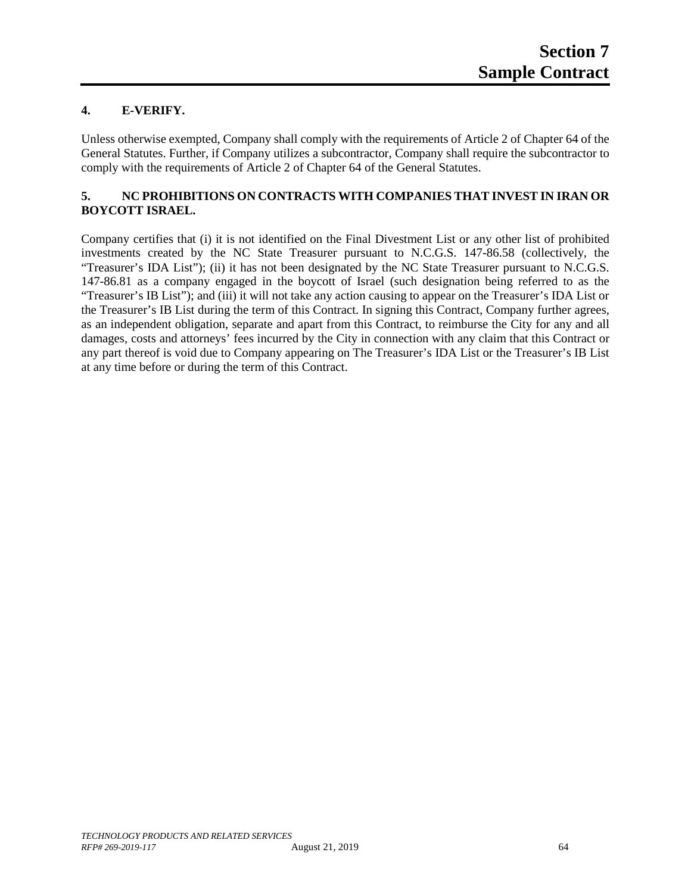## 4. E-VERIFY.

Unless otherwise exempted, Company shall comply with the requirements of Article 2 of Chapter 64 of the General Statutes. Further, if Company utilizes a subcontractor, Company shall require the subcontractor to comply with the requirements of Article 2 of Chapter 64 of the General Statutes.

## 5. NC PROHIBITIONS ON CONTRACTS WITH COMPANIES THAT INVEST IN IRAN OR BOYCOTT ISRAEL.

Company certifies that (i) it is not identified on the Final Divestment List or any other list of prohibited investments created by the NC State Treasurer pursuant to N.C.G.S. 147-86.58 (collectively, the "Treasurer's IDA List"); (ii) it has not been designated by the NC State Treasurer pursuant to N.C.G.S. 147-86.81 as a company engaged in the boycott of Israel (such designation being referred to as the "Treasurer's IB List"); and (iii) it will not take any action causing to appear on the Treasurer's IDA List or the Treasurer's IB List during the term of this Contract. In signing this Contract, Company further agrees, as an independent obligation, separate and apart from this Contract, to reimburse the City for any and all damages, costs and attorneys' fees incurred by the City in connection with any claim that this Contract or any part thereof is void due to Company appearing on The Treasurer's IDA List or the Treasurer's IB List at any time before or during the term of this Contract.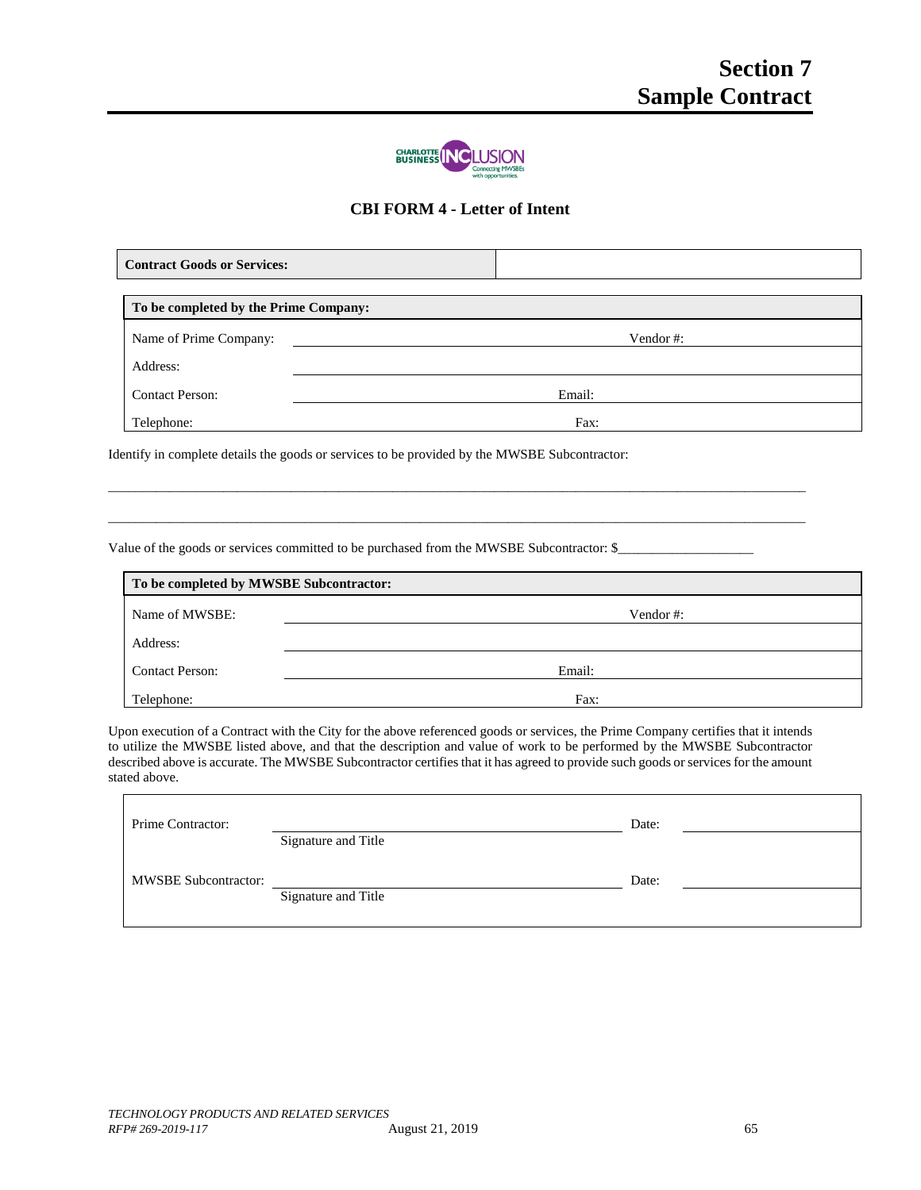# Section 7
# Sample Contract

## CBI FORM 4 - Letter of Intent

| **Contract Goods or Services:** | |
|---|---|

| **To be completed by the Prime Company:** | | | |
|---|---|---|---|
| Name of Prime Company: | | Vendor #: | |
| Address: | | | |
| Contact Person: | | Email: | |
| Telephone: | | Fax: | |

Identify in complete details the goods or services to be provided by the MWSBE Subcontractor:

\_\_\_\_\_\_\_\_\_\_\_\_\_\_\_\_\_\_\_\_\_\_\_\_\_\_\_\_\_\_\_\_\_\_\_\_\_\_\_\_\_\_\_\_\_\_\_\_\_\_\_\_\_\_\_\_\_\_\_\_\_\_\_\_\_\_\_\_\_\_\_\_\_\_\_\_\_\_\_\_\_\_

\_\_\_\_\_\_\_\_\_\_\_\_\_\_\_\_\_\_\_\_\_\_\_\_\_\_\_\_\_\_\_\_\_\_\_\_\_\_\_\_\_\_\_\_\_\_\_\_\_\_\_\_\_\_\_\_\_\_\_\_\_\_\_\_\_\_\_\_\_\_\_\_\_\_\_\_\_\_\_\_\_\_

Value of the goods or services committed to be purchased from the MWSBE Subcontractor: $\_\_\_\_\_\_\_\_\_\_\_\_\_\_\_\_\_\_\_

| **To be completed by MWSBE Subcontractor:** | | | |
|---|---|---|---|
| Name of MWSBE: | | Vendor #: | |
| Address: | | | |
| Contact Person: | | Email: | |
| Telephone: | | Fax: | |

Upon execution of a Contract with the City for the above referenced goods or services, the Prime Company certifies that it intends to utilize the MWSBE listed above, and that the description and value of work to be performed by the MWSBE Subcontractor described above is accurate. The MWSBE Subcontractor certifies that it has agreed to provide such goods or services for the amount stated above.

| | | | |
|---|---|---|---|
| Prime Contractor: | \_\_\_\_\_\_\_\_\_\_\_\_\_\_\_\_\_\_\_\_<br>Signature and Title | Date: | |
| MWSBE Subcontractor: | \_\_\_\_\_\_\_\_\_\_\_\_\_\_\_\_\_\_\_\_<br>Signature and Title | Date: | |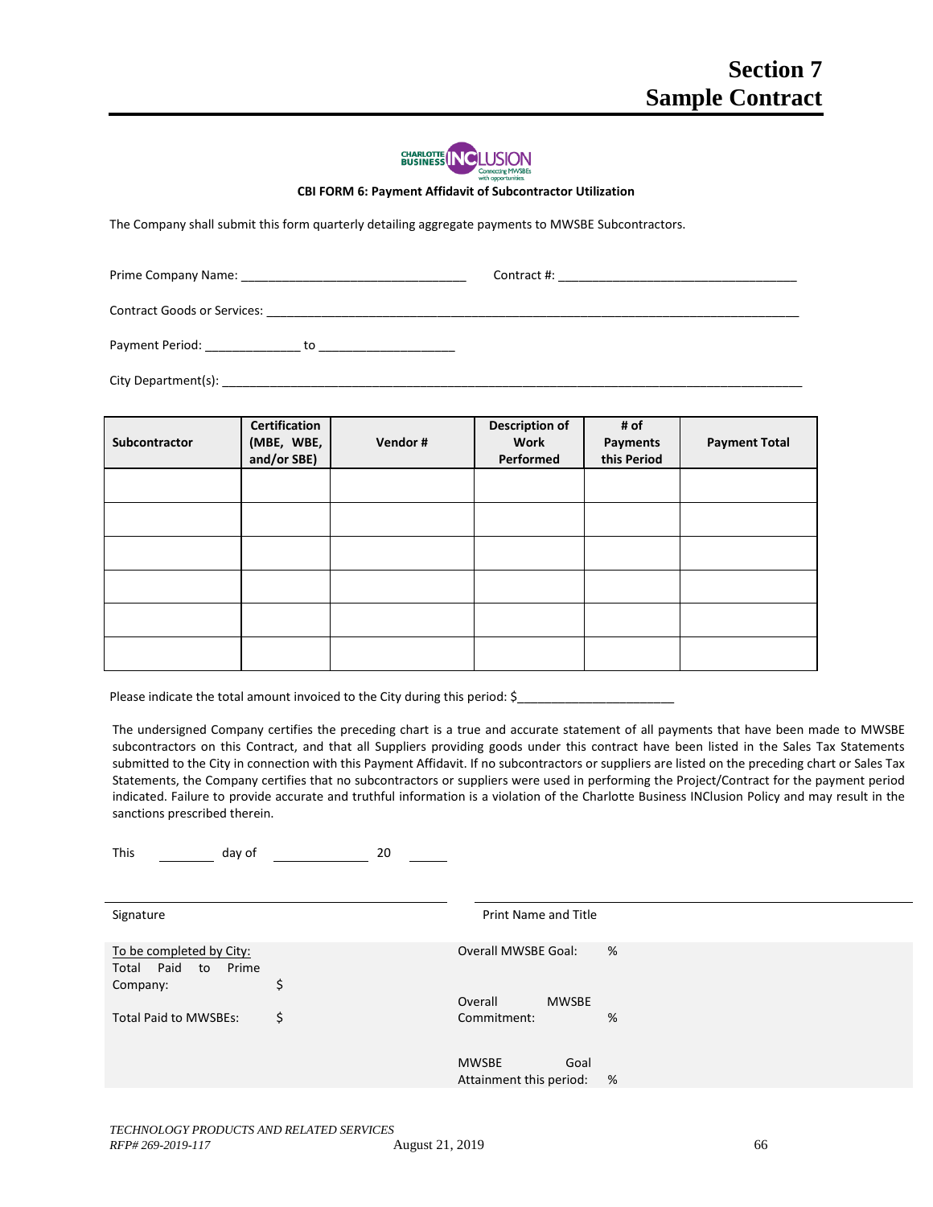# Section 7
# Sample Contract

**CBI FORM 6: Payment Affidavit of Subcontractor Utilization**

The Company shall submit this form quarterly detailing aggregate payments to MWSBE Subcontractors.

Prime Company Name: ________________________________ Contract #: __________________________________

Contract Goods or Services: ______________________________________________________________________________

Payment Period: _____________ to ___________________

City Department(s): ___________________________________________________________________________________

| Subcontractor | Certification (MBE, WBE, and/or SBE) | Vendor # | Description of Work Performed | # of Payments this Period | Payment Total |
|---|---|---|---|---|---|
| | | | | | |
| | | | | | |
| | | | | | |
| | | | | | |
| | | | | | |
| | | | | | |

Please indicate the total amount invoiced to the City during this period: $______________________

The undersigned Company certifies the preceding chart is a true and accurate statement of all payments that have been made to MWSBE subcontractors on this Contract, and that all Suppliers providing goods under this contract have been listed in the Sales Tax Statements submitted to the City in connection with this Payment Affidavit. If no subcontractors or suppliers are listed on the preceding chart or Sales Tax Statements, the Company certifies that no subcontractors or suppliers were used in performing the Project/Contract for the payment period indicated. Failure to provide accurate and truthful information is a violation of the Charlotte Business INClusion Policy and may result in the sanctions prescribed therein.

This ________ day of _____________ 20 _____

_________________________________________ _________________________________________

Signature Print Name and Title

To be completed by City:

Total Paid to Prime Company: $

Total Paid to MWSBEs: $

Overall MWSBE Goal: %

Overall MWSBE Commitment: %

MWSBE Goal Attainment this period: %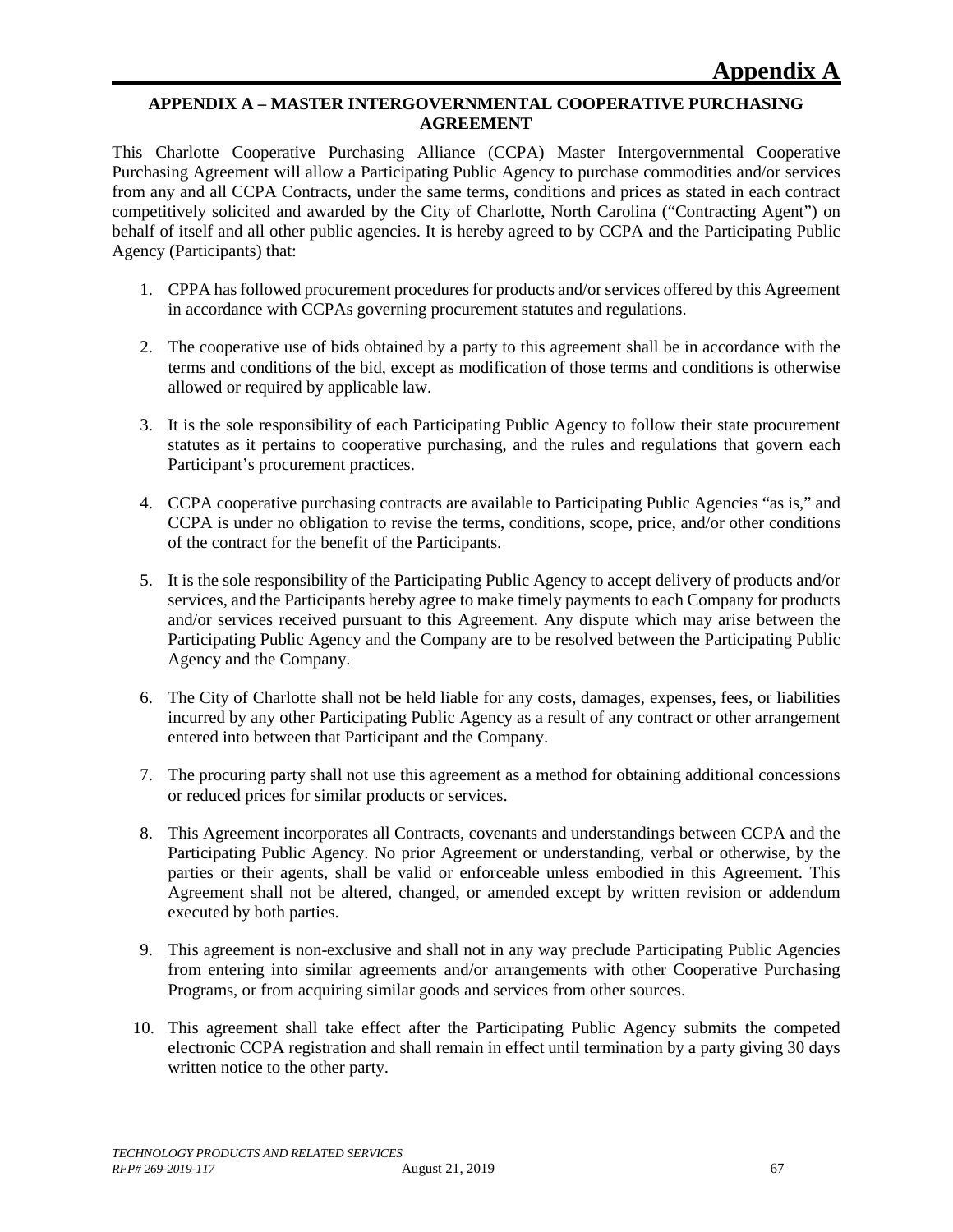# Appendix A

## APPENDIX A – MASTER INTERGOVERNMENTAL COOPERATIVE PURCHASING AGREEMENT

This Charlotte Cooperative Purchasing Alliance (CCPA) Master Intergovernmental Cooperative Purchasing Agreement will allow a Participating Public Agency to purchase commodities and/or services from any and all CCPA Contracts, under the same terms, conditions and prices as stated in each contract competitively solicited and awarded by the City of Charlotte, North Carolina ("Contracting Agent") on behalf of itself and all other public agencies. It is hereby agreed to by CCPA and the Participating Public Agency (Participants) that:

1. CPPA has followed procurement procedures for products and/or services offered by this Agreement in accordance with CCPAs governing procurement statutes and regulations.

2. The cooperative use of bids obtained by a party to this agreement shall be in accordance with the terms and conditions of the bid, except as modification of those terms and conditions is otherwise allowed or required by applicable law.

3. It is the sole responsibility of each Participating Public Agency to follow their state procurement statutes as it pertains to cooperative purchasing, and the rules and regulations that govern each Participant's procurement practices.

4. CCPA cooperative purchasing contracts are available to Participating Public Agencies "as is," and CCPA is under no obligation to revise the terms, conditions, scope, price, and/or other conditions of the contract for the benefit of the Participants.

5. It is the sole responsibility of the Participating Public Agency to accept delivery of products and/or services, and the Participants hereby agree to make timely payments to each Company for products and/or services received pursuant to this Agreement. Any dispute which may arise between the Participating Public Agency and the Company are to be resolved between the Participating Public Agency and the Company.

6. The City of Charlotte shall not be held liable for any costs, damages, expenses, fees, or liabilities incurred by any other Participating Public Agency as a result of any contract or other arrangement entered into between that Participant and the Company.

7. The procuring party shall not use this agreement as a method for obtaining additional concessions or reduced prices for similar products or services.

8. This Agreement incorporates all Contracts, covenants and understandings between CCPA and the Participating Public Agency. No prior Agreement or understanding, verbal or otherwise, by the parties or their agents, shall be valid or enforceable unless embodied in this Agreement. This Agreement shall not be altered, changed, or amended except by written revision or addendum executed by both parties.

9. This agreement is non-exclusive and shall not in any way preclude Participating Public Agencies from entering into similar agreements and/or arrangements with other Cooperative Purchasing Programs, or from acquiring similar goods and services from other sources.

10. This agreement shall take effect after the Participating Public Agency submits the competed electronic CCPA registration and shall remain in effect until termination by a party giving 30 days written notice to the other party.